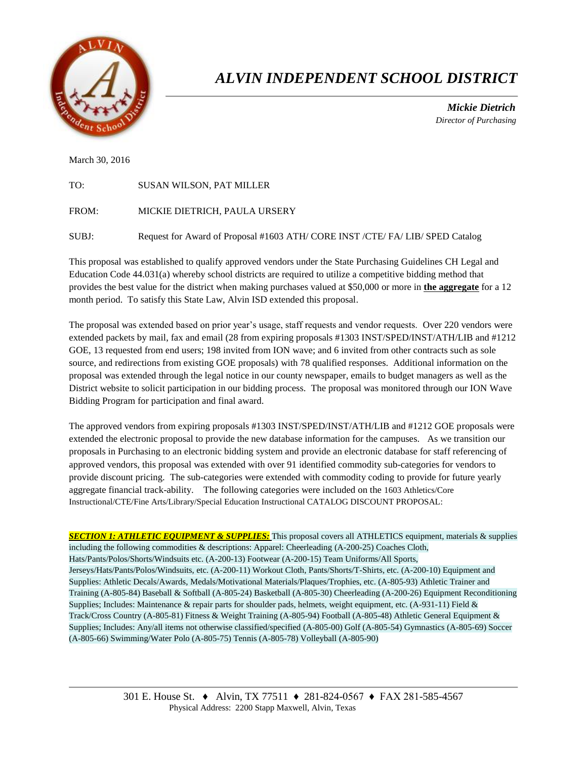# *ALVIN INDEPENDENT SCHOOL DISTRICT*

***Mickie Dietrich***
*Director of Purchasing*

March 30, 2016

TO: SUSAN WILSON, PAT MILLER

FROM: MICKIE DIETRICH, PAULA URSERY

SUBJ: Request for Award of Proposal #1603 ATH/ CORE INST /CTE/ FA/ LIB/ SPED Catalog

This proposal was established to qualify approved vendors under the State Purchasing Guidelines CH Legal and Education Code 44.031(a) whereby school districts are required to utilize a competitive bidding method that provides the best value for the district when making purchases valued at $50,000 or more in **the aggregate** for a 12 month period. To satisfy this State Law, Alvin ISD extended this proposal.

The proposal was extended based on prior year's usage, staff requests and vendor requests. Over 220 vendors were extended packets by mail, fax and email (28 from expiring proposals #1303 INST/SPED/INST/ATH/LIB and #1212 GOE, 13 requested from end users; 198 invited from ION wave; and 6 invited from other contracts such as sole source, and redirections from existing GOE proposals) with 78 qualified responses. Additional information on the proposal was extended through the legal notice in our county newspaper, emails to budget managers as well as the District website to solicit participation in our bidding process. The proposal was monitored through our ION Wave Bidding Program for participation and final award.

The approved vendors from expiring proposals #1303 INST/SPED/INST/ATH/LIB and #1212 GOE proposals were extended the electronic proposal to provide the new database information for the campuses. As we transition our proposals in Purchasing to an electronic bidding system and provide an electronic database for staff referencing of approved vendors, this proposal was extended with over 91 identified commodity sub-categories for vendors to provide discount pricing. The sub-categories were extended with commodity coding to provide for future yearly aggregate financial track-ability. The following categories were included on the 1603 Athletics/Core Instructional/CTE/Fine Arts/Library/Special Education Instructional CATALOG DISCOUNT PROPOSAL:

***SECTION 1: ATHLETIC EQUIPMENT & SUPPLIES:*** This proposal covers all ATHLETICS equipment, materials & supplies including the following commodities & descriptions: Apparel: Cheerleading (A-200-25) Coaches Cloth, Hats/Pants/Polos/Shorts/Windsuits etc. (A-200-13) Footwear (A-200-15) Team Uniforms/All Sports, Jerseys/Hats/Pants/Polos/Windsuits, etc. (A-200-11) Workout Cloth, Pants/Shorts/T-Shirts, etc. (A-200-10) Equipment and Supplies: Athletic Decals/Awards, Medals/Motivational Materials/Plaques/Trophies, etc. (A-805-93) Athletic Trainer and Training (A-805-84) Baseball & Softball (A-805-24) Basketball (A-805-30) Cheerleading (A-200-26) Equipment Reconditioning Supplies; Includes: Maintenance & repair parts for shoulder pads, helmets, weight equipment, etc. (A-931-11) Field & Track/Cross Country (A-805-81) Fitness & Weight Training (A-805-94) Football (A-805-48) Athletic General Equipment & Supplies; Includes: Any/all items not otherwise classified/specified (A-805-00) Golf (A-805-54) Gymnastics (A-805-69) Soccer (A-805-66) Swimming/Water Polo (A-805-75) Tennis (A-805-78) Volleyball (A-805-90)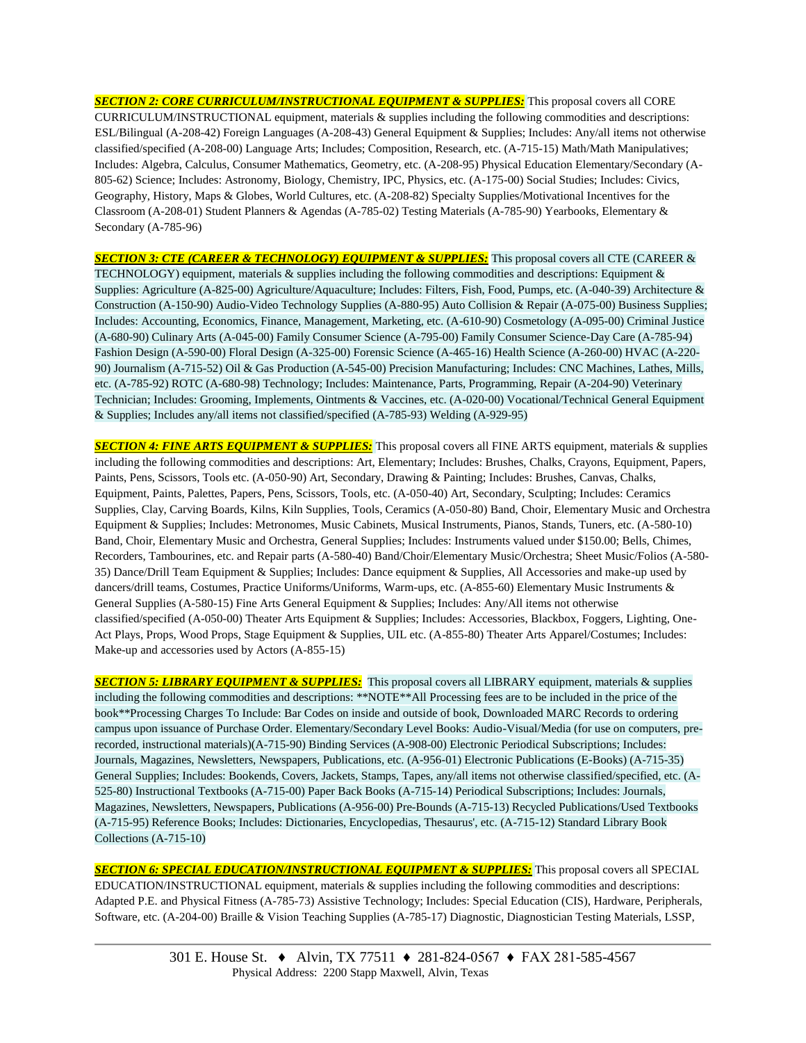***SECTION 2: CORE CURRICULUM/INSTRUCTIONAL EQUIPMENT & SUPPLIES:*** This proposal covers all CORE CURRICULUM/INSTRUCTIONAL equipment, materials & supplies including the following commodities and descriptions: ESL/Bilingual (A-208-42) Foreign Languages (A-208-43) General Equipment & Supplies; Includes: Any/all items not otherwise classified/specified (A-208-00) Language Arts; Includes; Composition, Research, etc. (A-715-15) Math/Math Manipulatives; Includes: Algebra, Calculus, Consumer Mathematics, Geometry, etc. (A-208-95) Physical Education Elementary/Secondary (A-805-62) Science; Includes: Astronomy, Biology, Chemistry, IPC, Physics, etc. (A-175-00) Social Studies; Includes: Civics, Geography, History, Maps & Globes, World Cultures, etc. (A-208-82) Specialty Supplies/Motivational Incentives for the Classroom (A-208-01) Student Planners & Agendas (A-785-02) Testing Materials (A-785-90) Yearbooks, Elementary & Secondary (A-785-96)

***SECTION 3: CTE (CAREER & TECHNOLOGY) EQUIPMENT & SUPPLIES:*** This proposal covers all CTE (CAREER & TECHNOLOGY) equipment, materials & supplies including the following commodities and descriptions: Equipment & Supplies: Agriculture (A-825-00) Agriculture/Aquaculture; Includes: Filters, Fish, Food, Pumps, etc. (A-040-39) Architecture & Construction (A-150-90) Audio-Video Technology Supplies (A-880-95) Auto Collision & Repair (A-075-00) Business Supplies; Includes: Accounting, Economics, Finance, Management, Marketing, etc. (A-610-90) Cosmetology (A-095-00) Criminal Justice (A-680-90) Culinary Arts (A-045-00) Family Consumer Science (A-795-00) Family Consumer Science-Day Care (A-785-94) Fashion Design (A-590-00) Floral Design (A-325-00) Forensic Science (A-465-16) Health Science (A-260-00) HVAC (A-220-90) Journalism (A-715-52) Oil & Gas Production (A-545-00) Precision Manufacturing; Includes: CNC Machines, Lathes, Mills, etc. (A-785-92) ROTC (A-680-98) Technology; Includes: Maintenance, Parts, Programming, Repair (A-204-90) Veterinary Technician; Includes: Grooming, Implements, Ointments & Vaccines, etc. (A-020-00) Vocational/Technical General Equipment & Supplies; Includes any/all items not classified/specified (A-785-93) Welding (A-929-95)

***SECTION 4: FINE ARTS EQUIPMENT & SUPPLIES:*** This proposal covers all FINE ARTS equipment, materials & supplies including the following commodities and descriptions: Art, Elementary; Includes: Brushes, Chalks, Crayons, Equipment, Papers, Paints, Pens, Scissors, Tools etc. (A-050-90) Art, Secondary, Drawing & Painting; Includes: Brushes, Canvas, Chalks, Equipment, Paints, Palettes, Papers, Pens, Scissors, Tools, etc. (A-050-40) Art, Secondary, Sculpting; Includes: Ceramics Supplies, Clay, Carving Boards, Kilns, Kiln Supplies, Tools, Ceramics (A-050-80) Band, Choir, Elementary Music and Orchestra Equipment & Supplies; Includes: Metronomes, Music Cabinets, Musical Instruments, Pianos, Stands, Tuners, etc. (A-580-10) Band, Choir, Elementary Music and Orchestra, General Supplies; Includes: Instruments valued under $150.00; Bells, Chimes, Recorders, Tambourines, etc. and Repair parts (A-580-40) Band/Choir/Elementary Music/Orchestra; Sheet Music/Folios (A-580-35) Dance/Drill Team Equipment & Supplies; Includes: Dance equipment & Supplies, All Accessories and make-up used by dancers/drill teams, Costumes, Practice Uniforms/Uniforms, Warm-ups, etc. (A-855-60) Elementary Music Instruments & General Supplies (A-580-15) Fine Arts General Equipment & Supplies; Includes: Any/All items not otherwise classified/specified (A-050-00) Theater Arts Equipment & Supplies; Includes: Accessories, Blackbox, Foggers, Lighting, One-Act Plays, Props, Wood Props, Stage Equipment & Supplies, UIL etc. (A-855-80) Theater Arts Apparel/Costumes; Includes: Make-up and accessories used by Actors (A-855-15)

***SECTION 5: LIBRARY EQUIPMENT & SUPPLIES:*** This proposal covers all LIBRARY equipment, materials & supplies including the following commodities and descriptions: **NOTE**All Processing fees are to be included in the price of the book**Processing Charges To Include: Bar Codes on inside and outside of book, Downloaded MARC Records to ordering campus upon issuance of Purchase Order. Elementary/Secondary Level Books: Audio-Visual/Media (for use on computers, pre-recorded, instructional materials)(A-715-90) Binding Services (A-908-00) Electronic Periodical Subscriptions; Includes: Journals, Magazines, Newsletters, Newspapers, Publications, etc. (A-956-01) Electronic Publications (E-Books) (A-715-35) General Supplies; Includes: Bookends, Covers, Jackets, Stamps, Tapes, any/all items not otherwise classified/specified, etc. (A-525-80) Instructional Textbooks (A-715-00) Paper Back Books (A-715-14) Periodical Subscriptions; Includes: Journals, Magazines, Newsletters, Newspapers, Publications (A-956-00) Pre-Bounds (A-715-13) Recycled Publications/Used Textbooks (A-715-95) Reference Books; Includes: Dictionaries, Encyclopedias, Thesaurus', etc. (A-715-12) Standard Library Book Collections (A-715-10)

***SECTION 6: SPECIAL EDUCATION/INSTRUCTIONAL EQUIPMENT & SUPPLIES:*** This proposal covers all SPECIAL EDUCATION/INSTRUCTIONAL equipment, materials & supplies including the following commodities and descriptions: Adapted P.E. and Physical Fitness (A-785-73) Assistive Technology; Includes: Special Education (CIS), Hardware, Peripherals, Software, etc. (A-204-00) Braille & Vision Teaching Supplies (A-785-17) Diagnostic, Diagnostician Testing Materials, LSSP,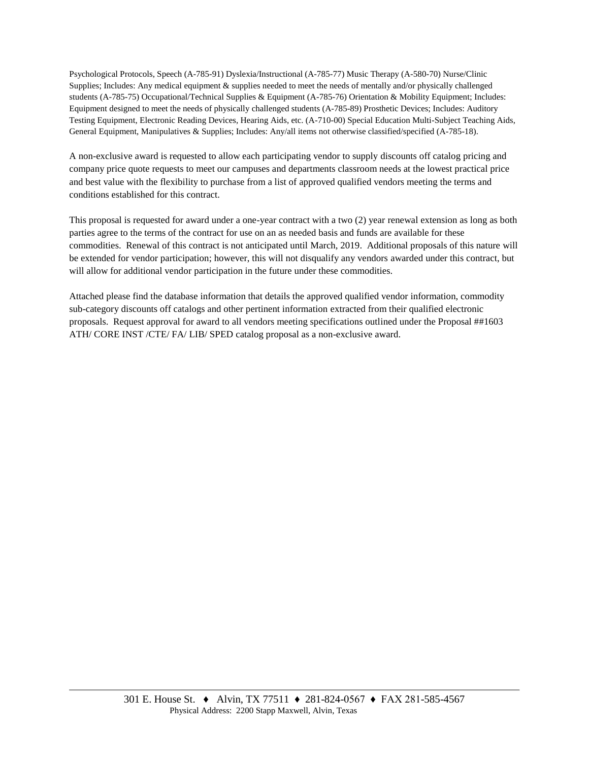Psychological Protocols, Speech (A-785-91) Dyslexia/Instructional (A-785-77) Music Therapy (A-580-70) Nurse/Clinic Supplies; Includes: Any medical equipment & supplies needed to meet the needs of mentally and/or physically challenged students (A-785-75) Occupational/Technical Supplies & Equipment (A-785-76) Orientation & Mobility Equipment; Includes: Equipment designed to meet the needs of physically challenged students (A-785-89) Prosthetic Devices; Includes: Auditory Testing Equipment, Electronic Reading Devices, Hearing Aids, etc. (A-710-00) Special Education Multi-Subject Teaching Aids, General Equipment, Manipulatives & Supplies; Includes: Any/all items not otherwise classified/specified (A-785-18).

A non-exclusive award is requested to allow each participating vendor to supply discounts off catalog pricing and company price quote requests to meet our campuses and departments classroom needs at the lowest practical price and best value with the flexibility to purchase from a list of approved qualified vendors meeting the terms and conditions established for this contract.

This proposal is requested for award under a one-year contract with a two (2) year renewal extension as long as both parties agree to the terms of the contract for use on an as needed basis and funds are available for these commodities. Renewal of this contract is not anticipated until March, 2019. Additional proposals of this nature will be extended for vendor participation; however, this will not disqualify any vendors awarded under this contract, but will allow for additional vendor participation in the future under these commodities.

Attached please find the database information that details the approved qualified vendor information, commodity sub-category discounts off catalogs and other pertinent information extracted from their qualified electronic proposals. Request approval for award to all vendors meeting specifications outlined under the Proposal ##1603 ATH/ CORE INST /CTE/ FA/ LIB/ SPED catalog proposal as a non-exclusive award.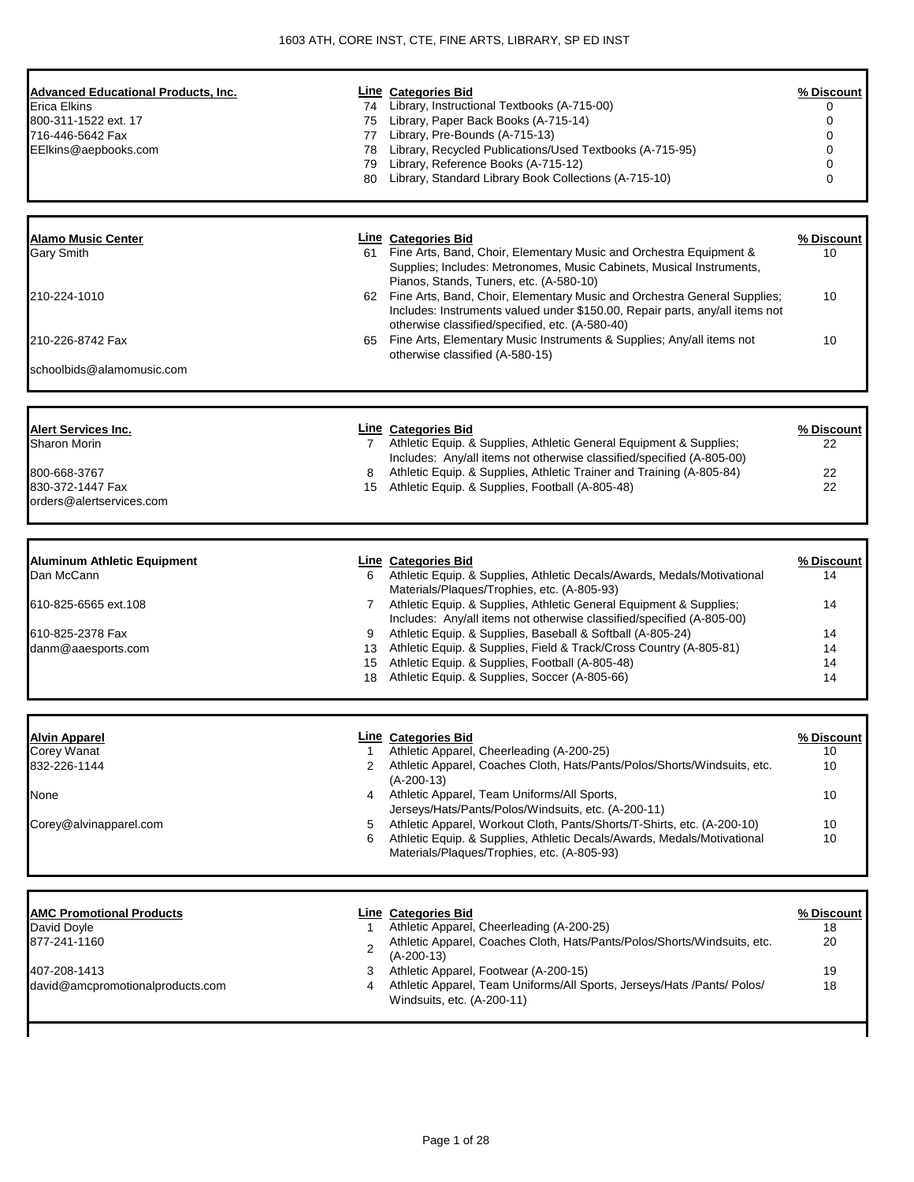1603 ATH, CORE INST, CTE, FINE ARTS, LIBRARY, SP ED INST

## Advanced Educational Products, Inc.

Erica Elkins
800-311-1522 ext. 17
716-446-5642 Fax
EElkins@aepbooks.com

| Line | Categories Bid | % Discount |
|---|---|---|
| 74 | Library, Instructional Textbooks (A-715-00) | 0 |
| 75 | Library, Paper Back Books (A-715-14) | 0 |
| 77 | Library, Pre-Bounds (A-715-13) | 0 |
| 78 | Library, Recycled Publications/Used Textbooks (A-715-95) | 0 |
| 79 | Library, Reference Books (A-715-12) | 0 |
| 80 | Library, Standard Library Book Collections (A-715-10) | 0 |

## Alamo Music Center

Gary Smith
210-224-1010
210-226-8742 Fax
schoolbids@alamomusic.com

| Line | Categories Bid | % Discount |
|---|---|---|
| 61 | Fine Arts, Band, Choir, Elementary Music and Orchestra Equipment & Supplies; Includes: Metronomes, Music Cabinets, Musical Instruments, Pianos, Stands, Tuners, etc. (A-580-10) | 10 |
| 62 | Fine Arts, Band, Choir, Elementary Music and Orchestra General Supplies; Includes: Instruments valued under $150.00, Repair parts, any/all items not otherwise classified/specified, etc. (A-580-40) | 10 |
| 65 | Fine Arts, Elementary Music Instruments & Supplies; Any/all items not otherwise classified (A-580-15) | 10 |

## Alert Services Inc.

Sharon Morin
800-668-3767
830-372-1447 Fax
orders@alertservices.com

| Line | Categories Bid | % Discount |
|---|---|---|
| 7 | Athletic Equip. & Supplies, Athletic General Equipment & Supplies; Includes: Any/all items not otherwise classified/specified (A-805-00) | 22 |
| 8 | Athletic Equip. & Supplies, Athletic Trainer and Training (A-805-84) | 22 |
| 15 | Athletic Equip. & Supplies, Football (A-805-48) | 22 |

## Aluminum Athletic Equipment

Dan McCann
610-825-6565 ext.108
610-825-2378 Fax
danm@aaesports.com

| Line | Categories Bid | % Discount |
|---|---|---|
| 6 | Athletic Equip. & Supplies, Athletic Decals/Awards, Medals/Motivational Materials/Plaques/Trophies, etc. (A-805-93) | 14 |
| 7 | Athletic Equip. & Supplies, Athletic General Equipment & Supplies; Includes: Any/all items not otherwise classified/specified (A-805-00) | 14 |
| 9 | Athletic Equip. & Supplies, Baseball & Softball (A-805-24) | 14 |
| 13 | Athletic Equip. & Supplies, Field & Track/Cross Country (A-805-81) | 14 |
| 15 | Athletic Equip. & Supplies, Football (A-805-48) | 14 |
| 18 | Athletic Equip. & Supplies, Soccer (A-805-66) | 14 |

## Alvin Apparel

Corey Wanat
832-226-1144
None
Corey@alvinapparel.com

| Line | Categories Bid | % Discount |
|---|---|---|
| 1 | Athletic Apparel, Cheerleading (A-200-25) | 10 |
| 2 | Athletic Apparel, Coaches Cloth, Hats/Pants/Polos/Shorts/Windsuits, etc. (A-200-13) | 10 |
| 4 | Athletic Apparel, Team Uniforms/All Sports, Jerseys/Hats/Pants/Polos/Windsuits, etc. (A-200-11) | 10 |
| 5 | Athletic Apparel, Workout Cloth, Pants/Shorts/T-Shirts, etc. (A-200-10) | 10 |
| 6 | Athletic Equip. & Supplies, Athletic Decals/Awards, Medals/Motivational Materials/Plaques/Trophies, etc. (A-805-93) | 10 |

## AMC Promotional Products

David Doyle
877-241-1160
407-208-1413
david@amcpromotionalproducts.com

| Line | Categories Bid | % Discount |
|---|---|---|
| 1 | Athletic Apparel, Cheerleading (A-200-25) | 18 |
| 2 | Athletic Apparel, Coaches Cloth, Hats/Pants/Polos/Shorts/Windsuits, etc. (A-200-13) | 20 |
| 3 | Athletic Apparel, Footwear (A-200-15) | 19 |
| 4 | Athletic Apparel, Team Uniforms/All Sports, Jerseys/Hats /Pants/ Polos/ Windsuits, etc. (A-200-11) | 18 |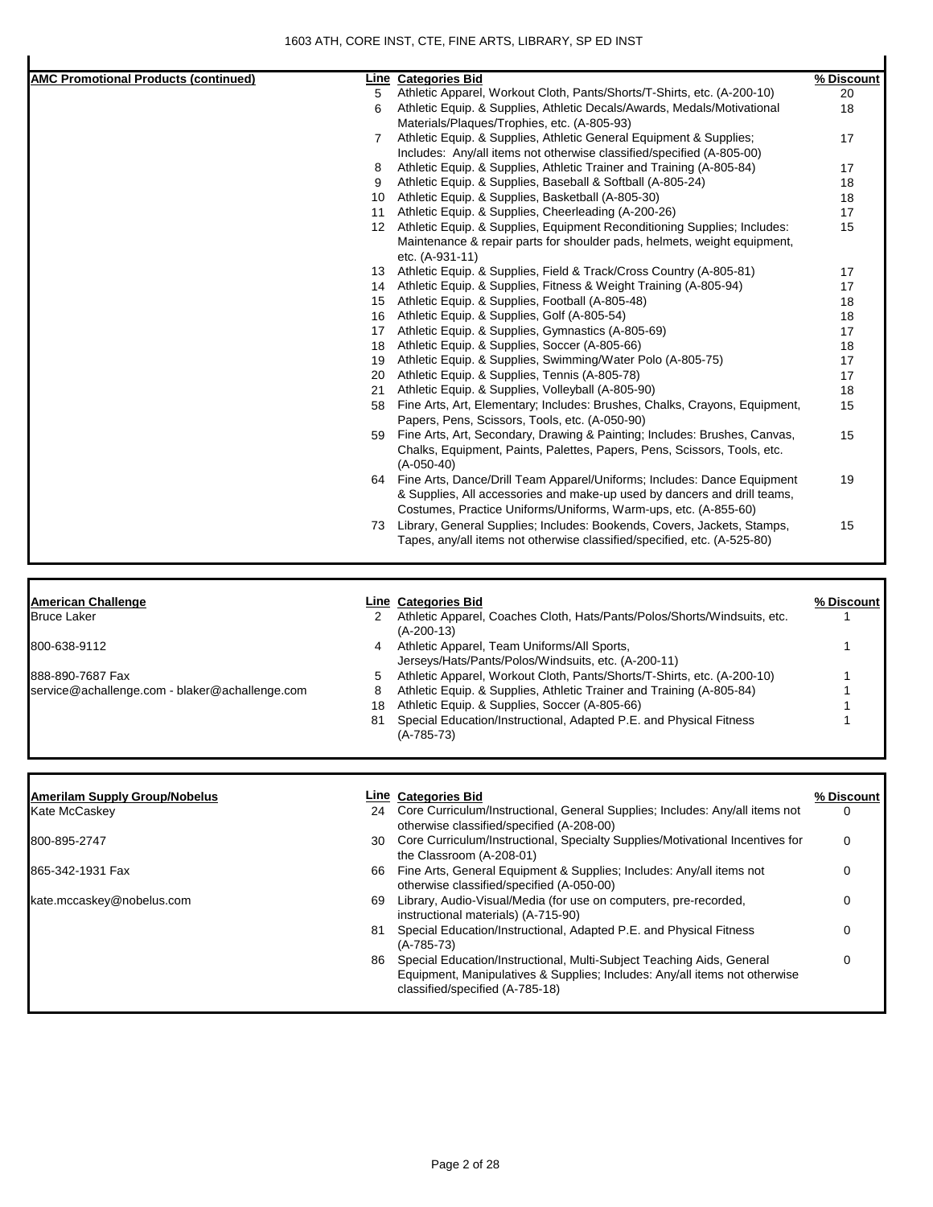1603 ATH, CORE INST, CTE, FINE ARTS, LIBRARY, SP ED INST

| AMC Promotional Products (continued) | Line | Categories Bid | % Discount |
|---|---|---|---|
| | 5 | Athletic Apparel, Workout Cloth, Pants/Shorts/T-Shirts, etc. (A-200-10) | 20 |
| | 6 | Athletic Equip. & Supplies, Athletic Decals/Awards, Medals/Motivational Materials/Plaques/Trophies, etc. (A-805-93) | 18 |
| | 7 | Athletic Equip. & Supplies, Athletic General Equipment & Supplies; Includes: Any/all items not otherwise classified/specified (A-805-00) | 17 |
| | 8 | Athletic Equip. & Supplies, Athletic Trainer and Training (A-805-84) | 17 |
| | 9 | Athletic Equip. & Supplies, Baseball & Softball (A-805-24) | 18 |
| | 10 | Athletic Equip. & Supplies, Basketball (A-805-30) | 18 |
| | 11 | Athletic Equip. & Supplies, Cheerleading (A-200-26) | 17 |
| | 12 | Athletic Equip. & Supplies, Equipment Reconditioning Supplies; Includes: Maintenance & repair parts for shoulder pads, helmets, weight equipment, etc. (A-931-11) | 15 |
| | 13 | Athletic Equip. & Supplies, Field & Track/Cross Country (A-805-81) | 17 |
| | 14 | Athletic Equip. & Supplies, Fitness & Weight Training (A-805-94) | 17 |
| | 15 | Athletic Equip. & Supplies, Football (A-805-48) | 18 |
| | 16 | Athletic Equip. & Supplies, Golf (A-805-54) | 18 |
| | 17 | Athletic Equip. & Supplies, Gymnastics (A-805-69) | 17 |
| | 18 | Athletic Equip. & Supplies, Soccer (A-805-66) | 18 |
| | 19 | Athletic Equip. & Supplies, Swimming/Water Polo (A-805-75) | 17 |
| | 20 | Athletic Equip. & Supplies, Tennis (A-805-78) | 17 |
| | 21 | Athletic Equip. & Supplies, Volleyball (A-805-90) | 18 |
| | 58 | Fine Arts, Art, Elementary; Includes: Brushes, Chalks, Crayons, Equipment, Papers, Pens, Scissors, Tools, etc. (A-050-90) | 15 |
| | 59 | Fine Arts, Art, Secondary, Drawing & Painting; Includes: Brushes, Canvas, Chalks, Equipment, Paints, Palettes, Papers, Pens, Scissors, Tools, etc. (A-050-40) | 15 |
| | 64 | Fine Arts, Dance/Drill Team Apparel/Uniforms; Includes: Dance Equipment & Supplies, All accessories and make-up used by dancers and drill teams, Costumes, Practice Uniforms/Uniforms, Warm-ups, etc. (A-855-60) | 19 |
| | 73 | Library, General Supplies; Includes: Bookends, Covers, Jackets, Stamps, Tapes, any/all items not otherwise classified/specified, etc. (A-525-80) | 15 |

| American Challenge | Line | Categories Bid | % Discount |
|---|---|---|---|
| Bruce Laker | 2 | Athletic Apparel, Coaches Cloth, Hats/Pants/Polos/Shorts/Windsuits, etc. (A-200-13) | 1 |
| 800-638-9112 | 4 | Athletic Apparel, Team Uniforms/All Sports, Jerseys/Hats/Pants/Polos/Windsuits, etc. (A-200-11) | 1 |
| 888-890-7687 Fax | 5 | Athletic Apparel, Workout Cloth, Pants/Shorts/T-Shirts, etc. (A-200-10) | 1 |
| service@achallenge.com - blaker@achallenge.com | 8 | Athletic Equip. & Supplies, Athletic Trainer and Training (A-805-84) | 1 |
| | 18 | Athletic Equip. & Supplies, Soccer (A-805-66) | 1 |
| | 81 | Special Education/Instructional, Adapted P.E. and Physical Fitness (A-785-73) | 1 |

| Amerilam Supply Group/Nobelus | Line | Categories Bid | % Discount |
|---|---|---|---|
| Kate McCaskey | 24 | Core Curriculum/Instructional, General Supplies; Includes: Any/all items not otherwise classified/specified (A-208-00) | 0 |
| 800-895-2747 | 30 | Core Curriculum/Instructional, Specialty Supplies/Motivational Incentives for the Classroom (A-208-01) | 0 |
| 865-342-1931 Fax | 66 | Fine Arts, General Equipment & Supplies; Includes: Any/all items not otherwise classified/specified (A-050-00) | 0 |
| kate.mccaskey@nobelus.com | 69 | Library, Audio-Visual/Media (for use on computers, pre-recorded, instructional materials) (A-715-90) | 0 |
| | 81 | Special Education/Instructional, Adapted P.E. and Physical Fitness (A-785-73) | 0 |
| | 86 | Special Education/Instructional, Multi-Subject Teaching Aids, General Equipment, Manipulatives & Supplies; Includes: Any/all items not otherwise classified/specified (A-785-18) | 0 |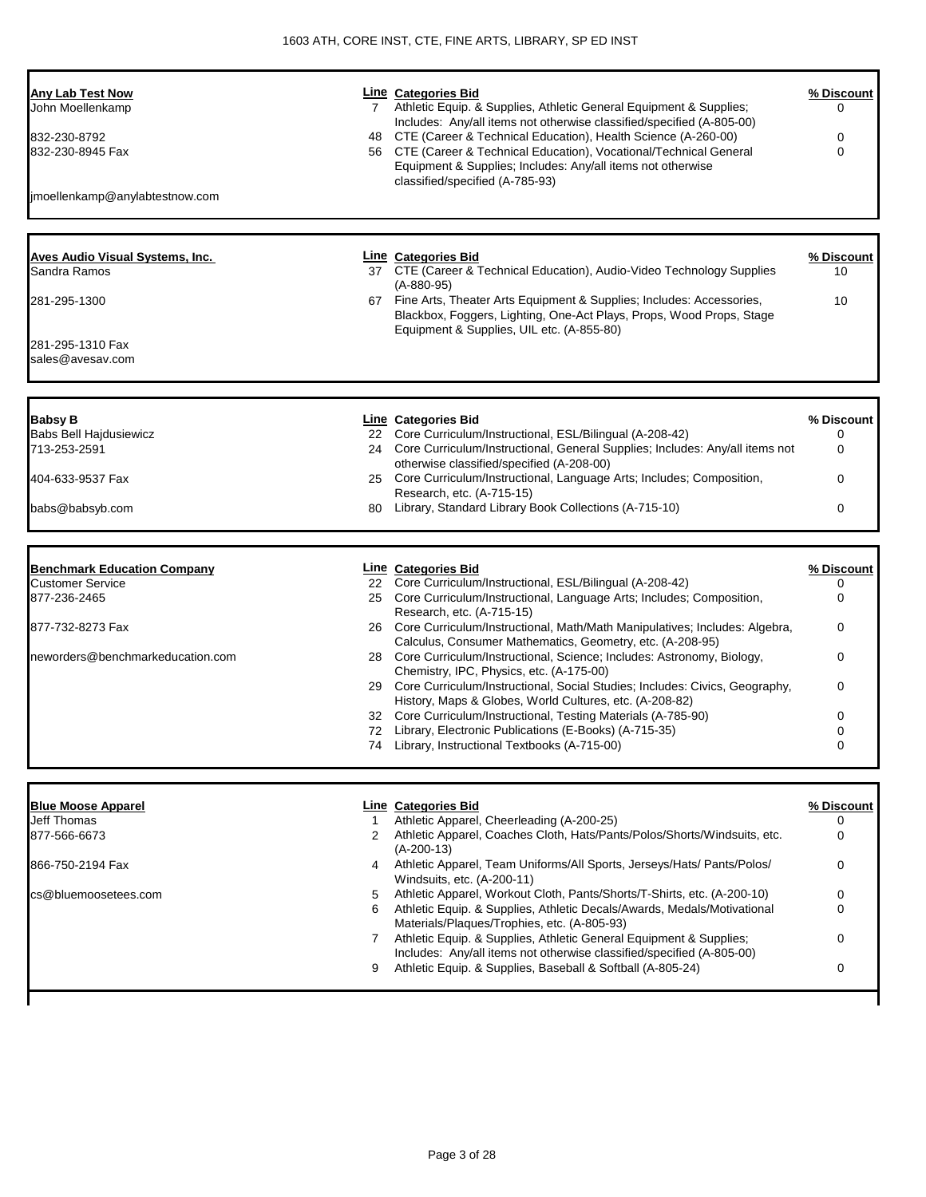| Vendor | Line | Categories Bid | % Discount |
|---|---|---|---|
| **Any Lab Test Now** | 7 | Athletic Equip. & Supplies, Athletic General Equipment & Supplies; Includes: Any/all items not otherwise classified/specified (A-805-00) | 0 |
| John Moellenkamp | 48 | CTE (Career & Technical Education), Health Science (A-260-00) | 0 |
| 832-230-8792 | 56 | CTE (Career & Technical Education), Vocational/Technical General Equipment & Supplies; Includes: Any/all items not otherwise classified/specified (A-785-93) | 0 |
| 832-230-8945 Fax | | | |
| jmoellenkamp@anylabtestnow.com | | | |

| Vendor | Line | Categories Bid | % Discount |
|---|---|---|---|
| **Aves Audio Visual Systems, Inc.** | 37 | CTE (Career & Technical Education), Audio-Video Technology Supplies (A-880-95) | 10 |
| Sandra Ramos | 67 | Fine Arts, Theater Arts Equipment & Supplies; Includes: Accessories, Blackbox, Foggers, Lighting, One-Act Plays, Props, Wood Props, Stage Equipment & Supplies, UIL etc. (A-855-80) | 10 |
| 281-295-1300 | | | |
| 281-295-1310 Fax | | | |
| sales@avesav.com | | | |

| Vendor | Line | Categories Bid | % Discount |
|---|---|---|---|
| **Babsy B** | 22 | Core Curriculum/Instructional, ESL/Bilingual (A-208-42) | 0 |
| Babs Bell Hajdusiewicz | 24 | Core Curriculum/Instructional, General Supplies; Includes: Any/all items not otherwise classified/specified (A-208-00) | 0 |
| 713-253-2591 | 25 | Core Curriculum/Instructional, Language Arts; Includes; Composition, Research, etc. (A-715-15) | 0 |
| 404-633-9537 Fax | 80 | Library, Standard Library Book Collections (A-715-10) | 0 |
| babs@babsyb.com | | | |

| Vendor | Line | Categories Bid | % Discount |
|---|---|---|---|
| **Benchmark Education Company** | 22 | Core Curriculum/Instructional, ESL/Bilingual (A-208-42) | 0 |
| Customer Service | 25 | Core Curriculum/Instructional, Language Arts; Includes; Composition, Research, etc. (A-715-15) | 0 |
| 877-236-2465 | 26 | Core Curriculum/Instructional, Math/Math Manipulatives; Includes: Algebra, Calculus, Consumer Mathematics, Geometry, etc. (A-208-95) | 0 |
| 877-732-8273 Fax | 28 | Core Curriculum/Instructional, Science; Includes: Astronomy, Biology, Chemistry, IPC, Physics, etc. (A-175-00) | 0 |
| neworders@benchmarkeducation.com | 29 | Core Curriculum/Instructional, Social Studies; Includes: Civics, Geography, History, Maps & Globes, World Cultures, etc. (A-208-82) | 0 |
| | 32 | Core Curriculum/Instructional, Testing Materials (A-785-90) | 0 |
| | 72 | Library, Electronic Publications (E-Books) (A-715-35) | 0 |
| | 74 | Library, Instructional Textbooks (A-715-00) | 0 |

| Vendor | Line | Categories Bid | % Discount |
|---|---|---|---|
| **Blue Moose Apparel** | 1 | Athletic Apparel, Cheerleading (A-200-25) | 0 |
| Jeff Thomas | 2 | Athletic Apparel, Coaches Cloth, Hats/Pants/Polos/Shorts/Windsuits, etc. (A-200-13) | 0 |
| 877-566-6673 | 4 | Athletic Apparel, Team Uniforms/All Sports, Jerseys/Hats/ Pants/Polos/ Windsuits, etc. (A-200-11) | 0 |
| 866-750-2194 Fax | 5 | Athletic Apparel, Workout Cloth, Pants/Shorts/T-Shirts, etc. (A-200-10) | 0 |
| cs@bluemoosetees.com | 6 | Athletic Equip. & Supplies, Athletic Decals/Awards, Medals/Motivational Materials/Plaques/Trophies, etc. (A-805-93) | 0 |
| | 7 | Athletic Equip. & Supplies, Athletic General Equipment & Supplies; Includes: Any/all items not otherwise classified/specified (A-805-00) | 0 |
| | 9 | Athletic Equip. & Supplies, Baseball & Softball (A-805-24) | 0 |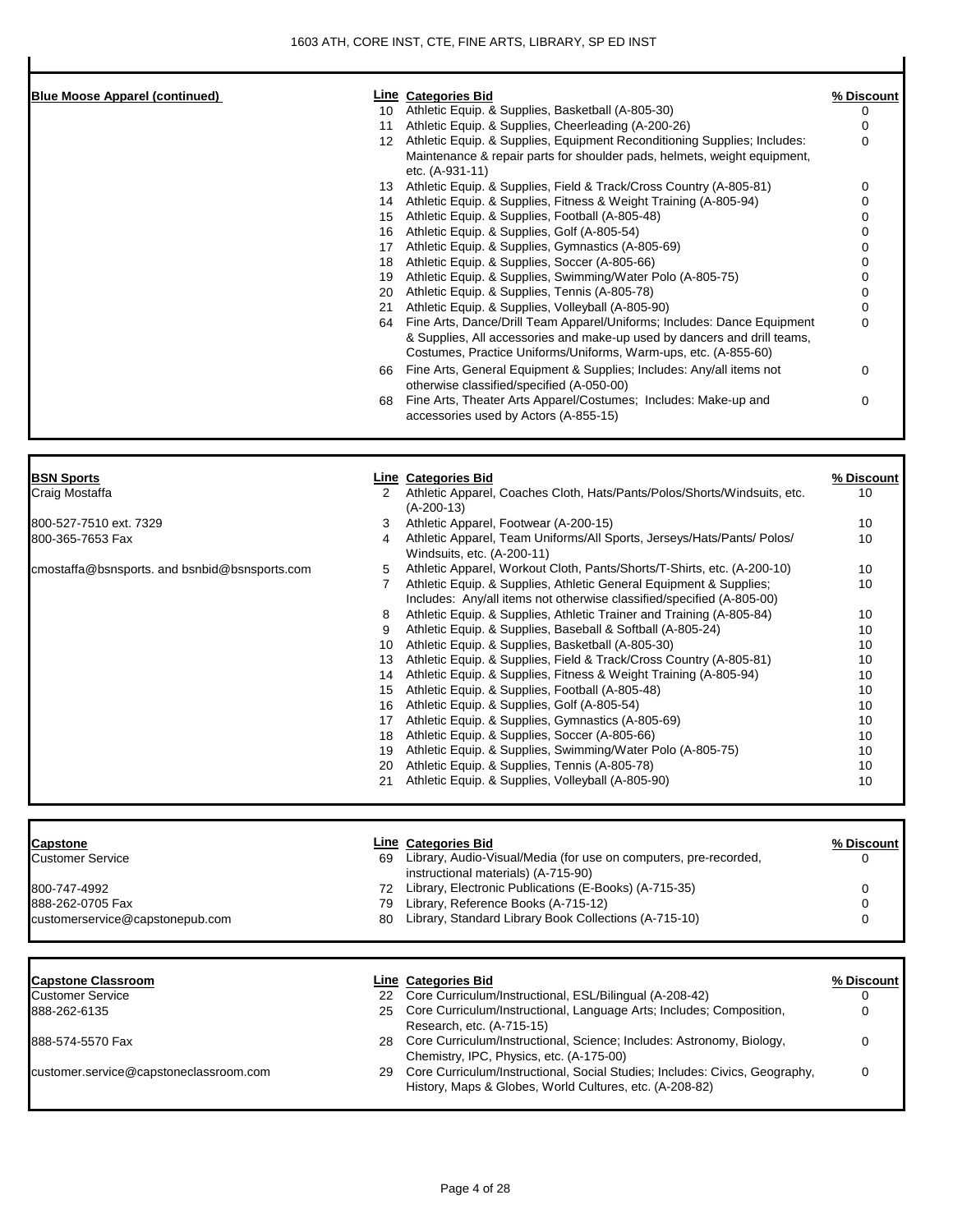| Blue Moose Apparel (continued) | Line | Categories Bid | % Discount |
|---|---|---|---|
| | 10 | Athletic Equip. & Supplies, Basketball (A-805-30) | 0 |
| | 11 | Athletic Equip. & Supplies, Cheerleading (A-200-26) | 0 |
| | 12 | Athletic Equip. & Supplies, Equipment Reconditioning Supplies; Includes: Maintenance & repair parts for shoulder pads, helmets, weight equipment, etc. (A-931-11) | 0 |
| | 13 | Athletic Equip. & Supplies, Field & Track/Cross Country (A-805-81) | 0 |
| | 14 | Athletic Equip. & Supplies, Fitness & Weight Training (A-805-94) | 0 |
| | 15 | Athletic Equip. & Supplies, Football (A-805-48) | 0 |
| | 16 | Athletic Equip. & Supplies, Golf (A-805-54) | 0 |
| | 17 | Athletic Equip. & Supplies, Gymnastics (A-805-69) | 0 |
| | 18 | Athletic Equip. & Supplies, Soccer (A-805-66) | 0 |
| | 19 | Athletic Equip. & Supplies, Swimming/Water Polo (A-805-75) | 0 |
| | 20 | Athletic Equip. & Supplies, Tennis (A-805-78) | 0 |
| | 21 | Athletic Equip. & Supplies, Volleyball (A-805-90) | 0 |
| | 64 | Fine Arts, Dance/Drill Team Apparel/Uniforms; Includes: Dance Equipment & Supplies, All accessories and make-up used by dancers and drill teams, Costumes, Practice Uniforms/Uniforms, Warm-ups, etc. (A-855-60) | 0 |
| | 66 | Fine Arts, General Equipment & Supplies; Includes: Any/all items not otherwise classified/specified (A-050-00) | 0 |
| | 68 | Fine Arts, Theater Arts Apparel/Costumes; Includes: Make-up and accessories used by Actors (A-855-15) | 0 |

| BSN Sports | Line | Categories Bid | % Discount |
|---|---|---|---|
| Craig Mostaffa | 2 | Athletic Apparel, Coaches Cloth, Hats/Pants/Polos/Shorts/Windsuits, etc. (A-200-13) | 10 |
| 800-527-7510 ext. 7329 | 3 | Athletic Apparel, Footwear (A-200-15) | 10 |
| 800-365-7653 Fax | 4 | Athletic Apparel, Team Uniforms/All Sports, Jerseys/Hats/Pants/ Polos/ Windsuits, etc. (A-200-11) | 10 |
| cmostaffa@bsnsports. and bsnbid@bsnsports.com | 5 | Athletic Apparel, Workout Cloth, Pants/Shorts/T-Shirts, etc. (A-200-10) | 10 |
| | 7 | Athletic Equip. & Supplies, Athletic General Equipment & Supplies; Includes: Any/all items not otherwise classified/specified (A-805-00) | 10 |
| | 8 | Athletic Equip. & Supplies, Athletic Trainer and Training (A-805-84) | 10 |
| | 9 | Athletic Equip. & Supplies, Baseball & Softball (A-805-24) | 10 |
| | 10 | Athletic Equip. & Supplies, Basketball (A-805-30) | 10 |
| | 13 | Athletic Equip. & Supplies, Field & Track/Cross Country (A-805-81) | 10 |
| | 14 | Athletic Equip. & Supplies, Fitness & Weight Training (A-805-94) | 10 |
| | 15 | Athletic Equip. & Supplies, Football (A-805-48) | 10 |
| | 16 | Athletic Equip. & Supplies, Golf (A-805-54) | 10 |
| | 17 | Athletic Equip. & Supplies, Gymnastics (A-805-69) | 10 |
| | 18 | Athletic Equip. & Supplies, Soccer (A-805-66) | 10 |
| | 19 | Athletic Equip. & Supplies, Swimming/Water Polo (A-805-75) | 10 |
| | 20 | Athletic Equip. & Supplies, Tennis (A-805-78) | 10 |
| | 21 | Athletic Equip. & Supplies, Volleyball (A-805-90) | 10 |

| Capstone | Line | Categories Bid | % Discount |
|---|---|---|---|
| Customer Service | 69 | Library, Audio-Visual/Media (for use on computers, pre-recorded, instructional materials) (A-715-90) | 0 |
| 800-747-4992 | 72 | Library, Electronic Publications (E-Books) (A-715-35) | 0 |
| 888-262-0705 Fax | 79 | Library, Reference Books (A-715-12) | 0 |
| customerservice@capstonepub.com | 80 | Library, Standard Library Book Collections (A-715-10) | 0 |

| Capstone Classroom | Line | Categories Bid | % Discount |
|---|---|---|---|
| Customer Service | 22 | Core Curriculum/Instructional, ESL/Bilingual (A-208-42) | 0 |
| 888-262-6135 | 25 | Core Curriculum/Instructional, Language Arts; Includes; Composition, Research, etc. (A-715-15) | 0 |
| 888-574-5570 Fax | 28 | Core Curriculum/Instructional, Science; Includes: Astronomy, Biology, Chemistry, IPC, Physics, etc. (A-175-00) | 0 |
| customer.service@capstoneclassroom.com | 29 | Core Curriculum/Instructional, Social Studies; Includes: Civics, Geography, History, Maps & Globes, World Cultures, etc. (A-208-82) | 0 |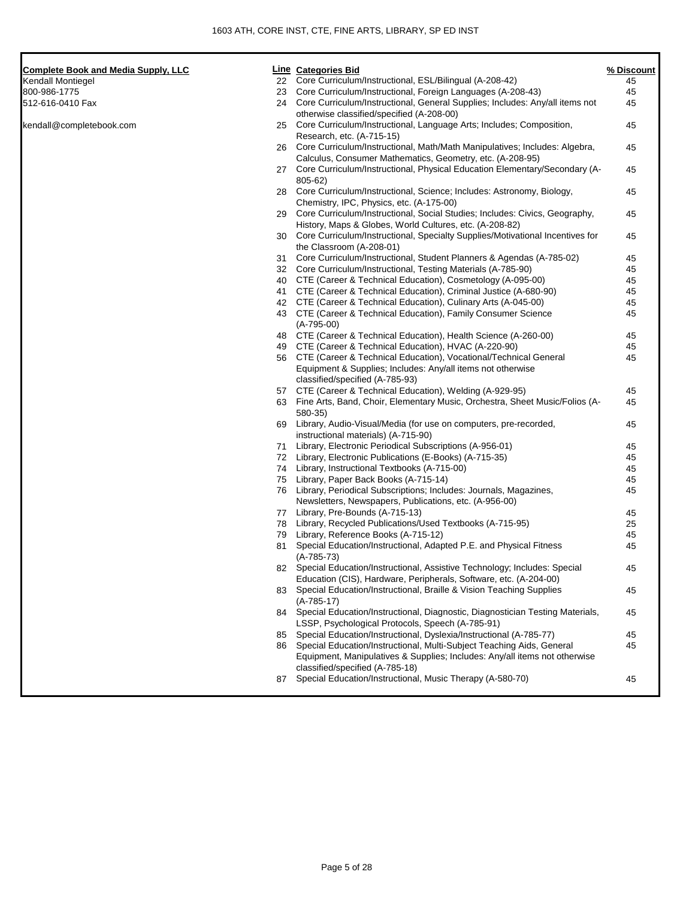1603 ATH, CORE INST, CTE, FINE ARTS, LIBRARY, SP ED INST

| Complete Book and Media Supply, LLC | Line | Categories Bid | % Discount |
|---|---|---|---|
| Kendall Montiegel | 22 | Core Curriculum/Instructional, ESL/Bilingual (A-208-42) | 45 |
| 800-986-1775 | 23 | Core Curriculum/Instructional, Foreign Languages (A-208-43) | 45 |
| 512-616-0410 Fax | 24 | Core Curriculum/Instructional, General Supplies; Includes: Any/all items not otherwise classified/specified (A-208-00) | 45 |
| kendall@completebook.com | 25 | Core Curriculum/Instructional, Language Arts; Includes; Composition, Research, etc. (A-715-15) | 45 |
| | 26 | Core Curriculum/Instructional, Math/Math Manipulatives; Includes: Algebra, Calculus, Consumer Mathematics, Geometry, etc. (A-208-95) | 45 |
| | 27 | Core Curriculum/Instructional, Physical Education Elementary/Secondary (A-805-62) | 45 |
| | 28 | Core Curriculum/Instructional, Science; Includes: Astronomy, Biology, Chemistry, IPC, Physics, etc. (A-175-00) | 45 |
| | 29 | Core Curriculum/Instructional, Social Studies; Includes: Civics, Geography, History, Maps & Globes, World Cultures, etc. (A-208-82) | 45 |
| | 30 | Core Curriculum/Instructional, Specialty Supplies/Motivational Incentives for the Classroom (A-208-01) | 45 |
| | 31 | Core Curriculum/Instructional, Student Planners & Agendas (A-785-02) | 45 |
| | 32 | Core Curriculum/Instructional, Testing Materials (A-785-90) | 45 |
| | 40 | CTE (Career & Technical Education), Cosmetology (A-095-00) | 45 |
| | 41 | CTE (Career & Technical Education), Criminal Justice (A-680-90) | 45 |
| | 42 | CTE (Career & Technical Education), Culinary Arts (A-045-00) | 45 |
| | 43 | CTE (Career & Technical Education), Family Consumer Science (A-795-00) | 45 |
| | 48 | CTE (Career & Technical Education), Health Science (A-260-00) | 45 |
| | 49 | CTE (Career & Technical Education), HVAC (A-220-90) | 45 |
| | 56 | CTE (Career & Technical Education), Vocational/Technical General Equipment & Supplies; Includes: Any/all items not otherwise classified/specified (A-785-93) | 45 |
| | 57 | CTE (Career & Technical Education), Welding (A-929-95) | 45 |
| | 63 | Fine Arts, Band, Choir, Elementary Music, Orchestra, Sheet Music/Folios (A-580-35) | 45 |
| | 69 | Library, Audio-Visual/Media (for use on computers, pre-recorded, instructional materials) (A-715-90) | 45 |
| | 71 | Library, Electronic Periodical Subscriptions (A-956-01) | 45 |
| | 72 | Library, Electronic Publications (E-Books) (A-715-35) | 45 |
| | 74 | Library, Instructional Textbooks (A-715-00) | 45 |
| | 75 | Library, Paper Back Books (A-715-14) | 45 |
| | 76 | Library, Periodical Subscriptions; Includes: Journals, Magazines, Newsletters, Newspapers, Publications, etc. (A-956-00) | 45 |
| | 77 | Library, Pre-Bounds (A-715-13) | 45 |
| | 78 | Library, Recycled Publications/Used Textbooks (A-715-95) | 25 |
| | 79 | Library, Reference Books (A-715-12) | 45 |
| | 81 | Special Education/Instructional, Adapted P.E. and Physical Fitness (A-785-73) | 45 |
| | 82 | Special Education/Instructional, Assistive Technology; Includes: Special Education (CIS), Hardware, Peripherals, Software, etc. (A-204-00) | 45 |
| | 83 | Special Education/Instructional, Braille & Vision Teaching Supplies (A-785-17) | 45 |
| | 84 | Special Education/Instructional, Diagnostic, Diagnostician Testing Materials, LSSP, Psychological Protocols, Speech (A-785-91) | 45 |
| | 85 | Special Education/Instructional, Dyslexia/Instructional (A-785-77) | 45 |
| | 86 | Special Education/Instructional, Multi-Subject Teaching Aids, General Equipment, Manipulatives & Supplies; Includes: Any/all items not otherwise classified/specified (A-785-18) | 45 |
| | 87 | Special Education/Instructional, Music Therapy (A-580-70) | 45 |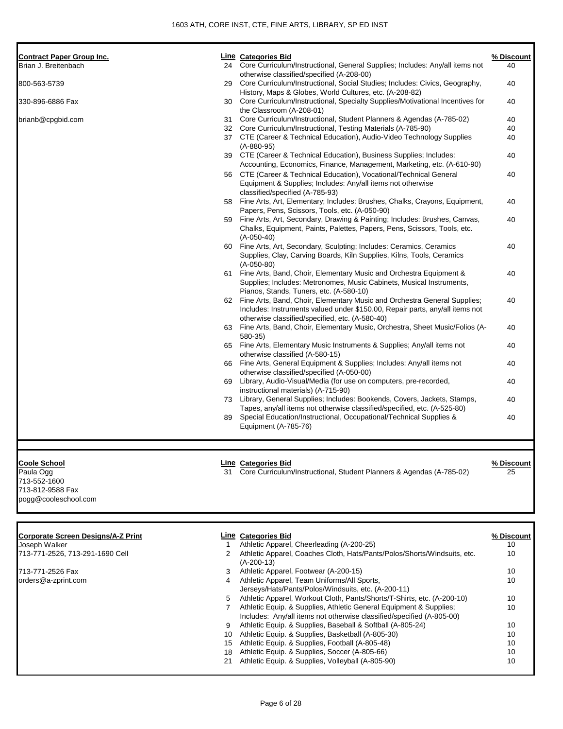## Contract Paper Group Inc.

Brian J. Breitenbach
800-563-5739
330-896-6886 Fax
brianb@cpgbid.com

| Line | Categories Bid | % Discount |
|---|---|---|
| 24 | Core Curriculum/Instructional, General Supplies; Includes: Any/all items not otherwise classified/specified (A-208-00) | 40 |
| 29 | Core Curriculum/Instructional, Social Studies; Includes: Civics, Geography, History, Maps & Globes, World Cultures, etc. (A-208-82) | 40 |
| 30 | Core Curriculum/Instructional, Specialty Supplies/Motivational Incentives for the Classroom (A-208-01) | 40 |
| 31 | Core Curriculum/Instructional, Student Planners & Agendas (A-785-02) | 40 |
| 32 | Core Curriculum/Instructional, Testing Materials (A-785-90) | 40 |
| 37 | CTE (Career & Technical Education), Audio-Video Technology Supplies (A-880-95) | 40 |
| 39 | CTE (Career & Technical Education), Business Supplies; Includes: Accounting, Economics, Finance, Management, Marketing, etc. (A-610-90) | 40 |
| 56 | CTE (Career & Technical Education), Vocational/Technical General Equipment & Supplies; Includes: Any/all items not otherwise classified/specified (A-785-93) | 40 |
| 58 | Fine Arts, Art, Elementary; Includes: Brushes, Chalks, Crayons, Equipment, Papers, Pens, Scissors, Tools, etc. (A-050-90) | 40 |
| 59 | Fine Arts, Art, Secondary, Drawing & Painting; Includes: Brushes, Canvas, Chalks, Equipment, Paints, Palettes, Papers, Pens, Scissors, Tools, etc. (A-050-40) | 40 |
| 60 | Fine Arts, Art, Secondary, Sculpting; Includes: Ceramics, Ceramics Supplies, Clay, Carving Boards, Kiln Supplies, Kilns, Tools, Ceramics (A-050-80) | 40 |
| 61 | Fine Arts, Band, Choir, Elementary Music and Orchestra Equipment & Supplies; Includes: Metronomes, Music Cabinets, Musical Instruments, Pianos, Stands, Tuners, etc. (A-580-10) | 40 |
| 62 | Fine Arts, Band, Choir, Elementary Music and Orchestra General Supplies; Includes: Instruments valued under $150.00, Repair parts, any/all items not otherwise classified/specified, etc. (A-580-40) | 40 |
| 63 | Fine Arts, Band, Choir, Elementary Music, Orchestra, Sheet Music/Folios (A-580-35) | 40 |
| 65 | Fine Arts, Elementary Music Instruments & Supplies; Any/all items not otherwise classified (A-580-15) | 40 |
| 66 | Fine Arts, General Equipment & Supplies; Includes: Any/all items not otherwise classified/specified (A-050-00) | 40 |
| 69 | Library, Audio-Visual/Media (for use on computers, pre-recorded, instructional materials) (A-715-90) | 40 |
| 73 | Library, General Supplies; Includes: Bookends, Covers, Jackets, Stamps, Tapes, any/all items not otherwise classified/specified, etc. (A-525-80) | 40 |
| 89 | Special Education/Instructional, Occupational/Technical Supplies & Equipment (A-785-76) | 40 |

## Coole School

Paula Ogg
713-552-1600
713-812-9588 Fax
pogg@cooleschool.com

| Line | Categories Bid | % Discount |
|---|---|---|
| 31 | Core Curriculum/Instructional, Student Planners & Agendas (A-785-02) | 25 |

## Corporate Screen Designs/A-Z Print

Joseph Walker
713-771-2526, 713-291-1690 Cell
713-771-2526 Fax
orders@a-zprint.com

| Line | Categories Bid | % Discount |
|---|---|---|
| 1 | Athletic Apparel, Cheerleading (A-200-25) | 10 |
| 2 | Athletic Apparel, Coaches Cloth, Hats/Pants/Polos/Shorts/Windsuits, etc. (A-200-13) | 10 |
| 3 | Athletic Apparel, Footwear (A-200-15) | 10 |
| 4 | Athletic Apparel, Team Uniforms/All Sports, Jerseys/Hats/Pants/Polos/Windsuits, etc. (A-200-11) | 10 |
| 5 | Athletic Apparel, Workout Cloth, Pants/Shorts/T-Shirts, etc. (A-200-10) | 10 |
| 7 | Athletic Equip. & Supplies, Athletic General Equipment & Supplies; Includes: Any/all items not otherwise classified/specified (A-805-00) | 10 |
| 9 | Athletic Equip. & Supplies, Baseball & Softball (A-805-24) | 10 |
| 10 | Athletic Equip. & Supplies, Basketball (A-805-30) | 10 |
| 15 | Athletic Equip. & Supplies, Football (A-805-48) | 10 |
| 18 | Athletic Equip. & Supplies, Soccer (A-805-66) | 10 |
| 21 | Athletic Equip. & Supplies, Volleyball (A-805-90) | 10 |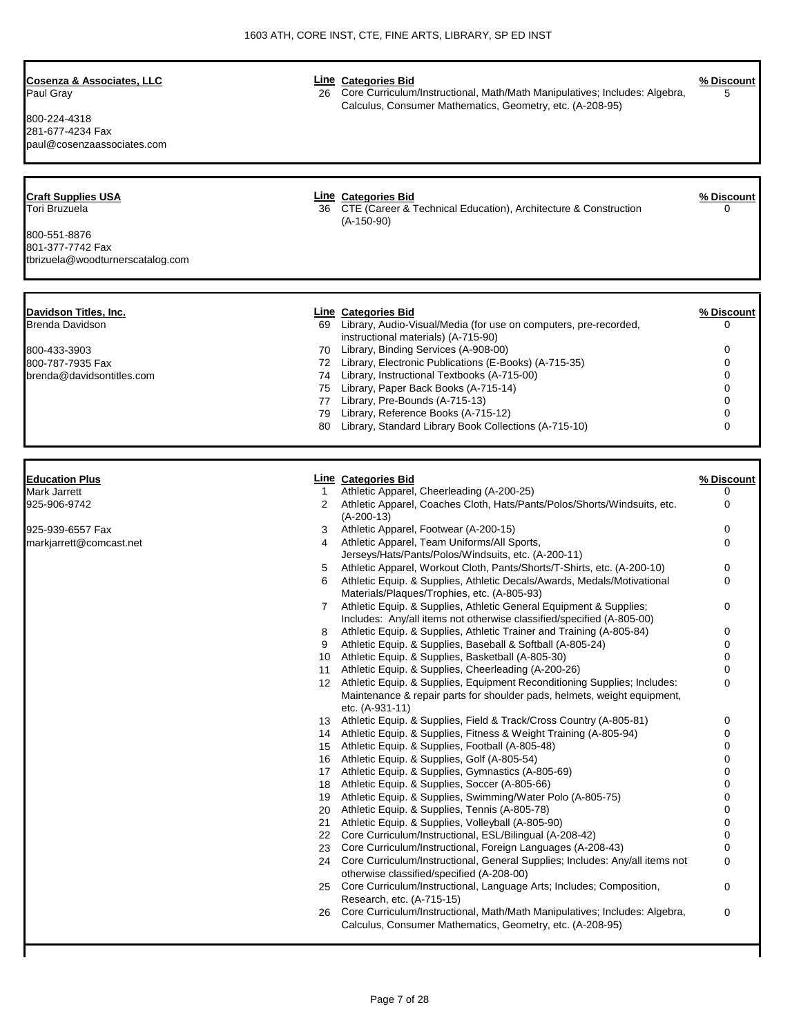1603 ATH, CORE INST, CTE, FINE ARTS, LIBRARY, SP ED INST

**Cosenza & Associates, LLC**
Paul Gray

800-224-4318
281-677-4234 Fax
paul@cosenzaassociates.com

| Line | Categories Bid | % Discount |
|---|---|---|
| 26 | Core Curriculum/Instructional, Math/Math Manipulatives; Includes: Algebra, Calculus, Consumer Mathematics, Geometry, etc. (A-208-95) | 5 |

**Craft Supplies USA**
Tori Bruzuela

800-551-8876
801-377-7742 Fax
tbrizuela@woodturnerscatalog.com

| Line | Categories Bid | % Discount |
|---|---|---|
| 36 | CTE (Career & Technical Education), Architecture & Construction (A-150-90) | 0 |

**Davidson Titles, Inc.**
Brenda Davidson

800-433-3903
800-787-7935 Fax
brenda@davidsontitles.com

| Line | Categories Bid | % Discount |
|---|---|---|
| 69 | Library, Audio-Visual/Media (for use on computers, pre-recorded, instructional materials) (A-715-90) | 0 |
| 70 | Library, Binding Services (A-908-00) | 0 |
| 72 | Library, Electronic Publications (E-Books) (A-715-35) | 0 |
| 74 | Library, Instructional Textbooks (A-715-00) | 0 |
| 75 | Library, Paper Back Books (A-715-14) | 0 |
| 77 | Library, Pre-Bounds (A-715-13) | 0 |
| 79 | Library, Reference Books (A-715-12) | 0 |
| 80 | Library, Standard Library Book Collections (A-715-10) | 0 |

**Education Plus**
Mark Jarrett
925-906-9742

925-939-6557 Fax
markjarrett@comcast.net

| Line | Categories Bid | % Discount |
|---|---|---|
| 1 | Athletic Apparel, Cheerleading (A-200-25) | 0 |
| 2 | Athletic Apparel, Coaches Cloth, Hats/Pants/Polos/Shorts/Windsuits, etc. (A-200-13) | 0 |
| 3 | Athletic Apparel, Footwear (A-200-15) | 0 |
| 4 | Athletic Apparel, Team Uniforms/All Sports, Jerseys/Hats/Pants/Polos/Windsuits, etc. (A-200-11) | 0 |
| 5 | Athletic Apparel, Workout Cloth, Pants/Shorts/T-Shirts, etc. (A-200-10) | 0 |
| 6 | Athletic Equip. & Supplies, Athletic Decals/Awards, Medals/Motivational Materials/Plaques/Trophies, etc. (A-805-93) | 0 |
| 7 | Athletic Equip. & Supplies, Athletic General Equipment & Supplies; Includes: Any/all items not otherwise classified/specified (A-805-00) | 0 |
| 8 | Athletic Equip. & Supplies, Athletic Trainer and Training (A-805-84) | 0 |
| 9 | Athletic Equip. & Supplies, Baseball & Softball (A-805-24) | 0 |
| 10 | Athletic Equip. & Supplies, Basketball (A-805-30) | 0 |
| 11 | Athletic Equip. & Supplies, Cheerleading (A-200-26) | 0 |
| 12 | Athletic Equip. & Supplies, Equipment Reconditioning Supplies; Includes: Maintenance & repair parts for shoulder pads, helmets, weight equipment, etc. (A-931-11) | 0 |
| 13 | Athletic Equip. & Supplies, Field & Track/Cross Country (A-805-81) | 0 |
| 14 | Athletic Equip. & Supplies, Fitness & Weight Training (A-805-94) | 0 |
| 15 | Athletic Equip. & Supplies, Football (A-805-48) | 0 |
| 16 | Athletic Equip. & Supplies, Golf (A-805-54) | 0 |
| 17 | Athletic Equip. & Supplies, Gymnastics (A-805-69) | 0 |
| 18 | Athletic Equip. & Supplies, Soccer (A-805-66) | 0 |
| 19 | Athletic Equip. & Supplies, Swimming/Water Polo (A-805-75) | 0 |
| 20 | Athletic Equip. & Supplies, Tennis (A-805-78) | 0 |
| 21 | Athletic Equip. & Supplies, Volleyball (A-805-90) | 0 |
| 22 | Core Curriculum/Instructional, ESL/Bilingual (A-208-42) | 0 |
| 23 | Core Curriculum/Instructional, Foreign Languages (A-208-43) | 0 |
| 24 | Core Curriculum/Instructional, General Supplies; Includes: Any/all items not otherwise classified/specified (A-208-00) | 0 |
| 25 | Core Curriculum/Instructional, Language Arts; Includes; Composition, Research, etc. (A-715-15) | 0 |
| 26 | Core Curriculum/Instructional, Math/Math Manipulatives; Includes: Algebra, Calculus, Consumer Mathematics, Geometry, etc. (A-208-95) | 0 |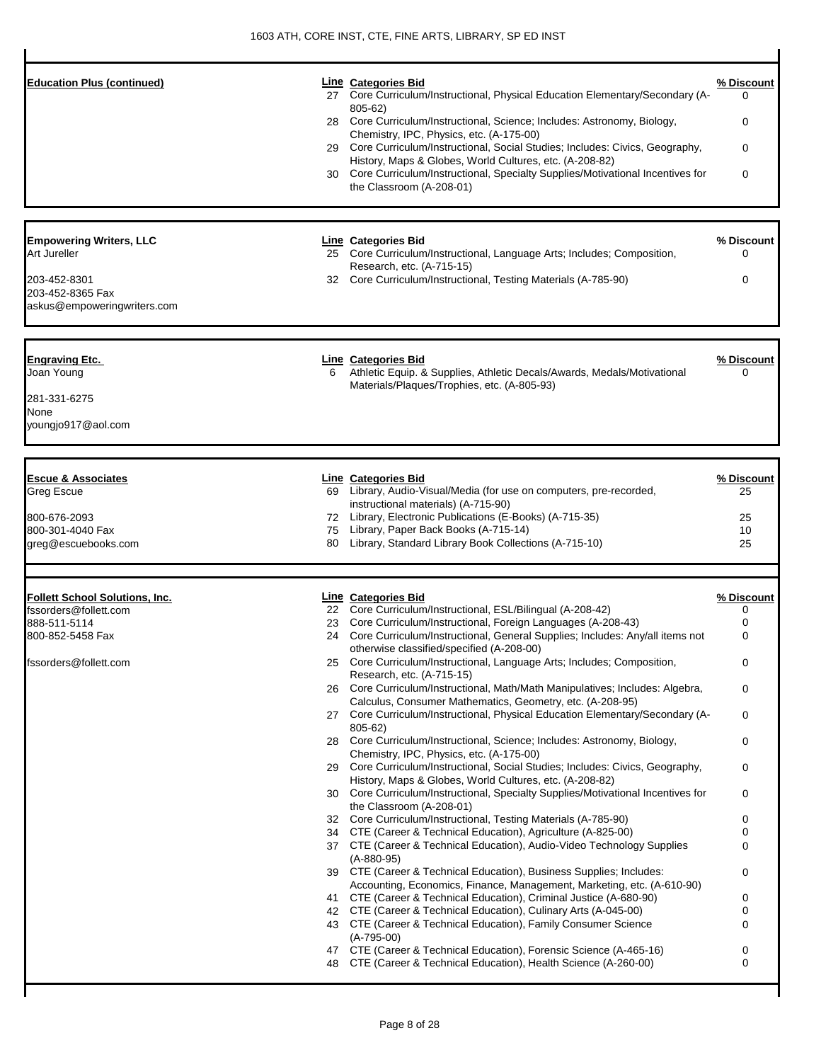| Vendor | Line | Categories Bid | % Discount |
| --- | --- | --- | --- |
| **Education Plus (continued)** | 27 | Core Curriculum/Instructional, Physical Education Elementary/Secondary (A-805-62) | 0 |
| | 28 | Core Curriculum/Instructional, Science; Includes: Astronomy, Biology, Chemistry, IPC, Physics, etc. (A-175-00) | 0 |
| | 29 | Core Curriculum/Instructional, Social Studies; Includes: Civics, Geography, History, Maps & Globes, World Cultures, etc. (A-208-82) | 0 |
| | 30 | Core Curriculum/Instructional, Specialty Supplies/Motivational Incentives for the Classroom (A-208-01) | 0 |

| Vendor | Line | Categories Bid | % Discount |
| --- | --- | --- | --- |
| **Empowering Writers, LLC**<br>Art Jureller<br>203-452-8301<br>203-452-8365 Fax<br>askus@empoweringwriters.com | 25 | Core Curriculum/Instructional, Language Arts; Includes; Composition, Research, etc. (A-715-15) | 0 |
| | 32 | Core Curriculum/Instructional, Testing Materials (A-785-90) | 0 |

| Vendor | Line | Categories Bid | % Discount |
| --- | --- | --- | --- |
| **Engraving Etc.**<br>Joan Young<br>281-331-6275<br>None<br>youngjo917@aol.com | 6 | Athletic Equip. & Supplies, Athletic Decals/Awards, Medals/Motivational Materials/Plaques/Trophies, etc. (A-805-93) | 0 |

| Vendor | Line | Categories Bid | % Discount |
| --- | --- | --- | --- |
| **Escue & Associates**<br>Greg Escue<br>800-676-2093<br>800-301-4040 Fax<br>greg@escuebooks.com | 69 | Library, Audio-Visual/Media (for use on computers, pre-recorded, instructional materials) (A-715-90) | 25 |
| | 72 | Library, Electronic Publications (E-Books) (A-715-35) | 25 |
| | 75 | Library, Paper Back Books (A-715-14) | 10 |
| | 80 | Library, Standard Library Book Collections (A-715-10) | 25 |

| Vendor | Line | Categories Bid | % Discount |
| --- | --- | --- | --- |
| **Follett School Solutions, Inc.**<br>fssorders@follett.com<br>888-511-5114<br>800-852-5458 Fax<br>fssorders@follett.com | 22 | Core Curriculum/Instructional, ESL/Bilingual (A-208-42) | 0 |
| | 23 | Core Curriculum/Instructional, Foreign Languages (A-208-43) | 0 |
| | 24 | Core Curriculum/Instructional, General Supplies; Includes: Any/all items not otherwise classified/specified (A-208-00) | 0 |
| | 25 | Core Curriculum/Instructional, Language Arts; Includes; Composition, Research, etc. (A-715-15) | 0 |
| | 26 | Core Curriculum/Instructional, Math/Math Manipulatives; Includes: Algebra, Calculus, Consumer Mathematics, Geometry, etc. (A-208-95) | 0 |
| | 27 | Core Curriculum/Instructional, Physical Education Elementary/Secondary (A-805-62) | 0 |
| | 28 | Core Curriculum/Instructional, Science; Includes: Astronomy, Biology, Chemistry, IPC, Physics, etc. (A-175-00) | 0 |
| | 29 | Core Curriculum/Instructional, Social Studies; Includes: Civics, Geography, History, Maps & Globes, World Cultures, etc. (A-208-82) | 0 |
| | 30 | Core Curriculum/Instructional, Specialty Supplies/Motivational Incentives for the Classroom (A-208-01) | 0 |
| | 32 | Core Curriculum/Instructional, Testing Materials (A-785-90) | 0 |
| | 34 | CTE (Career & Technical Education), Agriculture (A-825-00) | 0 |
| | 37 | CTE (Career & Technical Education), Audio-Video Technology Supplies (A-880-95) | 0 |
| | 39 | CTE (Career & Technical Education), Business Supplies; Includes: Accounting, Economics, Finance, Management, Marketing, etc. (A-610-90) | 0 |
| | 41 | CTE (Career & Technical Education), Criminal Justice (A-680-90) | 0 |
| | 42 | CTE (Career & Technical Education), Culinary Arts (A-045-00) | 0 |
| | 43 | CTE (Career & Technical Education), Family Consumer Science (A-795-00) | 0 |
| | 47 | CTE (Career & Technical Education), Forensic Science (A-465-16) | 0 |
| | 48 | CTE (Career & Technical Education), Health Science (A-260-00) | 0 |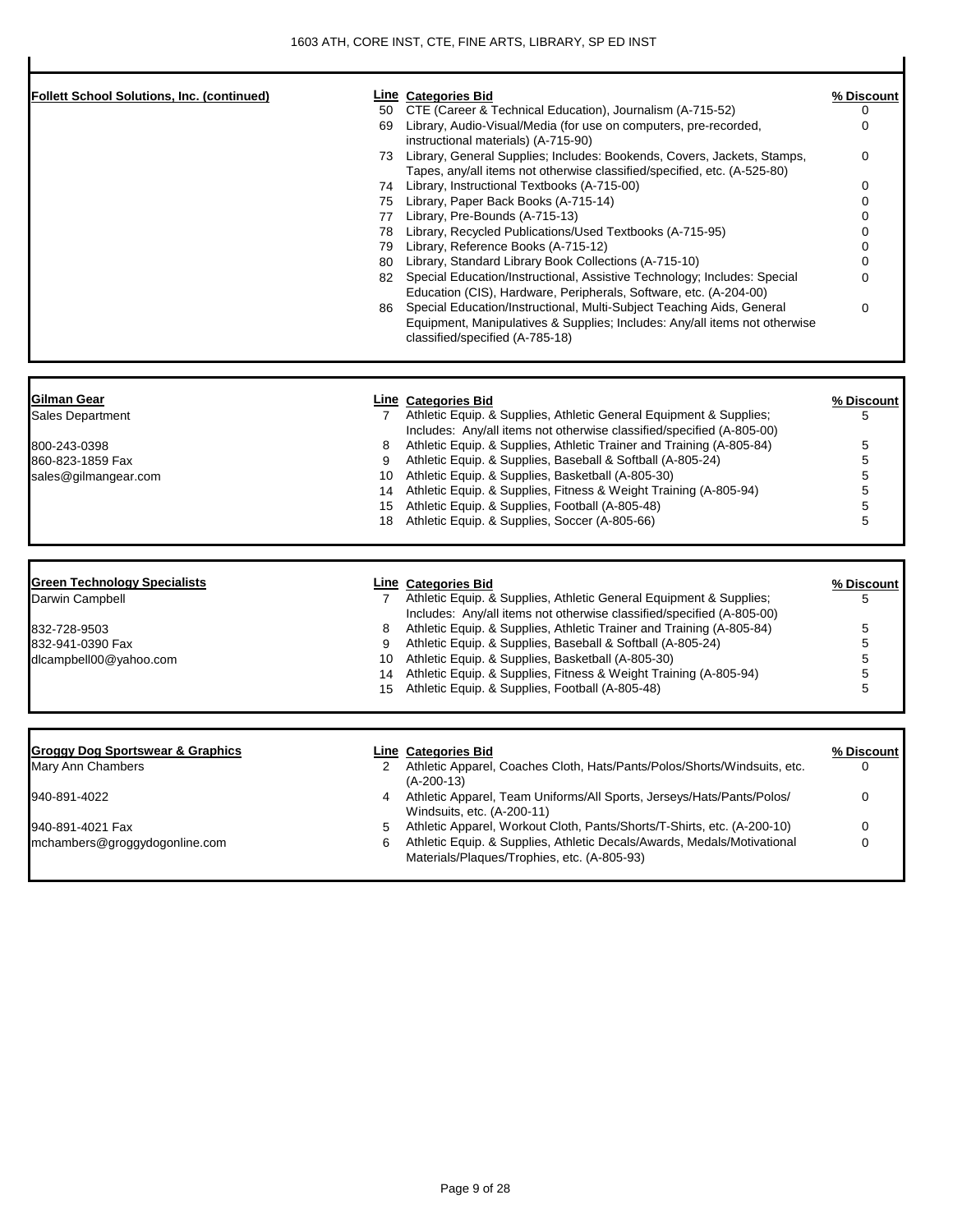1603 ATH, CORE INST, CTE, FINE ARTS, LIBRARY, SP ED INST

| **Follett School Solutions, Inc. (continued)** | Line | Categories Bid | % Discount |
|---|---|---|---|
| | 50 | CTE (Career & Technical Education), Journalism (A-715-52) | 0 |
| | 69 | Library, Audio-Visual/Media (for use on computers, pre-recorded, instructional materials) (A-715-90) | 0 |
| | 73 | Library, General Supplies; Includes: Bookends, Covers, Jackets, Stamps, Tapes, any/all items not otherwise classified/specified, etc. (A-525-80) | 0 |
| | 74 | Library, Instructional Textbooks (A-715-00) | 0 |
| | 75 | Library, Paper Back Books (A-715-14) | 0 |
| | 77 | Library, Pre-Bounds (A-715-13) | 0 |
| | 78 | Library, Recycled Publications/Used Textbooks (A-715-95) | 0 |
| | 79 | Library, Reference Books (A-715-12) | 0 |
| | 80 | Library, Standard Library Book Collections (A-715-10) | 0 |
| | 82 | Special Education/Instructional, Assistive Technology; Includes: Special Education (CIS), Hardware, Peripherals, Software, etc. (A-204-00) | 0 |
| | 86 | Special Education/Instructional, Multi-Subject Teaching Aids, General Equipment, Manipulatives & Supplies; Includes: Any/all items not otherwise classified/specified (A-785-18) | 0 |

| **Gilman Gear** | Line | Categories Bid | % Discount |
|---|---|---|---|
| Sales Department | 7 | Athletic Equip. & Supplies, Athletic General Equipment & Supplies; Includes: Any/all items not otherwise classified/specified (A-805-00) | 5 |
| 800-243-0398 | 8 | Athletic Equip. & Supplies, Athletic Trainer and Training (A-805-84) | 5 |
| 860-823-1859 Fax | 9 | Athletic Equip. & Supplies, Baseball & Softball (A-805-24) | 5 |
| sales@gilmangear.com | 10 | Athletic Equip. & Supplies, Basketball (A-805-30) | 5 |
| | 14 | Athletic Equip. & Supplies, Fitness & Weight Training (A-805-94) | 5 |
| | 15 | Athletic Equip. & Supplies, Football (A-805-48) | 5 |
| | 18 | Athletic Equip. & Supplies, Soccer (A-805-66) | 5 |

| **Green Technology Specialists** | Line | Categories Bid | % Discount |
|---|---|---|---|
| Darwin Campbell | 7 | Athletic Equip. & Supplies, Athletic General Equipment & Supplies; Includes: Any/all items not otherwise classified/specified (A-805-00) | 5 |
| 832-728-9503 | 8 | Athletic Equip. & Supplies, Athletic Trainer and Training (A-805-84) | 5 |
| 832-941-0390 Fax | 9 | Athletic Equip. & Supplies, Baseball & Softball (A-805-24) | 5 |
| dlcampbell00@yahoo.com | 10 | Athletic Equip. & Supplies, Basketball (A-805-30) | 5 |
| | 14 | Athletic Equip. & Supplies, Fitness & Weight Training (A-805-94) | 5 |
| | 15 | Athletic Equip. & Supplies, Football (A-805-48) | 5 |

| **Groggy Dog Sportswear & Graphics** | Line | Categories Bid | % Discount |
|---|---|---|---|
| Mary Ann Chambers | 2 | Athletic Apparel, Coaches Cloth, Hats/Pants/Polos/Shorts/Windsuits, etc. (A-200-13) | 0 |
| 940-891-4022 | 4 | Athletic Apparel, Team Uniforms/All Sports, Jerseys/Hats/Pants/Polos/ Windsuits, etc. (A-200-11) | 0 |
| 940-891-4021 Fax | 5 | Athletic Apparel, Workout Cloth, Pants/Shorts/T-Shirts, etc. (A-200-10) | 0 |
| mchambers@groggydogonline.com | 6 | Athletic Equip. & Supplies, Athletic Decals/Awards, Medals/Motivational Materials/Plaques/Trophies, etc. (A-805-93) | 0 |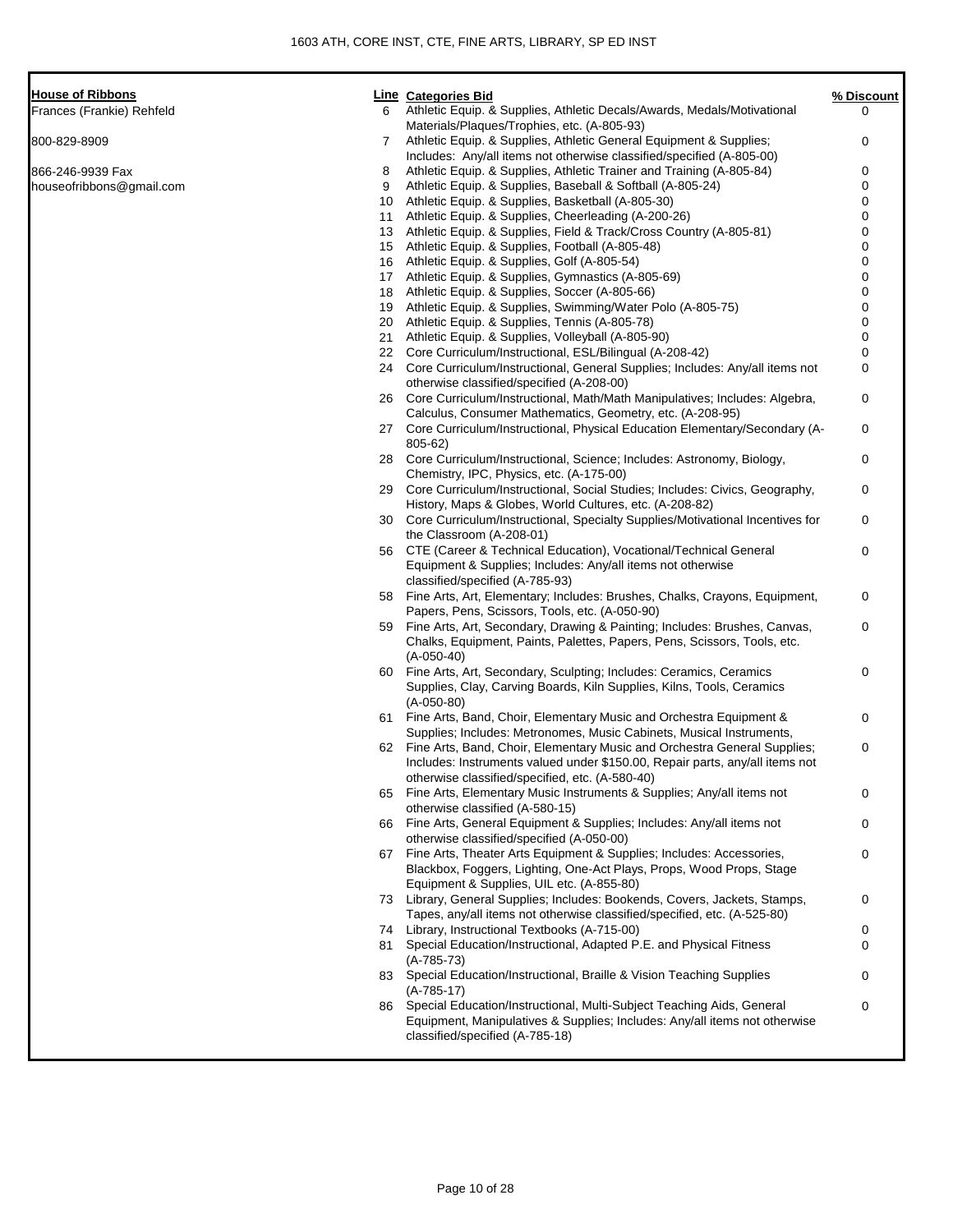1603 ATH, CORE INST, CTE, FINE ARTS, LIBRARY, SP ED INST

| House of Ribbons | Line | Categories Bid | % Discount |
|---|---|---|---|
| Frances (Frankie) Rehfeld | 6 | Athletic Equip. & Supplies, Athletic Decals/Awards, Medals/Motivational Materials/Plaques/Trophies, etc. (A-805-93) | 0 |
| 800-829-8909 | 7 | Athletic Equip. & Supplies, Athletic General Equipment & Supplies; Includes: Any/all items not otherwise classified/specified (A-805-00) | 0 |
| 866-246-9939 Fax | 8 | Athletic Equip. & Supplies, Athletic Trainer and Training (A-805-84) | 0 |
| houseofribbons@gmail.com | 9 | Athletic Equip. & Supplies, Baseball & Softball (A-805-24) | 0 |
| | 10 | Athletic Equip. & Supplies, Basketball (A-805-30) | 0 |
| | 11 | Athletic Equip. & Supplies, Cheerleading (A-200-26) | 0 |
| | 13 | Athletic Equip. & Supplies, Field & Track/Cross Country (A-805-81) | 0 |
| | 15 | Athletic Equip. & Supplies, Football (A-805-48) | 0 |
| | 16 | Athletic Equip. & Supplies, Golf (A-805-54) | 0 |
| | 17 | Athletic Equip. & Supplies, Gymnastics (A-805-69) | 0 |
| | 18 | Athletic Equip. & Supplies, Soccer (A-805-66) | 0 |
| | 19 | Athletic Equip. & Supplies, Swimming/Water Polo (A-805-75) | 0 |
| | 20 | Athletic Equip. & Supplies, Tennis (A-805-78) | 0 |
| | 21 | Athletic Equip. & Supplies, Volleyball (A-805-90) | 0 |
| | 22 | Core Curriculum/Instructional, ESL/Bilingual (A-208-42) | 0 |
| | 24 | Core Curriculum/Instructional, General Supplies; Includes: Any/all items not otherwise classified/specified (A-208-00) | 0 |
| | 26 | Core Curriculum/Instructional, Math/Math Manipulatives; Includes: Algebra, Calculus, Consumer Mathematics, Geometry, etc. (A-208-95) | 0 |
| | 27 | Core Curriculum/Instructional, Physical Education Elementary/Secondary (A-805-62) | 0 |
| | 28 | Core Curriculum/Instructional, Science; Includes: Astronomy, Biology, Chemistry, IPC, Physics, etc. (A-175-00) | 0 |
| | 29 | Core Curriculum/Instructional, Social Studies; Includes: Civics, Geography, History, Maps & Globes, World Cultures, etc. (A-208-82) | 0 |
| | 30 | Core Curriculum/Instructional, Specialty Supplies/Motivational Incentives for the Classroom (A-208-01) | 0 |
| | 56 | CTE (Career & Technical Education), Vocational/Technical General Equipment & Supplies; Includes: Any/all items not otherwise classified/specified (A-785-93) | 0 |
| | 58 | Fine Arts, Art, Elementary; Includes: Brushes, Chalks, Crayons, Equipment, Papers, Pens, Scissors, Tools, etc. (A-050-90) | 0 |
| | 59 | Fine Arts, Art, Secondary, Drawing & Painting; Includes: Brushes, Canvas, Chalks, Equipment, Paints, Palettes, Papers, Pens, Scissors, Tools, etc. (A-050-40) | 0 |
| | 60 | Fine Arts, Art, Secondary, Sculpting; Includes: Ceramics, Ceramics Supplies, Clay, Carving Boards, Kiln Supplies, Kilns, Tools, Ceramics (A-050-80) | 0 |
| | 61 | Fine Arts, Band, Choir, Elementary Music and Orchestra Equipment & Supplies; Includes: Metronomes, Music Cabinets, Musical Instruments, | 0 |
| | 62 | Fine Arts, Band, Choir, Elementary Music and Orchestra General Supplies; Includes: Instruments valued under $150.00, Repair parts, any/all items not otherwise classified/specified, etc. (A-580-40) | 0 |
| | 65 | Fine Arts, Elementary Music Instruments & Supplies; Any/all items not otherwise classified (A-580-15) | 0 |
| | 66 | Fine Arts, General Equipment & Supplies; Includes: Any/all items not otherwise classified/specified (A-050-00) | 0 |
| | 67 | Fine Arts, Theater Arts Equipment & Supplies; Includes: Accessories, Blackbox, Foggers, Lighting, One-Act Plays, Props, Wood Props, Stage Equipment & Supplies, UIL etc. (A-855-80) | 0 |
| | 73 | Library, General Supplies; Includes: Bookends, Covers, Jackets, Stamps, Tapes, any/all items not otherwise classified/specified, etc. (A-525-80) | 0 |
| | 74 | Library, Instructional Textbooks (A-715-00) | 0 |
| | 81 | Special Education/Instructional, Adapted P.E. and Physical Fitness (A-785-73) | 0 |
| | 83 | Special Education/Instructional, Braille & Vision Teaching Supplies (A-785-17) | 0 |
| | 86 | Special Education/Instructional, Multi-Subject Teaching Aids, General Equipment, Manipulatives & Supplies; Includes: Any/all items not otherwise classified/specified (A-785-18) | 0 |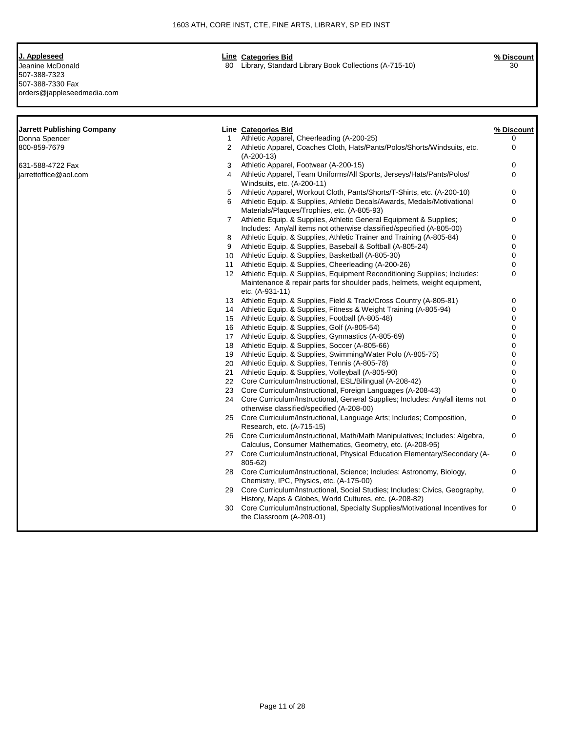**J. Appleseed**
Jeanine McDonald
507-388-7323
507-388-7330 Fax
orders@jappleseedmedia.com

| Line | Categories Bid | % Discount |
| --- | --- | --- |
| 80 | Library, Standard Library Book Collections (A-715-10) | 30 |

**Jarrett Publishing Company**
Donna Spencer
800-859-7679
631-588-4722 Fax
jarrettoffice@aol.com

| Line | Categories Bid | % Discount |
| --- | --- | --- |
| 1 | Athletic Apparel, Cheerleading (A-200-25) | 0 |
| 2 | Athletic Apparel, Coaches Cloth, Hats/Pants/Polos/Shorts/Windsuits, etc. (A-200-13) | 0 |
| 3 | Athletic Apparel, Footwear (A-200-15) | 0 |
| 4 | Athletic Apparel, Team Uniforms/All Sports, Jerseys/Hats/Pants/Polos/ Windsuits, etc. (A-200-11) | 0 |
| 5 | Athletic Apparel, Workout Cloth, Pants/Shorts/T-Shirts, etc. (A-200-10) | 0 |
| 6 | Athletic Equip. & Supplies, Athletic Decals/Awards, Medals/Motivational Materials/Plaques/Trophies, etc. (A-805-93) | 0 |
| 7 | Athletic Equip. & Supplies, Athletic General Equipment & Supplies; Includes: Any/all items not otherwise classified/specified (A-805-00) | 0 |
| 8 | Athletic Equip. & Supplies, Athletic Trainer and Training (A-805-84) | 0 |
| 9 | Athletic Equip. & Supplies, Baseball & Softball (A-805-24) | 0 |
| 10 | Athletic Equip. & Supplies, Basketball (A-805-30) | 0 |
| 11 | Athletic Equip. & Supplies, Cheerleading (A-200-26) | 0 |
| 12 | Athletic Equip. & Supplies, Equipment Reconditioning Supplies; Includes: Maintenance & repair parts for shoulder pads, helmets, weight equipment, etc. (A-931-11) | 0 |
| 13 | Athletic Equip. & Supplies, Field & Track/Cross Country (A-805-81) | 0 |
| 14 | Athletic Equip. & Supplies, Fitness & Weight Training (A-805-94) | 0 |
| 15 | Athletic Equip. & Supplies, Football (A-805-48) | 0 |
| 16 | Athletic Equip. & Supplies, Golf (A-805-54) | 0 |
| 17 | Athletic Equip. & Supplies, Gymnastics (A-805-69) | 0 |
| 18 | Athletic Equip. & Supplies, Soccer (A-805-66) | 0 |
| 19 | Athletic Equip. & Supplies, Swimming/Water Polo (A-805-75) | 0 |
| 20 | Athletic Equip. & Supplies, Tennis (A-805-78) | 0 |
| 21 | Athletic Equip. & Supplies, Volleyball (A-805-90) | 0 |
| 22 | Core Curriculum/Instructional, ESL/Bilingual (A-208-42) | 0 |
| 23 | Core Curriculum/Instructional, Foreign Languages (A-208-43) | 0 |
| 24 | Core Curriculum/Instructional, General Supplies; Includes: Any/all items not otherwise classified/specified (A-208-00) | 0 |
| 25 | Core Curriculum/Instructional, Language Arts; Includes; Composition, Research, etc. (A-715-15) | 0 |
| 26 | Core Curriculum/Instructional, Math/Math Manipulatives; Includes: Algebra, Calculus, Consumer Mathematics, Geometry, etc. (A-208-95) | 0 |
| 27 | Core Curriculum/Instructional, Physical Education Elementary/Secondary (A-805-62) | 0 |
| 28 | Core Curriculum/Instructional, Science; Includes: Astronomy, Biology, Chemistry, IPC, Physics, etc. (A-175-00) | 0 |
| 29 | Core Curriculum/Instructional, Social Studies; Includes: Civics, Geography, History, Maps & Globes, World Cultures, etc. (A-208-82) | 0 |
| 30 | Core Curriculum/Instructional, Specialty Supplies/Motivational Incentives for the Classroom (A-208-01) | 0 |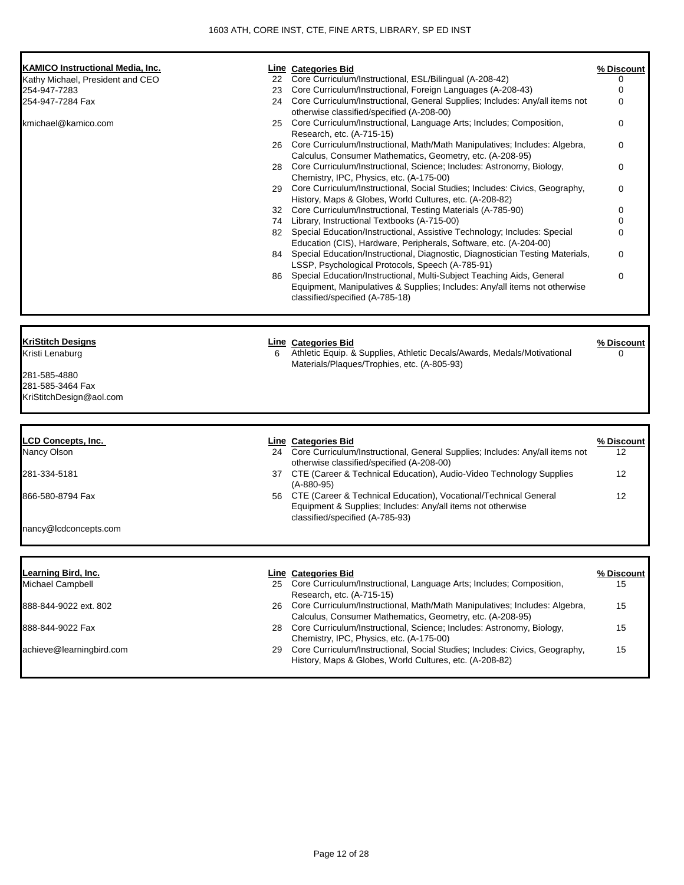1603 ATH, CORE INST, CTE, FINE ARTS, LIBRARY, SP ED INST

| KAMICO Instructional Media, Inc. | Line | Categories Bid | % Discount |
|---|---|---|---|
| Kathy Michael, President and CEO | 22 | Core Curriculum/Instructional, ESL/Bilingual (A-208-42) | 0 |
| 254-947-7283 | 23 | Core Curriculum/Instructional, Foreign Languages (A-208-43) | 0 |
| 254-947-7284 Fax | 24 | Core Curriculum/Instructional, General Supplies; Includes: Any/all items not otherwise classified/specified (A-208-00) | 0 |
| kmichael@kamico.com | 25 | Core Curriculum/Instructional, Language Arts; Includes; Composition, Research, etc. (A-715-15) | 0 |
| | 26 | Core Curriculum/Instructional, Math/Math Manipulatives; Includes: Algebra, Calculus, Consumer Mathematics, Geometry, etc. (A-208-95) | 0 |
| | 28 | Core Curriculum/Instructional, Science; Includes: Astronomy, Biology, Chemistry, IPC, Physics, etc. (A-175-00) | 0 |
| | 29 | Core Curriculum/Instructional, Social Studies; Includes: Civics, Geography, History, Maps & Globes, World Cultures, etc. (A-208-82) | 0 |
| | 32 | Core Curriculum/Instructional, Testing Materials (A-785-90) | 0 |
| | 74 | Library, Instructional Textbooks (A-715-00) | 0 |
| | 82 | Special Education/Instructional, Assistive Technology; Includes: Special Education (CIS), Hardware, Peripherals, Software, etc. (A-204-00) | 0 |
| | 84 | Special Education/Instructional, Diagnostic, Diagnostician Testing Materials, LSSP, Psychological Protocols, Speech (A-785-91) | 0 |
| | 86 | Special Education/Instructional, Multi-Subject Teaching Aids, General Equipment, Manipulatives & Supplies; Includes: Any/all items not otherwise classified/specified (A-785-18) | 0 |

| KriStitch Designs | Line | Categories Bid | % Discount |
|---|---|---|---|
| Kristi Lenaburg | 6 | Athletic Equip. & Supplies, Athletic Decals/Awards, Medals/Motivational Materials/Plaques/Trophies, etc. (A-805-93) | 0 |
| 281-585-4880 | | | |
| 281-585-3464 Fax | | | |
| KriStitchDesign@aol.com | | | |

| LCD Concepts, Inc. | Line | Categories Bid | % Discount |
|---|---|---|---|
| Nancy Olson | 24 | Core Curriculum/Instructional, General Supplies; Includes: Any/all items not otherwise classified/specified (A-208-00) | 12 |
| 281-334-5181 | 37 | CTE (Career & Technical Education), Audio-Video Technology Supplies (A-880-95) | 12 |
| 866-580-8794 Fax | 56 | CTE (Career & Technical Education), Vocational/Technical General Equipment & Supplies; Includes: Any/all items not otherwise classified/specified (A-785-93) | 12 |
| nancy@lcdconcepts.com | | | |

| Learning Bird, Inc. | Line | Categories Bid | % Discount |
|---|---|---|---|
| Michael Campbell | 25 | Core Curriculum/Instructional, Language Arts; Includes; Composition, Research, etc. (A-715-15) | 15 |
| 888-844-9022 ext. 802 | 26 | Core Curriculum/Instructional, Math/Math Manipulatives; Includes: Algebra, Calculus, Consumer Mathematics, Geometry, etc. (A-208-95) | 15 |
| 888-844-9022 Fax | 28 | Core Curriculum/Instructional, Science; Includes: Astronomy, Biology, Chemistry, IPC, Physics, etc. (A-175-00) | 15 |
| achieve@learningbird.com | 29 | Core Curriculum/Instructional, Social Studies; Includes: Civics, Geography, History, Maps & Globes, World Cultures, etc. (A-208-82) | 15 |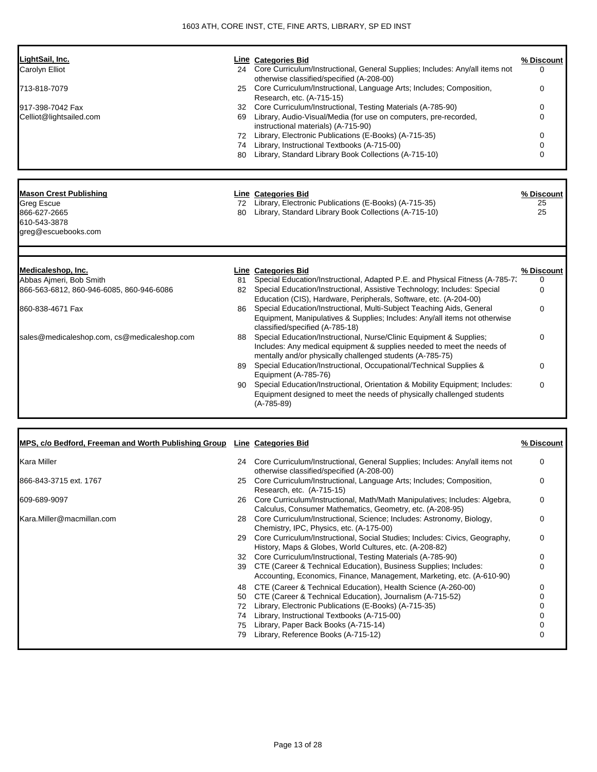| LightSail, Inc. | Line | Categories Bid | % Discount |
|---|---|---|---|
| Carolyn Elliot | 24 | Core Curriculum/Instructional, General Supplies; Includes: Any/all items not otherwise classified/specified (A-208-00) | 0 |
| 713-818-7079 | 25 | Core Curriculum/Instructional, Language Arts; Includes; Composition, Research, etc. (A-715-15) | 0 |
| 917-398-7042 Fax | 32 | Core Curriculum/Instructional, Testing Materials (A-785-90) | 0 |
| Celliot@lightsailed.com | 69 | Library, Audio-Visual/Media (for use on computers, pre-recorded, instructional materials) (A-715-90) | 0 |
| | 72 | Library, Electronic Publications (E-Books) (A-715-35) | 0 |
| | 74 | Library, Instructional Textbooks (A-715-00) | 0 |
| | 80 | Library, Standard Library Book Collections (A-715-10) | 0 |

| Mason Crest Publishing | Line | Categories Bid | % Discount |
|---|---|---|---|
| Greg Escue | 72 | Library, Electronic Publications (E-Books) (A-715-35) | 25 |
| 866-627-2665 | 80 | Library, Standard Library Book Collections (A-715-10) | 25 |
| 610-543-3878 | | | |
| greg@escuebooks.com | | | |

| Medicaleshop, Inc. | Line | Categories Bid | % Discount |
|---|---|---|---|
| Abbas Ajmeri, Bob Smith | 81 | Special Education/Instructional, Adapted P.E. and Physical Fitness (A-785-7: | 0 |
| 866-563-6812, 860-946-6085, 860-946-6086 | 82 | Special Education/Instructional, Assistive Technology; Includes: Special Education (CIS), Hardware, Peripherals, Software, etc. (A-204-00) | 0 |
| 860-838-4671 Fax | 86 | Special Education/Instructional, Multi-Subject Teaching Aids, General Equipment, Manipulatives & Supplies; Includes: Any/all items not otherwise classified/specified (A-785-18) | 0 |
| sales@medicaleshop.com, cs@medicaleshop.com | 88 | Special Education/Instructional, Nurse/Clinic Equipment & Supplies; Includes: Any medical equipment & supplies needed to meet the needs of mentally and/or physically challenged students (A-785-75) | 0 |
| | 89 | Special Education/Instructional, Occupational/Technical Supplies & Equipment (A-785-76) | 0 |
| | 90 | Special Education/Instructional, Orientation & Mobility Equipment; Includes: Equipment designed to meet the needs of physically challenged students (A-785-89) | 0 |

| MPS, c/o Bedford, Freeman and Worth Publishing Group | Line | Categories Bid | % Discount |
|---|---|---|---|
| Kara Miller | 24 | Core Curriculum/Instructional, General Supplies; Includes: Any/all items not otherwise classified/specified (A-208-00) | 0 |
| 866-843-3715 ext. 1767 | 25 | Core Curriculum/Instructional, Language Arts; Includes; Composition, Research, etc. (A-715-15) | 0 |
| 609-689-9097 | 26 | Core Curriculum/Instructional, Math/Math Manipulatives; Includes: Algebra, Calculus, Consumer Mathematics, Geometry, etc. (A-208-95) | 0 |
| Kara.Miller@macmillan.com | 28 | Core Curriculum/Instructional, Science; Includes: Astronomy, Biology, Chemistry, IPC, Physics, etc. (A-175-00) | 0 |
| | 29 | Core Curriculum/Instructional, Social Studies; Includes: Civics, Geography, History, Maps & Globes, World Cultures, etc. (A-208-82) | 0 |
| | 32 | Core Curriculum/Instructional, Testing Materials (A-785-90) | 0 |
| | 39 | CTE (Career & Technical Education), Business Supplies; Includes: Accounting, Economics, Finance, Management, Marketing, etc. (A-610-90) | 0 |
| | 48 | CTE (Career & Technical Education), Health Science (A-260-00) | 0 |
| | 50 | CTE (Career & Technical Education), Journalism (A-715-52) | 0 |
| | 72 | Library, Electronic Publications (E-Books) (A-715-35) | 0 |
| | 74 | Library, Instructional Textbooks (A-715-00) | 0 |
| | 75 | Library, Paper Back Books (A-715-14) | 0 |
| | 79 | Library, Reference Books (A-715-12) | 0 |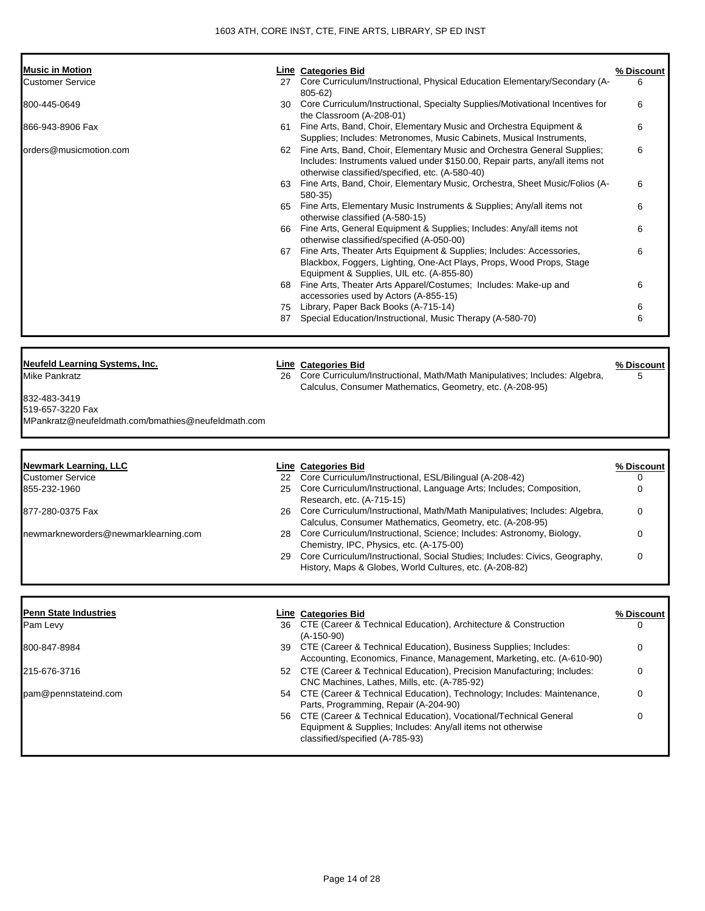1603 ATH, CORE INST, CTE, FINE ARTS, LIBRARY, SP ED INST

| Music in Motion | Line | Categories Bid | % Discount |
|---|---|---|---|
| Customer Service | 27 | Core Curriculum/Instructional, Physical Education Elementary/Secondary (A-805-62) | 6 |
| 800-445-0649 | 30 | Core Curriculum/Instructional, Specialty Supplies/Motivational Incentives for the Classroom (A-208-01) | 6 |
| 866-943-8906 Fax | 61 | Fine Arts, Band, Choir, Elementary Music and Orchestra Equipment & Supplies; Includes: Metronomes, Music Cabinets, Musical Instruments, | 6 |
| orders@musicmotion.com | 62 | Fine Arts, Band, Choir, Elementary Music and Orchestra General Supplies; Includes: Instruments valued under $150.00, Repair parts, any/all items not otherwise classified/specified, etc. (A-580-40) | 6 |
| | 63 | Fine Arts, Band, Choir, Elementary Music, Orchestra, Sheet Music/Folios (A-580-35) | 6 |
| | 65 | Fine Arts, Elementary Music Instruments & Supplies; Any/all items not otherwise classified (A-580-15) | 6 |
| | 66 | Fine Arts, General Equipment & Supplies; Includes: Any/all items not otherwise classified/specified (A-050-00) | 6 |
| | 67 | Fine Arts, Theater Arts Equipment & Supplies; Includes: Accessories, Blackbox, Foggers, Lighting, One-Act Plays, Props, Wood Props, Stage Equipment & Supplies, UIL etc. (A-855-80) | 6 |
| | 68 | Fine Arts, Theater Arts Apparel/Costumes; Includes: Make-up and accessories used by Actors (A-855-15) | 6 |
| | 75 | Library, Paper Back Books (A-715-14) | 6 |
| | 87 | Special Education/Instructional, Music Therapy (A-580-70) | 6 |

| Neufeld Learning Systems, Inc. | Line | Categories Bid | % Discount |
|---|---|---|---|
| Mike Pankratz | 26 | Core Curriculum/Instructional, Math/Math Manipulatives; Includes: Algebra, Calculus, Consumer Mathematics, Geometry, etc. (A-208-95) | 5 |
| 832-483-3419 | | | |
| 519-657-3220 Fax | | | |
| MPankratz@neufeldmath.com/bmathies@neufeldmath.com | | | |

| Newmark Learning, LLC | Line | Categories Bid | % Discount |
|---|---|---|---|
| Customer Service | 22 | Core Curriculum/Instructional, ESL/Bilingual (A-208-42) | 0 |
| 855-232-1960 | 25 | Core Curriculum/Instructional, Language Arts; Includes; Composition, Research, etc. (A-715-15) | 0 |
| 877-280-0375 Fax | 26 | Core Curriculum/Instructional, Math/Math Manipulatives; Includes: Algebra, Calculus, Consumer Mathematics, Geometry, etc. (A-208-95) | 0 |
| newmarkneworders@newmarklearning.com | 28 | Core Curriculum/Instructional, Science; Includes: Astronomy, Biology, Chemistry, IPC, Physics, etc. (A-175-00) | 0 |
| | 29 | Core Curriculum/Instructional, Social Studies; Includes: Civics, Geography, History, Maps & Globes, World Cultures, etc. (A-208-82) | 0 |

| Penn State Industries | Line | Categories Bid | % Discount |
|---|---|---|---|
| Pam Levy | 36 | CTE (Career & Technical Education), Architecture & Construction (A-150-90) | 0 |
| 800-847-8984 | 39 | CTE (Career & Technical Education), Business Supplies; Includes: Accounting, Economics, Finance, Management, Marketing, etc. (A-610-90) | 0 |
| 215-676-3716 | 52 | CTE (Career & Technical Education), Precision Manufacturing; Includes: CNC Machines, Lathes, Mills, etc. (A-785-92) | 0 |
| pam@pennstateind.com | 54 | CTE (Career & Technical Education), Technology; Includes: Maintenance, Parts, Programming, Repair (A-204-90) | 0 |
| | 56 | CTE (Career & Technical Education), Vocational/Technical General Equipment & Supplies; Includes: Any/all items not otherwise classified/specified (A-785-93) | 0 |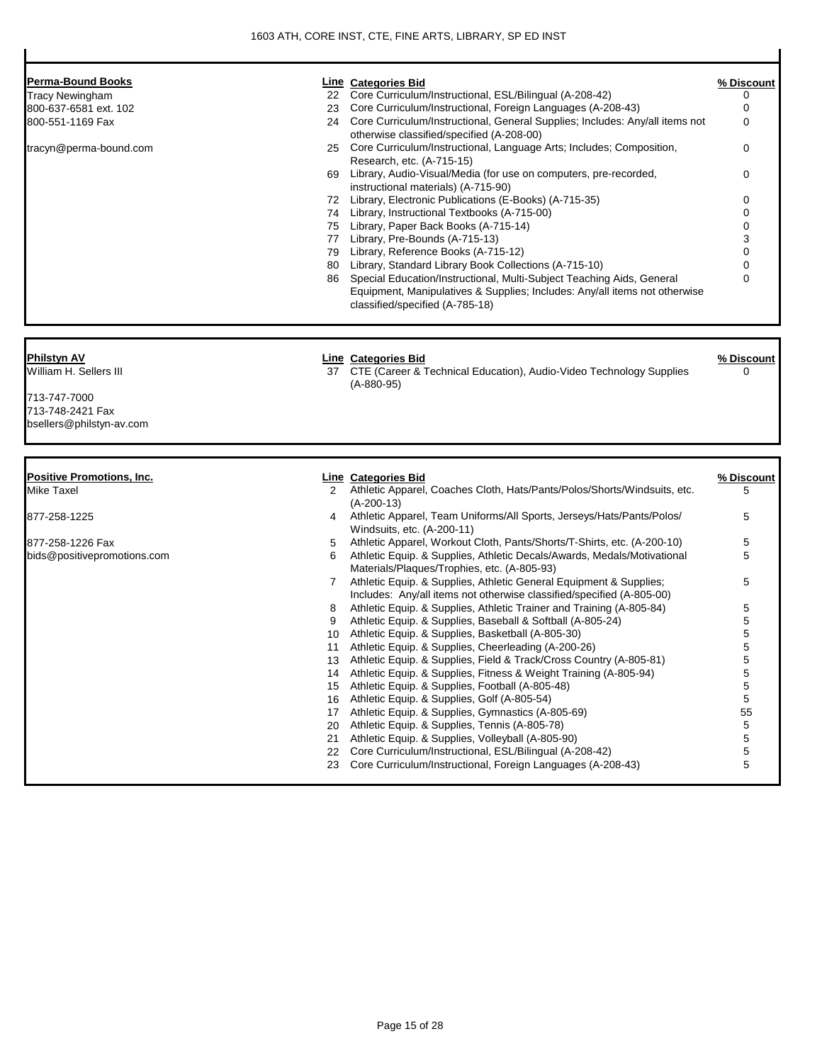1603 ATH, CORE INST, CTE, FINE ARTS, LIBRARY, SP ED INST

**Perma-Bound Books**
Tracy Newingham
800-637-6581 ext. 102
800-551-1169 Fax
tracyn@perma-bound.com

| Line | Categories Bid | % Discount |
|---|---|---|
| 22 | Core Curriculum/Instructional, ESL/Bilingual (A-208-42) | 0 |
| 23 | Core Curriculum/Instructional, Foreign Languages (A-208-43) | 0 |
| 24 | Core Curriculum/Instructional, General Supplies; Includes: Any/all items not otherwise classified/specified (A-208-00) | 0 |
| 25 | Core Curriculum/Instructional, Language Arts; Includes; Composition, Research, etc. (A-715-15) | 0 |
| 69 | Library, Audio-Visual/Media (for use on computers, pre-recorded, instructional materials) (A-715-90) | 0 |
| 72 | Library, Electronic Publications (E-Books) (A-715-35) | 0 |
| 74 | Library, Instructional Textbooks (A-715-00) | 0 |
| 75 | Library, Paper Back Books (A-715-14) | 0 |
| 77 | Library, Pre-Bounds (A-715-13) | 3 |
| 79 | Library, Reference Books (A-715-12) | 0 |
| 80 | Library, Standard Library Book Collections (A-715-10) | 0 |
| 86 | Special Education/Instructional, Multi-Subject Teaching Aids, General Equipment, Manipulatives & Supplies; Includes: Any/all items not otherwise classified/specified (A-785-18) | 0 |

**Philstyn AV**
William H. Sellers III
713-747-7000
713-748-2421 Fax
bsellers@philstyn-av.com

| Line | Categories Bid | % Discount |
|---|---|---|
| 37 | CTE (Career & Technical Education), Audio-Video Technology Supplies (A-880-95) | 0 |

**Positive Promotions, Inc.**
Mike Taxel
877-258-1225
877-258-1226 Fax
bids@positivepromotions.com

| Line | Categories Bid | % Discount |
|---|---|---|
| 2 | Athletic Apparel, Coaches Cloth, Hats/Pants/Polos/Shorts/Windsuits, etc. (A-200-13) | 5 |
| 4 | Athletic Apparel, Team Uniforms/All Sports, Jerseys/Hats/Pants/Polos/ Windsuits, etc. (A-200-11) | 5 |
| 5 | Athletic Apparel, Workout Cloth, Pants/Shorts/T-Shirts, etc. (A-200-10) | 5 |
| 6 | Athletic Equip. & Supplies, Athletic Decals/Awards, Medals/Motivational Materials/Plaques/Trophies, etc. (A-805-93) | 5 |
| 7 | Athletic Equip. & Supplies, Athletic General Equipment & Supplies; Includes: Any/all items not otherwise classified/specified (A-805-00) | 5 |
| 8 | Athletic Equip. & Supplies, Athletic Trainer and Training (A-805-84) | 5 |
| 9 | Athletic Equip. & Supplies, Baseball & Softball (A-805-24) | 5 |
| 10 | Athletic Equip. & Supplies, Basketball (A-805-30) | 5 |
| 11 | Athletic Equip. & Supplies, Cheerleading (A-200-26) | 5 |
| 13 | Athletic Equip. & Supplies, Field & Track/Cross Country (A-805-81) | 5 |
| 14 | Athletic Equip. & Supplies, Fitness & Weight Training (A-805-94) | 5 |
| 15 | Athletic Equip. & Supplies, Football (A-805-48) | 5 |
| 16 | Athletic Equip. & Supplies, Golf (A-805-54) | 5 |
| 17 | Athletic Equip. & Supplies, Gymnastics (A-805-69) | 55 |
| 20 | Athletic Equip. & Supplies, Tennis (A-805-78) | 5 |
| 21 | Athletic Equip. & Supplies, Volleyball (A-805-90) | 5 |
| 22 | Core Curriculum/Instructional, ESL/Bilingual (A-208-42) | 5 |
| 23 | Core Curriculum/Instructional, Foreign Languages (A-208-43) | 5 |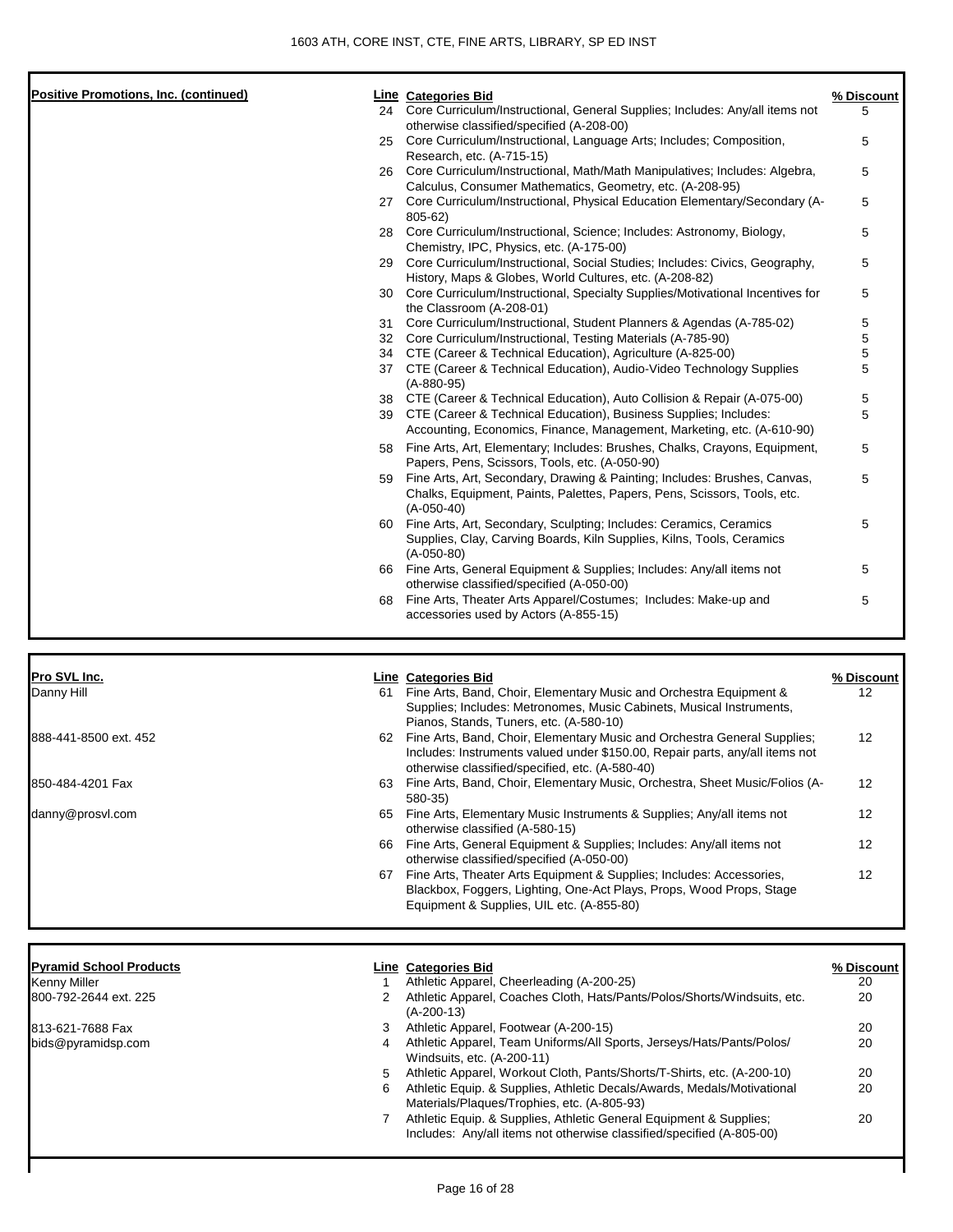| Positive Promotions, Inc. (continued) | Line | Categories Bid | % Discount |
|---|---|---|---|
| | 24 | Core Curriculum/Instructional, General Supplies; Includes: Any/all items not otherwise classified/specified (A-208-00) | 5 |
| | 25 | Core Curriculum/Instructional, Language Arts; Includes; Composition, Research, etc. (A-715-15) | 5 |
| | 26 | Core Curriculum/Instructional, Math/Math Manipulatives; Includes: Algebra, Calculus, Consumer Mathematics, Geometry, etc. (A-208-95) | 5 |
| | 27 | Core Curriculum/Instructional, Physical Education Elementary/Secondary (A-805-62) | 5 |
| | 28 | Core Curriculum/Instructional, Science; Includes: Astronomy, Biology, Chemistry, IPC, Physics, etc. (A-175-00) | 5 |
| | 29 | Core Curriculum/Instructional, Social Studies; Includes: Civics, Geography, History, Maps & Globes, World Cultures, etc. (A-208-82) | 5 |
| | 30 | Core Curriculum/Instructional, Specialty Supplies/Motivational Incentives for the Classroom (A-208-01) | 5 |
| | 31 | Core Curriculum/Instructional, Student Planners & Agendas (A-785-02) | 5 |
| | 32 | Core Curriculum/Instructional, Testing Materials (A-785-90) | 5 |
| | 34 | CTE (Career & Technical Education), Agriculture (A-825-00) | 5 |
| | 37 | CTE (Career & Technical Education), Audio-Video Technology Supplies (A-880-95) | 5 |
| | 38 | CTE (Career & Technical Education), Auto Collision & Repair (A-075-00) | 5 |
| | 39 | CTE (Career & Technical Education), Business Supplies; Includes: Accounting, Economics, Finance, Management, Marketing, etc. (A-610-90) | 5 |
| | 58 | Fine Arts, Art, Elementary; Includes: Brushes, Chalks, Crayons, Equipment, Papers, Pens, Scissors, Tools, etc. (A-050-90) | 5 |
| | 59 | Fine Arts, Art, Secondary, Drawing & Painting; Includes: Brushes, Canvas, Chalks, Equipment, Paints, Palettes, Papers, Pens, Scissors, Tools, etc. (A-050-40) | 5 |
| | 60 | Fine Arts, Art, Secondary, Sculpting; Includes: Ceramics, Ceramics Supplies, Clay, Carving Boards, Kiln Supplies, Kilns, Tools, Ceramics (A-050-80) | 5 |
| | 66 | Fine Arts, General Equipment & Supplies; Includes: Any/all items not otherwise classified/specified (A-050-00) | 5 |
| | 68 | Fine Arts, Theater Arts Apparel/Costumes; Includes: Make-up and accessories used by Actors (A-855-15) | 5 |

| Pro SVL Inc. | Line | Categories Bid | % Discount |
|---|---|---|---|
| Danny Hill | 61 | Fine Arts, Band, Choir, Elementary Music and Orchestra Equipment & Supplies; Includes: Metronomes, Music Cabinets, Musical Instruments, Pianos, Stands, Tuners, etc. (A-580-10) | 12 |
| 888-441-8500 ext. 452 | 62 | Fine Arts, Band, Choir, Elementary Music and Orchestra General Supplies; Includes: Instruments valued under $150.00, Repair parts, any/all items not otherwise classified/specified, etc. (A-580-40) | 12 |
| 850-484-4201 Fax | 63 | Fine Arts, Band, Choir, Elementary Music, Orchestra, Sheet Music/Folios (A-580-35) | 12 |
| danny@prosvl.com | 65 | Fine Arts, Elementary Music Instruments & Supplies; Any/all items not otherwise classified (A-580-15) | 12 |
| | 66 | Fine Arts, General Equipment & Supplies; Includes: Any/all items not otherwise classified/specified (A-050-00) | 12 |
| | 67 | Fine Arts, Theater Arts Equipment & Supplies; Includes: Accessories, Blackbox, Foggers, Lighting, One-Act Plays, Props, Wood Props, Stage Equipment & Supplies, UIL etc. (A-855-80) | 12 |

| Pyramid School Products | Line | Categories Bid | % Discount |
|---|---|---|---|
| Kenny Miller | 1 | Athletic Apparel, Cheerleading (A-200-25) | 20 |
| 800-792-2644 ext. 225 | 2 | Athletic Apparel, Coaches Cloth, Hats/Pants/Polos/Shorts/Windsuits, etc. (A-200-13) | 20 |
| 813-621-7688 Fax | 3 | Athletic Apparel, Footwear (A-200-15) | 20 |
| bids@pyramidsp.com | 4 | Athletic Apparel, Team Uniforms/All Sports, Jerseys/Hats/Pants/Polos/ Windsuits, etc. (A-200-11) | 20 |
| | 5 | Athletic Apparel, Workout Cloth, Pants/Shorts/T-Shirts, etc. (A-200-10) | 20 |
| | 6 | Athletic Equip. & Supplies, Athletic Decals/Awards, Medals/Motivational Materials/Plaques/Trophies, etc. (A-805-93) | 20 |
| | 7 | Athletic Equip. & Supplies, Athletic General Equipment & Supplies; Includes: Any/all items not otherwise classified/specified (A-805-00) | 20 |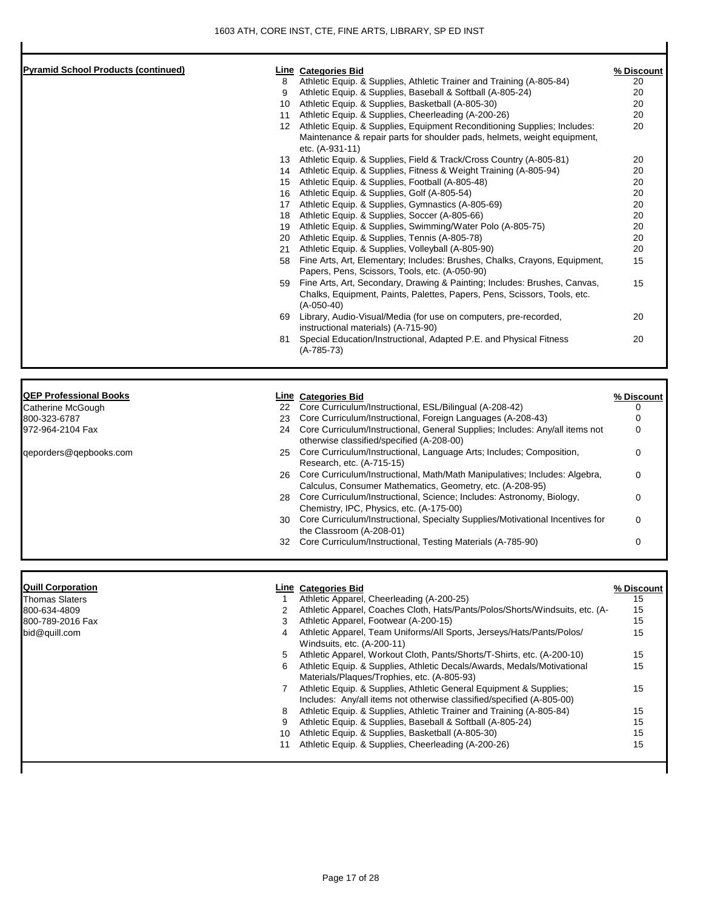## Pyramid School Products (continued)

| Line | Categories Bid | % Discount |
|---|---|---|
| 8 | Athletic Equip. & Supplies, Athletic Trainer and Training (A-805-84) | 20 |
| 9 | Athletic Equip. & Supplies, Baseball & Softball (A-805-24) | 20 |
| 10 | Athletic Equip. & Supplies, Basketball (A-805-30) | 20 |
| 11 | Athletic Equip. & Supplies, Cheerleading (A-200-26) | 20 |
| 12 | Athletic Equip. & Supplies, Equipment Reconditioning Supplies; Includes: Maintenance & repair parts for shoulder pads, helmets, weight equipment, etc. (A-931-11) | 20 |
| 13 | Athletic Equip. & Supplies, Field & Track/Cross Country (A-805-81) | 20 |
| 14 | Athletic Equip. & Supplies, Fitness & Weight Training (A-805-94) | 20 |
| 15 | Athletic Equip. & Supplies, Football (A-805-48) | 20 |
| 16 | Athletic Equip. & Supplies, Golf (A-805-54) | 20 |
| 17 | Athletic Equip. & Supplies, Gymnastics (A-805-69) | 20 |
| 18 | Athletic Equip. & Supplies, Soccer (A-805-66) | 20 |
| 19 | Athletic Equip. & Supplies, Swimming/Water Polo (A-805-75) | 20 |
| 20 | Athletic Equip. & Supplies, Tennis (A-805-78) | 20 |
| 21 | Athletic Equip. & Supplies, Volleyball (A-805-90) | 20 |
| 58 | Fine Arts, Art, Elementary; Includes: Brushes, Chalks, Crayons, Equipment, Papers, Pens, Scissors, Tools, etc. (A-050-90) | 15 |
| 59 | Fine Arts, Art, Secondary, Drawing & Painting; Includes: Brushes, Canvas, Chalks, Equipment, Paints, Palettes, Papers, Pens, Scissors, Tools, etc. (A-050-40) | 15 |
| 69 | Library, Audio-Visual/Media (for use on computers, pre-recorded, instructional materials) (A-715-90) | 20 |
| 81 | Special Education/Instructional, Adapted P.E. and Physical Fitness (A-785-73) | 20 |

## QEP Professional Books

Catherine McGough
800-323-6787
972-964-2104 Fax
qeporders@qepbooks.com

| Line | Categories Bid | % Discount |
|---|---|---|
| 22 | Core Curriculum/Instructional, ESL/Bilingual (A-208-42) | 0 |
| 23 | Core Curriculum/Instructional, Foreign Languages (A-208-43) | 0 |
| 24 | Core Curriculum/Instructional, General Supplies; Includes: Any/all items not otherwise classified/specified (A-208-00) | 0 |
| 25 | Core Curriculum/Instructional, Language Arts; Includes; Composition, Research, etc. (A-715-15) | 0 |
| 26 | Core Curriculum/Instructional, Math/Math Manipulatives; Includes: Algebra, Calculus, Consumer Mathematics, Geometry, etc. (A-208-95) | 0 |
| 28 | Core Curriculum/Instructional, Science; Includes: Astronomy, Biology, Chemistry, IPC, Physics, etc. (A-175-00) | 0 |
| 30 | Core Curriculum/Instructional, Specialty Supplies/Motivational Incentives for the Classroom (A-208-01) | 0 |
| 32 | Core Curriculum/Instructional, Testing Materials (A-785-90) | 0 |

## Quill Corporation

Thomas Slaters
800-634-4809
800-789-2016 Fax
bid@quill.com

| Line | Categories Bid | % Discount |
|---|---|---|
| 1 | Athletic Apparel, Cheerleading (A-200-25) | 15 |
| 2 | Athletic Apparel, Coaches Cloth, Hats/Pants/Polos/Shorts/Windsuits, etc. (A- | 15 |
| 3 | Athletic Apparel, Footwear (A-200-15) | 15 |
| 4 | Athletic Apparel, Team Uniforms/All Sports, Jerseys/Hats/Pants/Polos/ Windsuits, etc. (A-200-11) | 15 |
| 5 | Athletic Apparel, Workout Cloth, Pants/Shorts/T-Shirts, etc. (A-200-10) | 15 |
| 6 | Athletic Equip. & Supplies, Athletic Decals/Awards, Medals/Motivational Materials/Plaques/Trophies, etc. (A-805-93) | 15 |
| 7 | Athletic Equip. & Supplies, Athletic General Equipment & Supplies; Includes: Any/all items not otherwise classified/specified (A-805-00) | 15 |
| 8 | Athletic Equip. & Supplies, Athletic Trainer and Training (A-805-84) | 15 |
| 9 | Athletic Equip. & Supplies, Baseball & Softball (A-805-24) | 15 |
| 10 | Athletic Equip. & Supplies, Basketball (A-805-30) | 15 |
| 11 | Athletic Equip. & Supplies, Cheerleading (A-200-26) | 15 |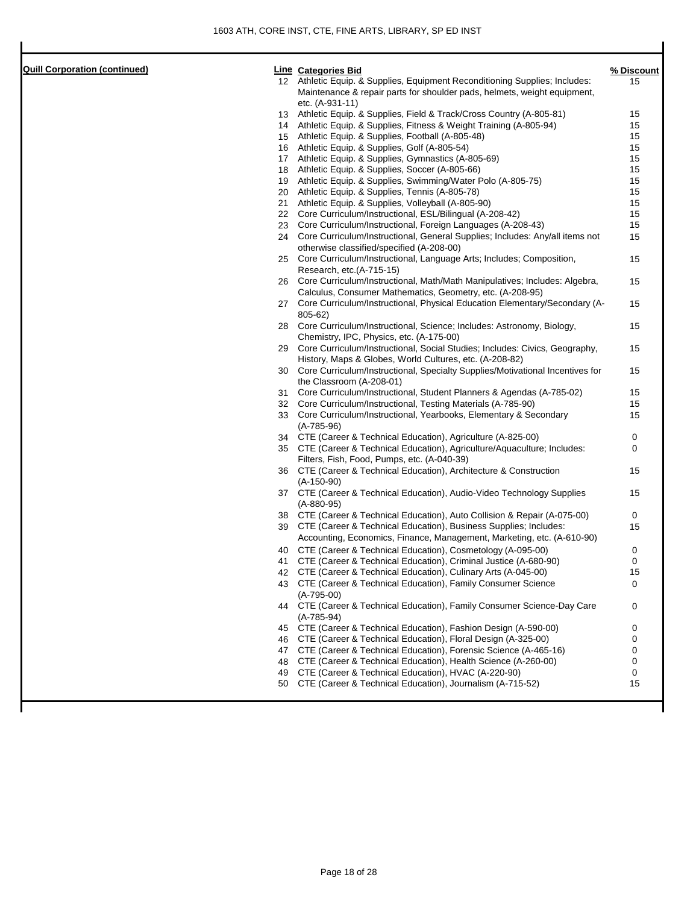1603 ATH, CORE INST, CTE, FINE ARTS, LIBRARY, SP ED INST

| Quill Corporation (continued) | Line | Categories Bid | % Discount |
|---|---|---|---|
| | 12 | Athletic Equip. & Supplies, Equipment Reconditioning Supplies; Includes: Maintenance & repair parts for shoulder pads, helmets, weight equipment, etc. (A-931-11) | 15 |
| | 13 | Athletic Equip. & Supplies, Field & Track/Cross Country (A-805-81) | 15 |
| | 14 | Athletic Equip. & Supplies, Fitness & Weight Training (A-805-94) | 15 |
| | 15 | Athletic Equip. & Supplies, Football (A-805-48) | 15 |
| | 16 | Athletic Equip. & Supplies, Golf (A-805-54) | 15 |
| | 17 | Athletic Equip. & Supplies, Gymnastics (A-805-69) | 15 |
| | 18 | Athletic Equip. & Supplies, Soccer (A-805-66) | 15 |
| | 19 | Athletic Equip. & Supplies, Swimming/Water Polo (A-805-75) | 15 |
| | 20 | Athletic Equip. & Supplies, Tennis (A-805-78) | 15 |
| | 21 | Athletic Equip. & Supplies, Volleyball (A-805-90) | 15 |
| | 22 | Core Curriculum/Instructional, ESL/Bilingual (A-208-42) | 15 |
| | 23 | Core Curriculum/Instructional, Foreign Languages (A-208-43) | 15 |
| | 24 | Core Curriculum/Instructional, General Supplies; Includes: Any/all items not otherwise classified/specified (A-208-00) | 15 |
| | 25 | Core Curriculum/Instructional, Language Arts; Includes; Composition, Research, etc.(A-715-15) | 15 |
| | 26 | Core Curriculum/Instructional, Math/Math Manipulatives; Includes: Algebra, Calculus, Consumer Mathematics, Geometry, etc. (A-208-95) | 15 |
| | 27 | Core Curriculum/Instructional, Physical Education Elementary/Secondary (A-805-62) | 15 |
| | 28 | Core Curriculum/Instructional, Science; Includes: Astronomy, Biology, Chemistry, IPC, Physics, etc. (A-175-00) | 15 |
| | 29 | Core Curriculum/Instructional, Social Studies; Includes: Civics, Geography, History, Maps & Globes, World Cultures, etc. (A-208-82) | 15 |
| | 30 | Core Curriculum/Instructional, Specialty Supplies/Motivational Incentives for the Classroom (A-208-01) | 15 |
| | 31 | Core Curriculum/Instructional, Student Planners & Agendas (A-785-02) | 15 |
| | 32 | Core Curriculum/Instructional, Testing Materials (A-785-90) | 15 |
| | 33 | Core Curriculum/Instructional, Yearbooks, Elementary & Secondary (A-785-96) | 15 |
| | 34 | CTE (Career & Technical Education), Agriculture (A-825-00) | 0 |
| | 35 | CTE (Career & Technical Education), Agriculture/Aquaculture; Includes: Filters, Fish, Food, Pumps, etc. (A-040-39) | 0 |
| | 36 | CTE (Career & Technical Education), Architecture & Construction (A-150-90) | 15 |
| | 37 | CTE (Career & Technical Education), Audio-Video Technology Supplies (A-880-95) | 15 |
| | 38 | CTE (Career & Technical Education), Auto Collision & Repair (A-075-00) | 0 |
| | 39 | CTE (Career & Technical Education), Business Supplies; Includes: Accounting, Economics, Finance, Management, Marketing, etc. (A-610-90) | 15 |
| | 40 | CTE (Career & Technical Education), Cosmetology (A-095-00) | 0 |
| | 41 | CTE (Career & Technical Education), Criminal Justice (A-680-90) | 0 |
| | 42 | CTE (Career & Technical Education), Culinary Arts (A-045-00) | 15 |
| | 43 | CTE (Career & Technical Education), Family Consumer Science (A-795-00) | 0 |
| | 44 | CTE (Career & Technical Education), Family Consumer Science-Day Care (A-785-94) | 0 |
| | 45 | CTE (Career & Technical Education), Fashion Design (A-590-00) | 0 |
| | 46 | CTE (Career & Technical Education), Floral Design (A-325-00) | 0 |
| | 47 | CTE (Career & Technical Education), Forensic Science (A-465-16) | 0 |
| | 48 | CTE (Career & Technical Education), Health Science (A-260-00) | 0 |
| | 49 | CTE (Career & Technical Education), HVAC (A-220-90) | 0 |
| | 50 | CTE (Career & Technical Education), Journalism (A-715-52) | 15 |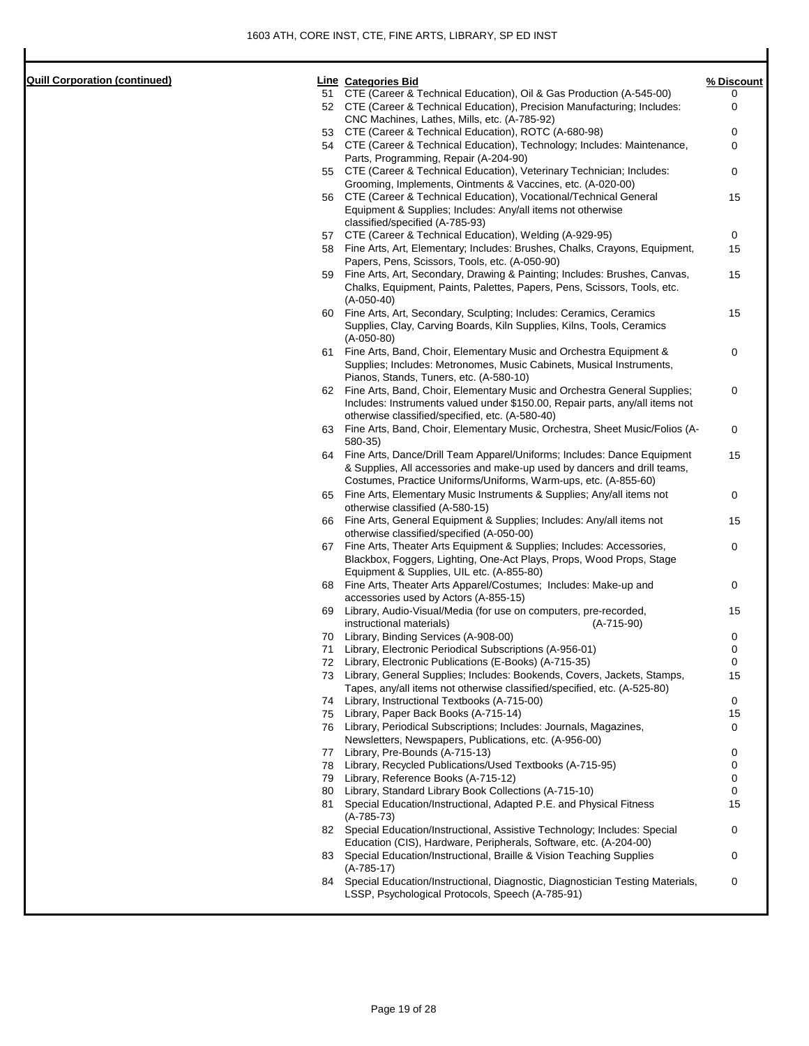1603 ATH, CORE INST, CTE, FINE ARTS, LIBRARY, SP ED INST

**Quill Corporation (continued)**

| Line | Categories Bid | % Discount |
|---|---|---|
| 51 | CTE (Career & Technical Education), Oil & Gas Production (A-545-00) | 0 |
| 52 | CTE (Career & Technical Education), Precision Manufacturing; Includes: CNC Machines, Lathes, Mills, etc. (A-785-92) | 0 |
| 53 | CTE (Career & Technical Education), ROTC (A-680-98) | 0 |
| 54 | CTE (Career & Technical Education), Technology; Includes: Maintenance, Parts, Programming, Repair (A-204-90) | 0 |
| 55 | CTE (Career & Technical Education), Veterinary Technician; Includes: Grooming, Implements, Ointments & Vaccines, etc. (A-020-00) | 0 |
| 56 | CTE (Career & Technical Education), Vocational/Technical General Equipment & Supplies; Includes: Any/all items not otherwise classified/specified (A-785-93) | 15 |
| 57 | CTE (Career & Technical Education), Welding (A-929-95) | 0 |
| 58 | Fine Arts, Art, Elementary; Includes: Brushes, Chalks, Crayons, Equipment, Papers, Pens, Scissors, Tools, etc. (A-050-90) | 15 |
| 59 | Fine Arts, Art, Secondary, Drawing & Painting; Includes: Brushes, Canvas, Chalks, Equipment, Paints, Palettes, Papers, Pens, Scissors, Tools, etc. (A-050-40) | 15 |
| 60 | Fine Arts, Art, Secondary, Sculpting; Includes: Ceramics, Ceramics Supplies, Clay, Carving Boards, Kiln Supplies, Kilns, Tools, Ceramics (A-050-80) | 15 |
| 61 | Fine Arts, Band, Choir, Elementary Music and Orchestra Equipment & Supplies; Includes: Metronomes, Music Cabinets, Musical Instruments, Pianos, Stands, Tuners, etc. (A-580-10) | 0 |
| 62 | Fine Arts, Band, Choir, Elementary Music and Orchestra General Supplies; Includes: Instruments valued under $150.00, Repair parts, any/all items not otherwise classified/specified, etc. (A-580-40) | 0 |
| 63 | Fine Arts, Band, Choir, Elementary Music, Orchestra, Sheet Music/Folios (A-580-35) | 0 |
| 64 | Fine Arts, Dance/Drill Team Apparel/Uniforms; Includes: Dance Equipment & Supplies, All accessories and make-up used by dancers and drill teams, Costumes, Practice Uniforms/Uniforms, Warm-ups, etc. (A-855-60) | 15 |
| 65 | Fine Arts, Elementary Music Instruments & Supplies; Any/all items not otherwise classified (A-580-15) | 0 |
| 66 | Fine Arts, General Equipment & Supplies; Includes: Any/all items not otherwise classified/specified (A-050-00) | 15 |
| 67 | Fine Arts, Theater Arts Equipment & Supplies; Includes: Accessories, Blackbox, Foggers, Lighting, One-Act Plays, Props, Wood Props, Stage Equipment & Supplies, UIL etc. (A-855-80) | 0 |
| 68 | Fine Arts, Theater Arts Apparel/Costumes; Includes: Make-up and accessories used by Actors (A-855-15) | 0 |
| 69 | Library, Audio-Visual/Media (for use on computers, pre-recorded, instructional materials) (A-715-90) | 15 |
| 70 | Library, Binding Services (A-908-00) | 0 |
| 71 | Library, Electronic Periodical Subscriptions (A-956-01) | 0 |
| 72 | Library, Electronic Publications (E-Books) (A-715-35) | 0 |
| 73 | Library, General Supplies; Includes: Bookends, Covers, Jackets, Stamps, Tapes, any/all items not otherwise classified/specified, etc. (A-525-80) | 15 |
| 74 | Library, Instructional Textbooks (A-715-00) | 0 |
| 75 | Library, Paper Back Books (A-715-14) | 15 |
| 76 | Library, Periodical Subscriptions; Includes: Journals, Magazines, Newsletters, Newspapers, Publications, etc. (A-956-00) | 0 |
| 77 | Library, Pre-Bounds (A-715-13) | 0 |
| 78 | Library, Recycled Publications/Used Textbooks (A-715-95) | 0 |
| 79 | Library, Reference Books (A-715-12) | 0 |
| 80 | Library, Standard Library Book Collections (A-715-10) | 0 |
| 81 | Special Education/Instructional, Adapted P.E. and Physical Fitness (A-785-73) | 15 |
| 82 | Special Education/Instructional, Assistive Technology; Includes: Special Education (CIS), Hardware, Peripherals, Software, etc. (A-204-00) | 0 |
| 83 | Special Education/Instructional, Braille & Vision Teaching Supplies (A-785-17) | 0 |
| 84 | Special Education/Instructional, Diagnostic, Diagnostician Testing Materials, LSSP, Psychological Protocols, Speech (A-785-91) | 0 |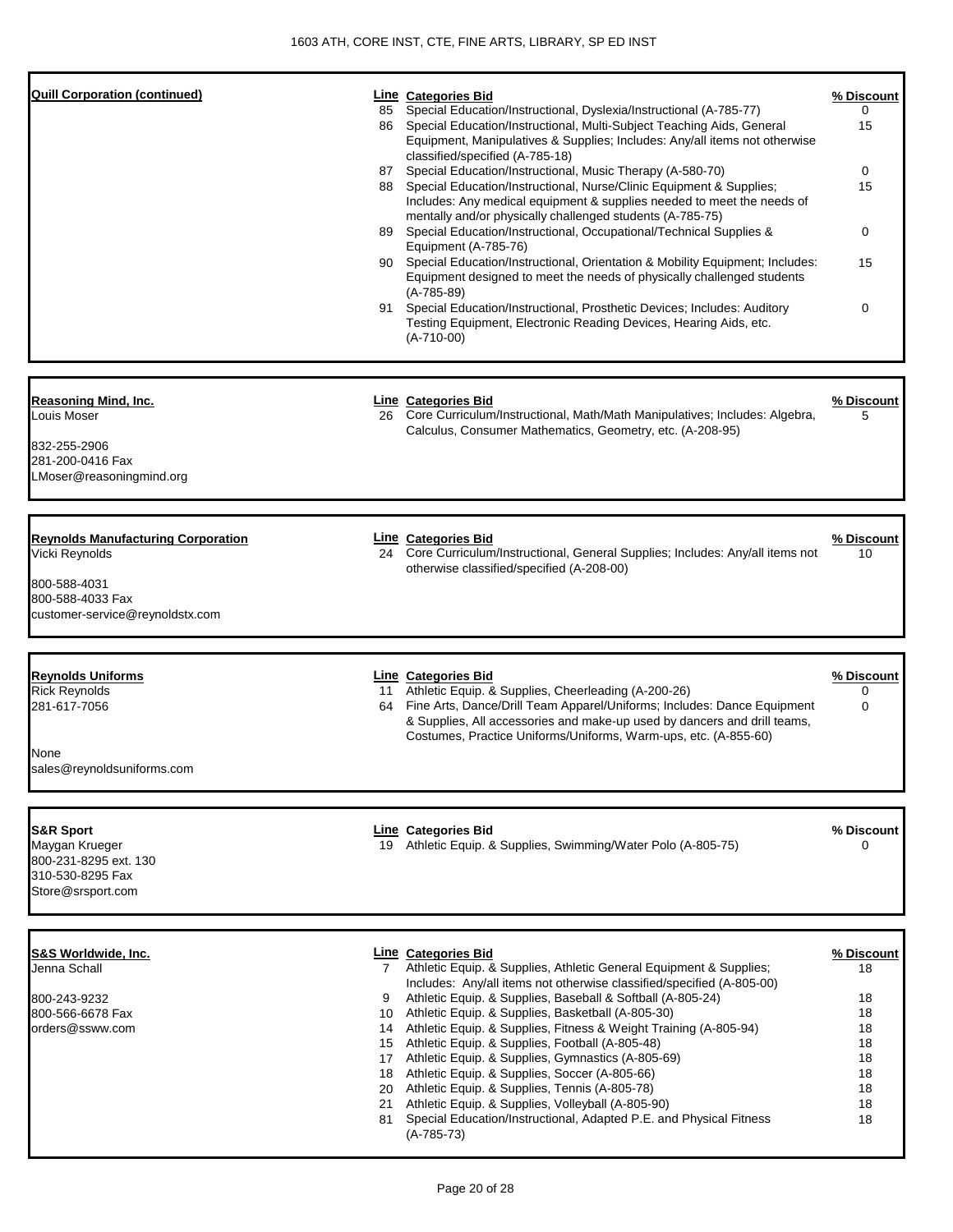## Quill Corporation (continued)

| Line | Categories Bid | % Discount |
|---|---|---|
| 85 | Special Education/Instructional, Dyslexia/Instructional (A-785-77) | 0 |
| 86 | Special Education/Instructional, Multi-Subject Teaching Aids, General Equipment, Manipulatives & Supplies; Includes: Any/all items not otherwise classified/specified (A-785-18) | 15 |
| 87 | Special Education/Instructional, Music Therapy (A-580-70) | 0 |
| 88 | Special Education/Instructional, Nurse/Clinic Equipment & Supplies; Includes: Any medical equipment & supplies needed to meet the needs of mentally and/or physically challenged students (A-785-75) | 15 |
| 89 | Special Education/Instructional, Occupational/Technical Supplies & Equipment (A-785-76) | 0 |
| 90 | Special Education/Instructional, Orientation & Mobility Equipment; Includes: Equipment designed to meet the needs of physically challenged students (A-785-89) | 15 |
| 91 | Special Education/Instructional, Prosthetic Devices; Includes: Auditory Testing Equipment, Electronic Reading Devices, Hearing Aids, etc. (A-710-00) | 0 |

## Reasoning Mind, Inc.

Louis Moser
832-255-2906
281-200-0416 Fax
LMoser@reasoningmind.org

| Line | Categories Bid | % Discount |
|---|---|---|
| 26 | Core Curriculum/Instructional, Math/Math Manipulatives; Includes: Algebra, Calculus, Consumer Mathematics, Geometry, etc. (A-208-95) | 5 |

## Reynolds Manufacturing Corporation

Vicki Reynolds
800-588-4031
800-588-4033 Fax
customer-service@reynoldstx.com

| Line | Categories Bid | % Discount |
|---|---|---|
| 24 | Core Curriculum/Instructional, General Supplies; Includes: Any/all items not otherwise classified/specified (A-208-00) | 10 |

## Reynolds Uniforms

Rick Reynolds
281-617-7056
None
sales@reynoldsuniforms.com

| Line | Categories Bid | % Discount |
|---|---|---|
| 11 | Athletic Equip. & Supplies, Cheerleading (A-200-26) | 0 |
| 64 | Fine Arts, Dance/Drill Team Apparel/Uniforms; Includes: Dance Equipment & Supplies, All accessories and make-up used by dancers and drill teams, Costumes, Practice Uniforms/Uniforms, Warm-ups, etc. (A-855-60) | 0 |

## S&R Sport

Maygan Krueger
800-231-8295 ext. 130
310-530-8295 Fax
Store@srsport.com

| Line | Categories Bid | % Discount |
|---|---|---|
| 19 | Athletic Equip. & Supplies, Swimming/Water Polo (A-805-75) | 0 |

## S&S Worldwide, Inc.

Jenna Schall
800-243-9232
800-566-6678 Fax
orders@ssww.com

| Line | Categories Bid | % Discount |
|---|---|---|
| 7 | Athletic Equip. & Supplies, Athletic General Equipment & Supplies; Includes: Any/all items not otherwise classified/specified (A-805-00) | 18 |
| 9 | Athletic Equip. & Supplies, Baseball & Softball (A-805-24) | 18 |
| 10 | Athletic Equip. & Supplies, Basketball (A-805-30) | 18 |
| 14 | Athletic Equip. & Supplies, Fitness & Weight Training (A-805-94) | 18 |
| 15 | Athletic Equip. & Supplies, Football (A-805-48) | 18 |
| 17 | Athletic Equip. & Supplies, Gymnastics (A-805-69) | 18 |
| 18 | Athletic Equip. & Supplies, Soccer (A-805-66) | 18 |
| 20 | Athletic Equip. & Supplies, Tennis (A-805-78) | 18 |
| 21 | Athletic Equip. & Supplies, Volleyball (A-805-90) | 18 |
| 81 | Special Education/Instructional, Adapted P.E. and Physical Fitness (A-785-73) | 18 |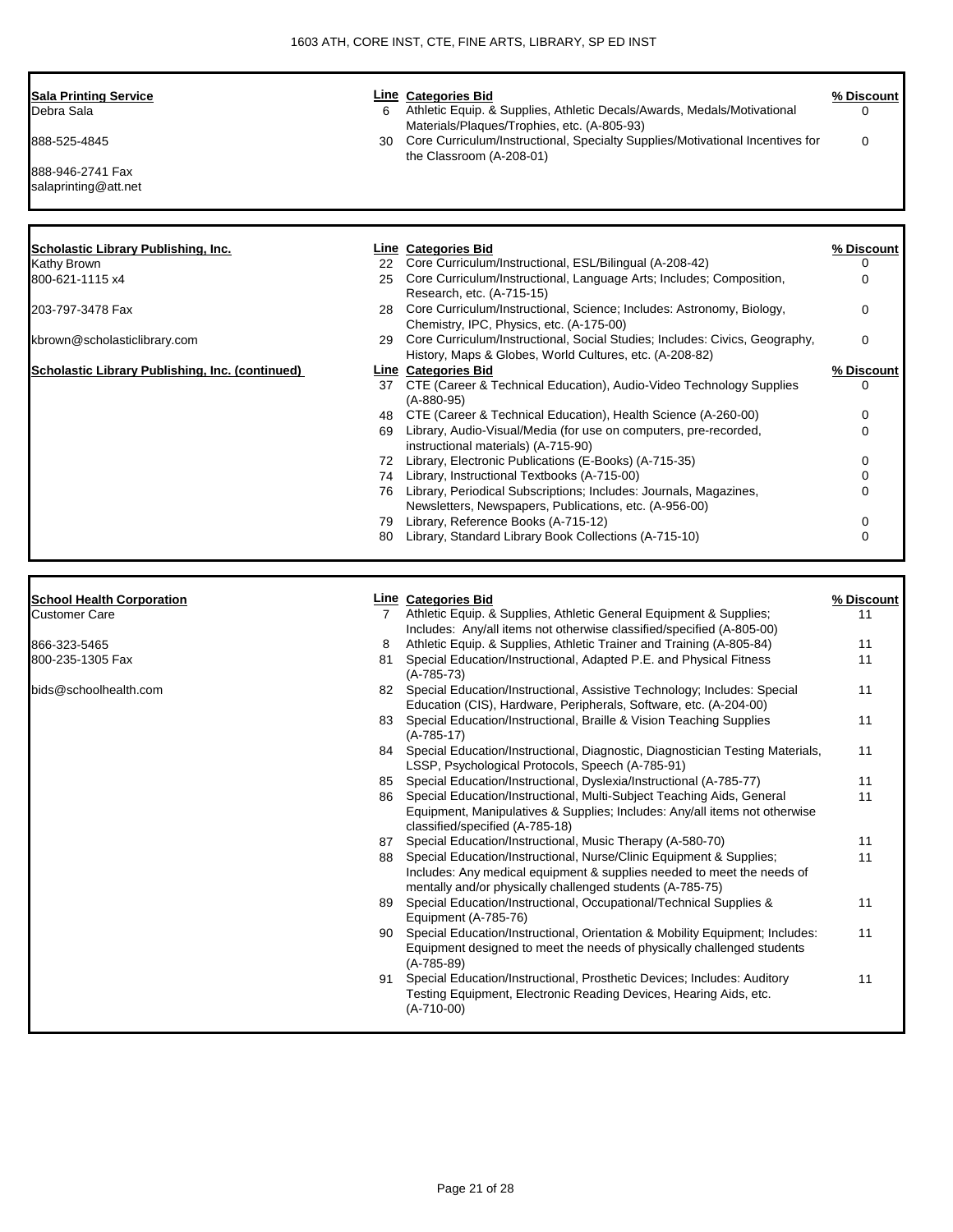| **Sala Printing Service** | Line | Categories Bid | % Discount |
|---|---|---|---|
| Debra Sala | 6 | Athletic Equip. & Supplies, Athletic Decals/Awards, Medals/Motivational Materials/Plaques/Trophies, etc. (A-805-93) | 0 |
| 888-525-4845 | 30 | Core Curriculum/Instructional, Specialty Supplies/Motivational Incentives for the Classroom (A-208-01) | 0 |
| 888-946-2741 Fax | | | |
| salaprinting@att.net | | | |

| **Scholastic Library Publishing, Inc.** | Line | Categories Bid | % Discount |
|---|---|---|---|
| Kathy Brown | 22 | Core Curriculum/Instructional, ESL/Bilingual (A-208-42) | 0 |
| 800-621-1115 x4 | 25 | Core Curriculum/Instructional, Language Arts; Includes; Composition, Research, etc. (A-715-15) | 0 |
| 203-797-3478 Fax | 28 | Core Curriculum/Instructional, Science; Includes: Astronomy, Biology, Chemistry, IPC, Physics, etc. (A-175-00) | 0 |
| kbrown@scholasticlibrary.com | 29 | Core Curriculum/Instructional, Social Studies; Includes: Civics, Geography, History, Maps & Globes, World Cultures, etc. (A-208-82) | 0 |
| **Scholastic Library Publishing, Inc. (continued)** | **Line** | **Categories Bid** | **% Discount** |
| | 37 | CTE (Career & Technical Education), Audio-Video Technology Supplies (A-880-95) | 0 |
| | 48 | CTE (Career & Technical Education), Health Science (A-260-00) | 0 |
| | 69 | Library, Audio-Visual/Media (for use on computers, pre-recorded, instructional materials) (A-715-90) | 0 |
| | 72 | Library, Electronic Publications (E-Books) (A-715-35) | 0 |
| | 74 | Library, Instructional Textbooks (A-715-00) | 0 |
| | 76 | Library, Periodical Subscriptions; Includes: Journals, Magazines, Newsletters, Newspapers, Publications, etc. (A-956-00) | 0 |
| | 79 | Library, Reference Books (A-715-12) | 0 |
| | 80 | Library, Standard Library Book Collections (A-715-10) | 0 |

| **School Health Corporation** | Line | Categories Bid | % Discount |
|---|---|---|---|
| Customer Care | 7 | Athletic Equip. & Supplies, Athletic General Equipment & Supplies; Includes: Any/all items not otherwise classified/specified (A-805-00) | 11 |
| 866-323-5465 | 8 | Athletic Equip. & Supplies, Athletic Trainer and Training (A-805-84) | 11 |
| 800-235-1305 Fax | 81 | Special Education/Instructional, Adapted P.E. and Physical Fitness (A-785-73) | 11 |
| bids@schoolhealth.com | 82 | Special Education/Instructional, Assistive Technology; Includes: Special Education (CIS), Hardware, Peripherals, Software, etc. (A-204-00) | 11 |
| | 83 | Special Education/Instructional, Braille & Vision Teaching Supplies (A-785-17) | 11 |
| | 84 | Special Education/Instructional, Diagnostic, Diagnostician Testing Materials, LSSP, Psychological Protocols, Speech (A-785-91) | 11 |
| | 85 | Special Education/Instructional, Dyslexia/Instructional (A-785-77) | 11 |
| | 86 | Special Education/Instructional, Multi-Subject Teaching Aids, General Equipment, Manipulatives & Supplies; Includes: Any/all items not otherwise classified/specified (A-785-18) | 11 |
| | 87 | Special Education/Instructional, Music Therapy (A-580-70) | 11 |
| | 88 | Special Education/Instructional, Nurse/Clinic Equipment & Supplies; Includes: Any medical equipment & supplies needed to meet the needs of mentally and/or physically challenged students (A-785-75) | 11 |
| | 89 | Special Education/Instructional, Occupational/Technical Supplies & Equipment (A-785-76) | 11 |
| | 90 | Special Education/Instructional, Orientation & Mobility Equipment; Includes: Equipment designed to meet the needs of physically challenged students (A-785-89) | 11 |
| | 91 | Special Education/Instructional, Prosthetic Devices; Includes: Auditory Testing Equipment, Electronic Reading Devices, Hearing Aids, etc. (A-710-00) | 11 |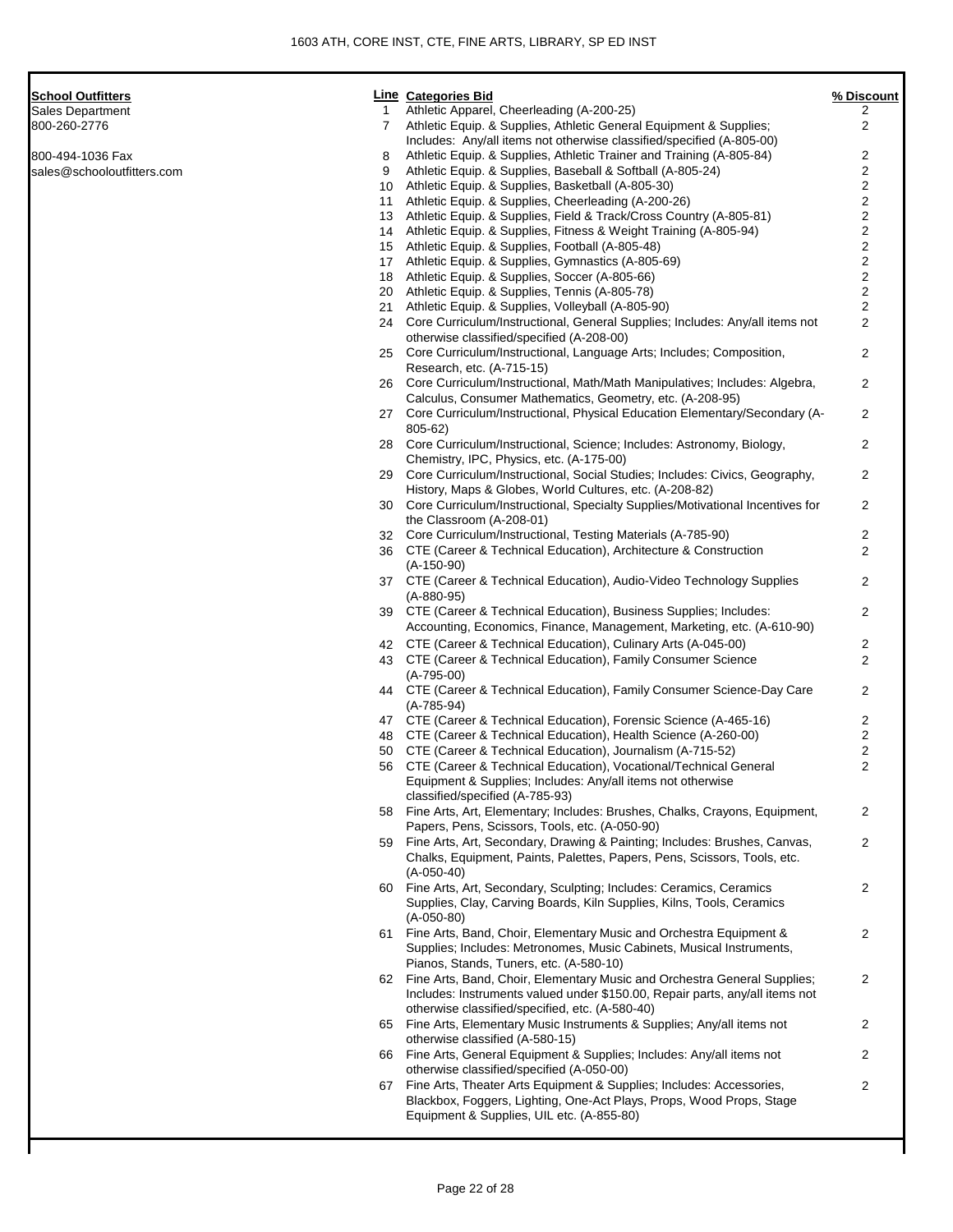1603 ATH, CORE INST, CTE, FINE ARTS, LIBRARY, SP ED INST

| School Outfitters | Line | Categories Bid | % Discount |
|---|---|---|---|
| Sales Department | 1 | Athletic Apparel, Cheerleading (A-200-25) | 2 |
| 800-260-2776 | 7 | Athletic Equip. & Supplies, Athletic General Equipment & Supplies; Includes: Any/all items not otherwise classified/specified (A-805-00) | 2 |
| 800-494-1036 Fax | 8 | Athletic Equip. & Supplies, Athletic Trainer and Training (A-805-84) | 2 |
| sales@schooloutfitters.com | 9 | Athletic Equip. & Supplies, Baseball & Softball (A-805-24) | 2 |
| | 10 | Athletic Equip. & Supplies, Basketball (A-805-30) | 2 |
| | 11 | Athletic Equip. & Supplies, Cheerleading (A-200-26) | 2 |
| | 13 | Athletic Equip. & Supplies, Field & Track/Cross Country (A-805-81) | 2 |
| | 14 | Athletic Equip. & Supplies, Fitness & Weight Training (A-805-94) | 2 |
| | 15 | Athletic Equip. & Supplies, Football (A-805-48) | 2 |
| | 17 | Athletic Equip. & Supplies, Gymnastics (A-805-69) | 2 |
| | 18 | Athletic Equip. & Supplies, Soccer (A-805-66) | 2 |
| | 20 | Athletic Equip. & Supplies, Tennis (A-805-78) | 2 |
| | 21 | Athletic Equip. & Supplies, Volleyball (A-805-90) | 2 |
| | 24 | Core Curriculum/Instructional, General Supplies; Includes: Any/all items not otherwise classified/specified (A-208-00) | 2 |
| | 25 | Core Curriculum/Instructional, Language Arts; Includes; Composition, Research, etc. (A-715-15) | 2 |
| | 26 | Core Curriculum/Instructional, Math/Math Manipulatives; Includes: Algebra, Calculus, Consumer Mathematics, Geometry, etc. (A-208-95) | 2 |
| | 27 | Core Curriculum/Instructional, Physical Education Elementary/Secondary (A-805-62) | 2 |
| | 28 | Core Curriculum/Instructional, Science; Includes: Astronomy, Biology, Chemistry, IPC, Physics, etc. (A-175-00) | 2 |
| | 29 | Core Curriculum/Instructional, Social Studies; Includes: Civics, Geography, History, Maps & Globes, World Cultures, etc. (A-208-82) | 2 |
| | 30 | Core Curriculum/Instructional, Specialty Supplies/Motivational Incentives for the Classroom (A-208-01) | 2 |
| | 32 | Core Curriculum/Instructional, Testing Materials (A-785-90) | 2 |
| | 36 | CTE (Career & Technical Education), Architecture & Construction (A-150-90) | 2 |
| | 37 | CTE (Career & Technical Education), Audio-Video Technology Supplies (A-880-95) | 2 |
| | 39 | CTE (Career & Technical Education), Business Supplies; Includes: Accounting, Economics, Finance, Management, Marketing, etc. (A-610-90) | 2 |
| | 42 | CTE (Career & Technical Education), Culinary Arts (A-045-00) | 2 |
| | 43 | CTE (Career & Technical Education), Family Consumer Science (A-795-00) | 2 |
| | 44 | CTE (Career & Technical Education), Family Consumer Science-Day Care (A-785-94) | 2 |
| | 47 | CTE (Career & Technical Education), Forensic Science (A-465-16) | 2 |
| | 48 | CTE (Career & Technical Education), Health Science (A-260-00) | 2 |
| | 50 | CTE (Career & Technical Education), Journalism (A-715-52) | 2 |
| | 56 | CTE (Career & Technical Education), Vocational/Technical General Equipment & Supplies; Includes: Any/all items not otherwise classified/specified (A-785-93) | 2 |
| | 58 | Fine Arts, Art, Elementary; Includes: Brushes, Chalks, Crayons, Equipment, Papers, Pens, Scissors, Tools, etc. (A-050-90) | 2 |
| | 59 | Fine Arts, Art, Secondary, Drawing & Painting; Includes: Brushes, Canvas, Chalks, Equipment, Paints, Palettes, Papers, Pens, Scissors, Tools, etc. (A-050-40) | 2 |
| | 60 | Fine Arts, Art, Secondary, Sculpting; Includes: Ceramics, Ceramics Supplies, Clay, Carving Boards, Kiln Supplies, Kilns, Tools, Ceramics (A-050-80) | 2 |
| | 61 | Fine Arts, Band, Choir, Elementary Music and Orchestra Equipment & Supplies; Includes: Metronomes, Music Cabinets, Musical Instruments, Pianos, Stands, Tuners, etc. (A-580-10) | 2 |
| | 62 | Fine Arts, Band, Choir, Elementary Music and Orchestra General Supplies; Includes: Instruments valued under $150.00, Repair parts, any/all items not otherwise classified/specified, etc. (A-580-40) | 2 |
| | 65 | Fine Arts, Elementary Music Instruments & Supplies; Any/all items not otherwise classified (A-580-15) | 2 |
| | 66 | Fine Arts, General Equipment & Supplies; Includes: Any/all items not otherwise classified/specified (A-050-00) | 2 |
| | 67 | Fine Arts, Theater Arts Equipment & Supplies; Includes: Accessories, Blackbox, Foggers, Lighting, One-Act Plays, Props, Wood Props, Stage Equipment & Supplies, UIL etc. (A-855-80) | 2 |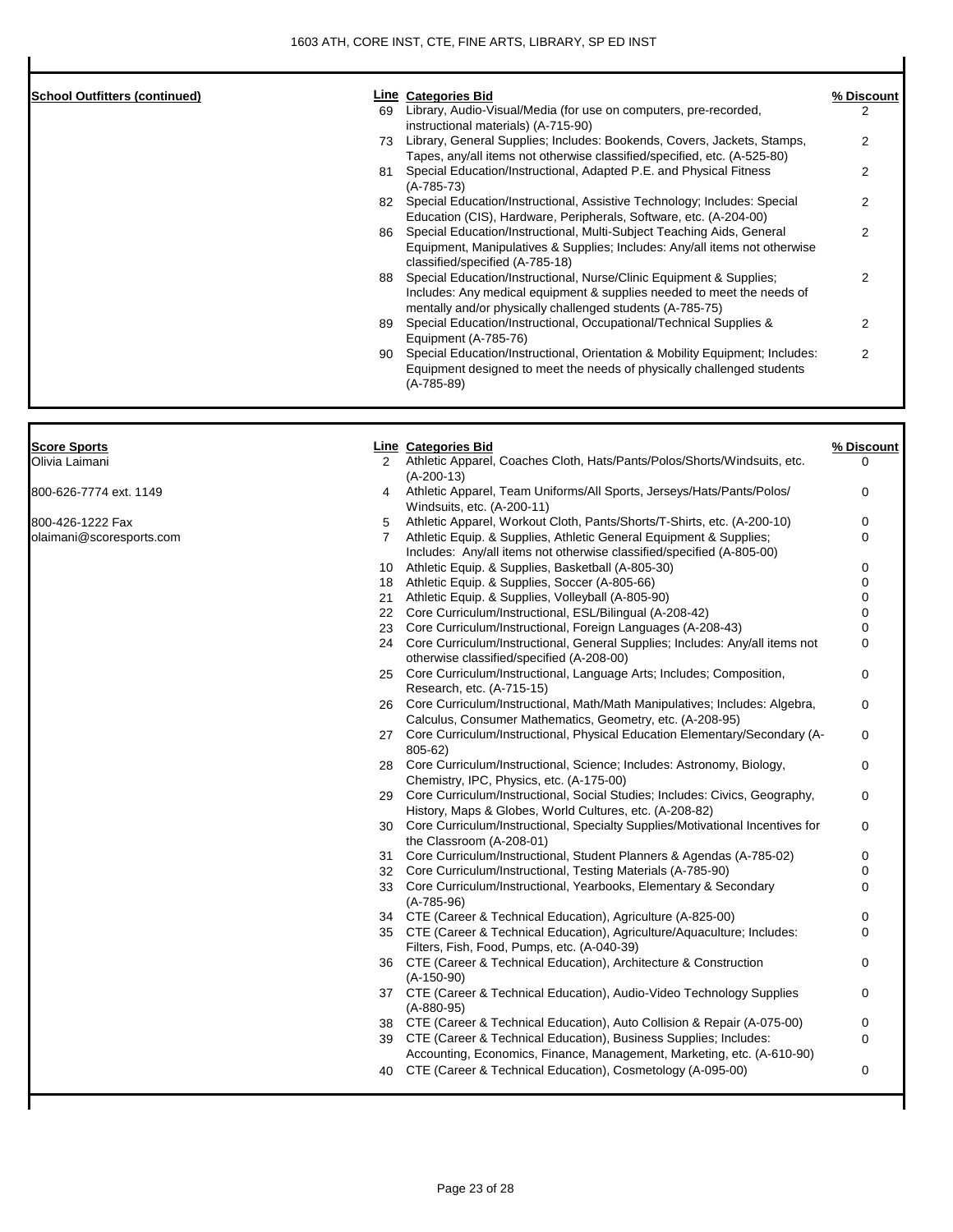1603 ATH, CORE INST, CTE, FINE ARTS, LIBRARY, SP ED INST

| School Outfitters (continued) | Line | Categories Bid | % Discount |
|---|---|---|---|
| | 69 | Library, Audio-Visual/Media (for use on computers, pre-recorded, instructional materials) (A-715-90) | 2 |
| | 73 | Library, General Supplies; Includes: Bookends, Covers, Jackets, Stamps, Tapes, any/all items not otherwise classified/specified, etc. (A-525-80) | 2 |
| | 81 | Special Education/Instructional, Adapted P.E. and Physical Fitness (A-785-73) | 2 |
| | 82 | Special Education/Instructional, Assistive Technology; Includes: Special Education (CIS), Hardware, Peripherals, Software, etc. (A-204-00) | 2 |
| | 86 | Special Education/Instructional, Multi-Subject Teaching Aids, General Equipment, Manipulatives & Supplies; Includes: Any/all items not otherwise classified/specified (A-785-18) | 2 |
| | 88 | Special Education/Instructional, Nurse/Clinic Equipment & Supplies; Includes: Any medical equipment & supplies needed to meet the needs of mentally and/or physically challenged students (A-785-75) | 2 |
| | 89 | Special Education/Instructional, Occupational/Technical Supplies & Equipment (A-785-76) | 2 |
| | 90 | Special Education/Instructional, Orientation & Mobility Equipment; Includes: Equipment designed to meet the needs of physically challenged students (A-785-89) | 2 |

| Score Sports | Line | Categories Bid | % Discount |
|---|---|---|---|
| Olivia Laimani | 2 | Athletic Apparel, Coaches Cloth, Hats/Pants/Polos/Shorts/Windsuits, etc. (A-200-13) | 0 |
| 800-626-7774 ext. 1149 | 4 | Athletic Apparel, Team Uniforms/All Sports, Jerseys/Hats/Pants/Polos/ Windsuits, etc. (A-200-11) | 0 |
| 800-426-1222 Fax | 5 | Athletic Apparel, Workout Cloth, Pants/Shorts/T-Shirts, etc. (A-200-10) | 0 |
| olaimani@scoresports.com | 7 | Athletic Equip. & Supplies, Athletic General Equipment & Supplies; Includes: Any/all items not otherwise classified/specified (A-805-00) | 0 |
| | 10 | Athletic Equip. & Supplies, Basketball (A-805-30) | 0 |
| | 18 | Athletic Equip. & Supplies, Soccer (A-805-66) | 0 |
| | 21 | Athletic Equip. & Supplies, Volleyball (A-805-90) | 0 |
| | 22 | Core Curriculum/Instructional, ESL/Bilingual (A-208-42) | 0 |
| | 23 | Core Curriculum/Instructional, Foreign Languages (A-208-43) | 0 |
| | 24 | Core Curriculum/Instructional, General Supplies; Includes: Any/all items not otherwise classified/specified (A-208-00) | 0 |
| | 25 | Core Curriculum/Instructional, Language Arts; Includes; Composition, Research, etc. (A-715-15) | 0 |
| | 26 | Core Curriculum/Instructional, Math/Math Manipulatives; Includes: Algebra, Calculus, Consumer Mathematics, Geometry, etc. (A-208-95) | 0 |
| | 27 | Core Curriculum/Instructional, Physical Education Elementary/Secondary (A-805-62) | 0 |
| | 28 | Core Curriculum/Instructional, Science; Includes: Astronomy, Biology, Chemistry, IPC, Physics, etc. (A-175-00) | 0 |
| | 29 | Core Curriculum/Instructional, Social Studies; Includes: Civics, Geography, History, Maps & Globes, World Cultures, etc. (A-208-82) | 0 |
| | 30 | Core Curriculum/Instructional, Specialty Supplies/Motivational Incentives for the Classroom (A-208-01) | 0 |
| | 31 | Core Curriculum/Instructional, Student Planners & Agendas (A-785-02) | 0 |
| | 32 | Core Curriculum/Instructional, Testing Materials (A-785-90) | 0 |
| | 33 | Core Curriculum/Instructional, Yearbooks, Elementary & Secondary (A-785-96) | 0 |
| | 34 | CTE (Career & Technical Education), Agriculture (A-825-00) | 0 |
| | 35 | CTE (Career & Technical Education), Agriculture/Aquaculture; Includes: Filters, Fish, Food, Pumps, etc. (A-040-39) | 0 |
| | 36 | CTE (Career & Technical Education), Architecture & Construction (A-150-90) | 0 |
| | 37 | CTE (Career & Technical Education), Audio-Video Technology Supplies (A-880-95) | 0 |
| | 38 | CTE (Career & Technical Education), Auto Collision & Repair (A-075-00) | 0 |
| | 39 | CTE (Career & Technical Education), Business Supplies; Includes: Accounting, Economics, Finance, Management, Marketing, etc. (A-610-90) | 0 |
| | 40 | CTE (Career & Technical Education), Cosmetology (A-095-00) | 0 |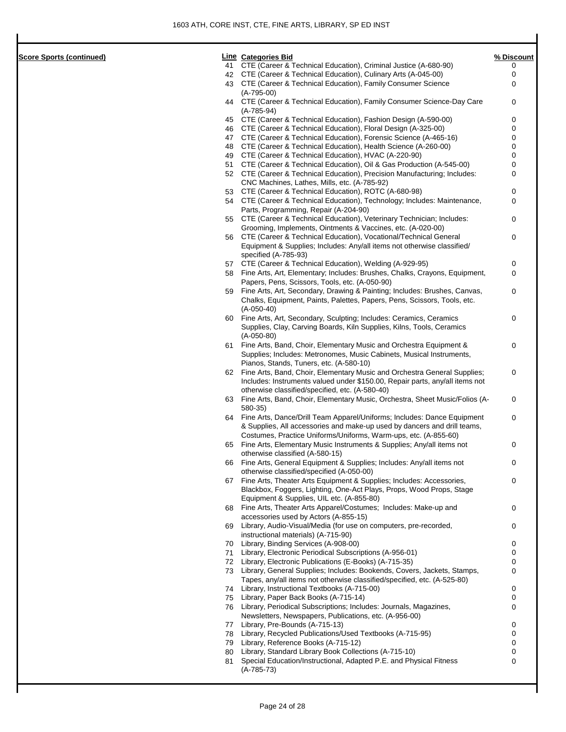**Score Sports (continued)**

| Line | Categories Bid | % Discount |
|---|---|---|
| 41 | CTE (Career & Technical Education), Criminal Justice (A-680-90) | 0 |
| 42 | CTE (Career & Technical Education), Culinary Arts (A-045-00) | 0 |
| 43 | CTE (Career & Technical Education), Family Consumer Science (A-795-00) | 0 |
| 44 | CTE (Career & Technical Education), Family Consumer Science-Day Care (A-785-94) | 0 |
| 45 | CTE (Career & Technical Education), Fashion Design (A-590-00) | 0 |
| 46 | CTE (Career & Technical Education), Floral Design (A-325-00) | 0 |
| 47 | CTE (Career & Technical Education), Forensic Science (A-465-16) | 0 |
| 48 | CTE (Career & Technical Education), Health Science (A-260-00) | 0 |
| 49 | CTE (Career & Technical Education), HVAC (A-220-90) | 0 |
| 51 | CTE (Career & Technical Education), Oil & Gas Production (A-545-00) | 0 |
| 52 | CTE (Career & Technical Education), Precision Manufacturing; Includes: CNC Machines, Lathes, Mills, etc. (A-785-92) | 0 |
| 53 | CTE (Career & Technical Education), ROTC (A-680-98) | 0 |
| 54 | CTE (Career & Technical Education), Technology; Includes: Maintenance, Parts, Programming, Repair (A-204-90) | 0 |
| 55 | CTE (Career & Technical Education), Veterinary Technician; Includes: Grooming, Implements, Ointments & Vaccines, etc. (A-020-00) | 0 |
| 56 | CTE (Career & Technical Education), Vocational/Technical General Equipment & Supplies; Includes: Any/all items not otherwise classified/ specified (A-785-93) | 0 |
| 57 | CTE (Career & Technical Education), Welding (A-929-95) | 0 |
| 58 | Fine Arts, Art, Elementary; Includes: Brushes, Chalks, Crayons, Equipment, Papers, Pens, Scissors, Tools, etc. (A-050-90) | 0 |
| 59 | Fine Arts, Art, Secondary, Drawing & Painting; Includes: Brushes, Canvas, Chalks, Equipment, Paints, Palettes, Papers, Pens, Scissors, Tools, etc. (A-050-40) | 0 |
| 60 | Fine Arts, Art, Secondary, Sculpting; Includes: Ceramics, Ceramics Supplies, Clay, Carving Boards, Kiln Supplies, Kilns, Tools, Ceramics (A-050-80) | 0 |
| 61 | Fine Arts, Band, Choir, Elementary Music and Orchestra Equipment & Supplies; Includes: Metronomes, Music Cabinets, Musical Instruments, Pianos, Stands, Tuners, etc. (A-580-10) | 0 |
| 62 | Fine Arts, Band, Choir, Elementary Music and Orchestra General Supplies; Includes: Instruments valued under $150.00, Repair parts, any/all items not otherwise classified/specified, etc. (A-580-40) | 0 |
| 63 | Fine Arts, Band, Choir, Elementary Music, Orchestra, Sheet Music/Folios (A-580-35) | 0 |
| 64 | Fine Arts, Dance/Drill Team Apparel/Uniforms; Includes: Dance Equipment & Supplies, All accessories and make-up used by dancers and drill teams, Costumes, Practice Uniforms/Uniforms, Warm-ups, etc. (A-855-60) | 0 |
| 65 | Fine Arts, Elementary Music Instruments & Supplies; Any/all items not otherwise classified (A-580-15) | 0 |
| 66 | Fine Arts, General Equipment & Supplies; Includes: Any/all items not otherwise classified/specified (A-050-00) | 0 |
| 67 | Fine Arts, Theater Arts Equipment & Supplies; Includes: Accessories, Blackbox, Foggers, Lighting, One-Act Plays, Props, Wood Props, Stage Equipment & Supplies, UIL etc. (A-855-80) | 0 |
| 68 | Fine Arts, Theater Arts Apparel/Costumes; Includes: Make-up and accessories used by Actors (A-855-15) | 0 |
| 69 | Library, Audio-Visual/Media (for use on computers, pre-recorded, instructional materials) (A-715-90) | 0 |
| 70 | Library, Binding Services (A-908-00) | 0 |
| 71 | Library, Electronic Periodical Subscriptions (A-956-01) | 0 |
| 72 | Library, Electronic Publications (E-Books) (A-715-35) | 0 |
| 73 | Library, General Supplies; Includes: Bookends, Covers, Jackets, Stamps, Tapes, any/all items not otherwise classified/specified, etc. (A-525-80) | 0 |
| 74 | Library, Instructional Textbooks (A-715-00) | 0 |
| 75 | Library, Paper Back Books (A-715-14) | 0 |
| 76 | Library, Periodical Subscriptions; Includes: Journals, Magazines, Newsletters, Newspapers, Publications, etc. (A-956-00) | 0 |
| 77 | Library, Pre-Bounds (A-715-13) | 0 |
| 78 | Library, Recycled Publications/Used Textbooks (A-715-95) | 0 |
| 79 | Library, Reference Books (A-715-12) | 0 |
| 80 | Library, Standard Library Book Collections (A-715-10) | 0 |
| 81 | Special Education/Instructional, Adapted P.E. and Physical Fitness (A-785-73) | 0 |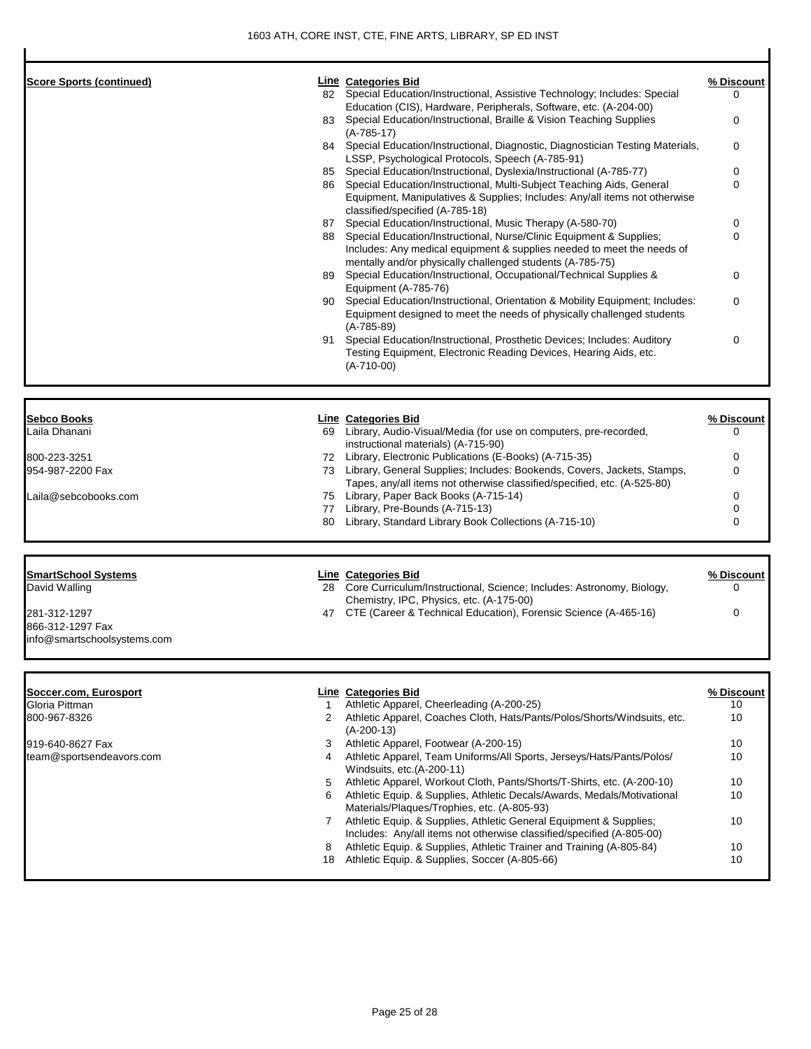1603 ATH, CORE INST, CTE, FINE ARTS, LIBRARY, SP ED INST

| Score Sports (continued) | Line | Categories Bid | % Discount |
|---|---|---|---|
| | 82 | Special Education/Instructional, Assistive Technology; Includes: Special Education (CIS), Hardware, Peripherals, Software, etc. (A-204-00) | 0 |
| | 83 | Special Education/Instructional, Braille & Vision Teaching Supplies (A-785-17) | 0 |
| | 84 | Special Education/Instructional, Diagnostic, Diagnostician Testing Materials, LSSP, Psychological Protocols, Speech (A-785-91) | 0 |
| | 85 | Special Education/Instructional, Dyslexia/Instructional (A-785-77) | 0 |
| | 86 | Special Education/Instructional, Multi-Subject Teaching Aids, General Equipment, Manipulatives & Supplies; Includes: Any/all items not otherwise classified/specified (A-785-18) | 0 |
| | 87 | Special Education/Instructional, Music Therapy (A-580-70) | 0 |
| | 88 | Special Education/Instructional, Nurse/Clinic Equipment & Supplies; Includes: Any medical equipment & supplies needed to meet the needs of mentally and/or physically challenged students (A-785-75) | 0 |
| | 89 | Special Education/Instructional, Occupational/Technical Supplies & Equipment (A-785-76) | 0 |
| | 90 | Special Education/Instructional, Orientation & Mobility Equipment; Includes: Equipment designed to meet the needs of physically challenged students (A-785-89) | 0 |
| | 91 | Special Education/Instructional, Prosthetic Devices; Includes: Auditory Testing Equipment, Electronic Reading Devices, Hearing Aids, etc. (A-710-00) | 0 |

| Sebco Books | Line | Categories Bid | % Discount |
|---|---|---|---|
| Laila Dhanani | 69 | Library, Audio-Visual/Media (for use on computers, pre-recorded, instructional materials) (A-715-90) | 0 |
| 800-223-3251 | 72 | Library, Electronic Publications (E-Books) (A-715-35) | 0 |
| 954-987-2200 Fax | 73 | Library, General Supplies; Includes: Bookends, Covers, Jackets, Stamps, Tapes, any/all items not otherwise classified/specified, etc. (A-525-80) | 0 |
| Laila@sebcobooks.com | 75 | Library, Paper Back Books (A-715-14) | 0 |
| | 77 | Library, Pre-Bounds (A-715-13) | 0 |
| | 80 | Library, Standard Library Book Collections (A-715-10) | 0 |

| SmartSchool Systems | Line | Categories Bid | % Discount |
|---|---|---|---|
| David Walling | 28 | Core Curriculum/Instructional, Science; Includes: Astronomy, Biology, Chemistry, IPC, Physics, etc. (A-175-00) | 0 |
| 281-312-1297 | 47 | CTE (Career & Technical Education), Forensic Science (A-465-16) | 0 |
| 866-312-1297 Fax | | | |
| info@smartschoolsystems.com | | | |

| Soccer.com, Eurosport | Line | Categories Bid | % Discount |
|---|---|---|---|
| Gloria Pittman | 1 | Athletic Apparel, Cheerleading (A-200-25) | 10 |
| 800-967-8326 | 2 | Athletic Apparel, Coaches Cloth, Hats/Pants/Polos/Shorts/Windsuits, etc. (A-200-13) | 10 |
| 919-640-8627 Fax | 3 | Athletic Apparel, Footwear (A-200-15) | 10 |
| team@sportsendeavors.com | 4 | Athletic Apparel, Team Uniforms/All Sports, Jerseys/Hats/Pants/Polos/ Windsuits, etc.(A-200-11) | 10 |
| | 5 | Athletic Apparel, Workout Cloth, Pants/Shorts/T-Shirts, etc. (A-200-10) | 10 |
| | 6 | Athletic Equip. & Supplies, Athletic Decals/Awards, Medals/Motivational Materials/Plaques/Trophies, etc. (A-805-93) | 10 |
| | 7 | Athletic Equip. & Supplies, Athletic General Equipment & Supplies; Includes: Any/all items not otherwise classified/specified (A-805-00) | 10 |
| | 8 | Athletic Equip. & Supplies, Athletic Trainer and Training (A-805-84) | 10 |
| | 18 | Athletic Equip. & Supplies, Soccer (A-805-66) | 10 |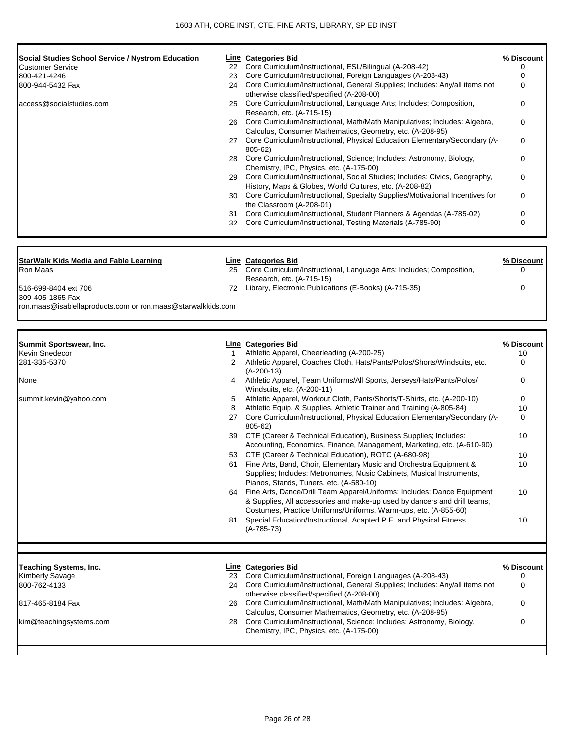| Social Studies School Service / Nystrom Education | Line | Categories Bid | % Discount |
|---|---|---|---|
| Customer Service | 22 | Core Curriculum/Instructional, ESL/Bilingual (A-208-42) | 0 |
| 800-421-4246 | 23 | Core Curriculum/Instructional, Foreign Languages (A-208-43) | 0 |
| 800-944-5432 Fax | 24 | Core Curriculum/Instructional, General Supplies; Includes: Any/all items not otherwise classified/specified (A-208-00) | 0 |
| access@socialstudies.com | 25 | Core Curriculum/Instructional, Language Arts; Includes; Composition, Research, etc. (A-715-15) | 0 |
| | 26 | Core Curriculum/Instructional, Math/Math Manipulatives; Includes: Algebra, Calculus, Consumer Mathematics, Geometry, etc. (A-208-95) | 0 |
| | 27 | Core Curriculum/Instructional, Physical Education Elementary/Secondary (A-805-62) | 0 |
| | 28 | Core Curriculum/Instructional, Science; Includes: Astronomy, Biology, Chemistry, IPC, Physics, etc. (A-175-00) | 0 |
| | 29 | Core Curriculum/Instructional, Social Studies; Includes: Civics, Geography, History, Maps & Globes, World Cultures, etc. (A-208-82) | 0 |
| | 30 | Core Curriculum/Instructional, Specialty Supplies/Motivational Incentives for the Classroom (A-208-01) | 0 |
| | 31 | Core Curriculum/Instructional, Student Planners & Agendas (A-785-02) | 0 |
| | 32 | Core Curriculum/Instructional, Testing Materials (A-785-90) | 0 |

| StarWalk Kids Media and Fable Learning | Line | Categories Bid | % Discount |
|---|---|---|---|
| Ron Maas | 25 | Core Curriculum/Instructional, Language Arts; Includes; Composition, Research, etc. (A-715-15) | 0 |
| 516-699-8404 ext 706 | 72 | Library, Electronic Publications (E-Books) (A-715-35) | 0 |
| 309-405-1865 Fax | | | |
| ron.maas@isablellaproducts.com or ron.maas@starwalkkids.com | | | |

| Summit Sportswear, Inc. | Line | Categories Bid | % Discount |
|---|---|---|---|
| Kevin Snedecor | 1 | Athletic Apparel, Cheerleading (A-200-25) | 10 |
| 281-335-5370 | 2 | Athletic Apparel, Coaches Cloth, Hats/Pants/Polos/Shorts/Windsuits, etc. (A-200-13) | 0 |
| None | 4 | Athletic Apparel, Team Uniforms/All Sports, Jerseys/Hats/Pants/Polos/ Windsuits, etc. (A-200-11) | 0 |
| summit.kevin@yahoo.com | 5 | Athletic Apparel, Workout Cloth, Pants/Shorts/T-Shirts, etc. (A-200-10) | 0 |
| | 8 | Athletic Equip. & Supplies, Athletic Trainer and Training (A-805-84) | 10 |
| | 27 | Core Curriculum/Instructional, Physical Education Elementary/Secondary (A-805-62) | 0 |
| | 39 | CTE (Career & Technical Education), Business Supplies; Includes: Accounting, Economics, Finance, Management, Marketing, etc. (A-610-90) | 10 |
| | 53 | CTE (Career & Technical Education), ROTC (A-680-98) | 10 |
| | 61 | Fine Arts, Band, Choir, Elementary Music and Orchestra Equipment & Supplies; Includes: Metronomes, Music Cabinets, Musical Instruments, Pianos, Stands, Tuners, etc. (A-580-10) | 10 |
| | 64 | Fine Arts, Dance/Drill Team Apparel/Uniforms; Includes: Dance Equipment & Supplies, All accessories and make-up used by dancers and drill teams, Costumes, Practice Uniforms/Uniforms, Warm-ups, etc. (A-855-60) | 10 |
| | 81 | Special Education/Instructional, Adapted P.E. and Physical Fitness (A-785-73) | 10 |

| Teaching Systems, Inc. | Line | Categories Bid | % Discount |
|---|---|---|---|
| Kimberly Savage | 23 | Core Curriculum/Instructional, Foreign Languages (A-208-43) | 0 |
| 800-762-4133 | 24 | Core Curriculum/Instructional, General Supplies; Includes: Any/all items not otherwise classified/specified (A-208-00) | 0 |
| 817-465-8184 Fax | 26 | Core Curriculum/Instructional, Math/Math Manipulatives; Includes: Algebra, Calculus, Consumer Mathematics, Geometry, etc. (A-208-95) | 0 |
| kim@teachingsystems.com | 28 | Core Curriculum/Instructional, Science; Includes: Astronomy, Biology, Chemistry, IPC, Physics, etc. (A-175-00) | 0 |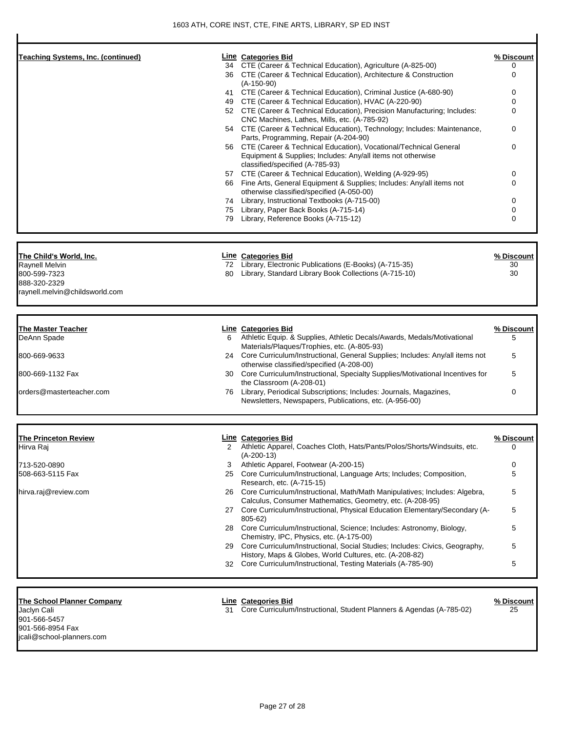| Teaching Systems, Inc. (continued) | Line | Categories Bid | % Discount |
|---|---|---|---|
| | 34 | CTE (Career & Technical Education), Agriculture (A-825-00) | 0 |
| | 36 | CTE (Career & Technical Education), Architecture & Construction (A-150-90) | 0 |
| | 41 | CTE (Career & Technical Education), Criminal Justice (A-680-90) | 0 |
| | 49 | CTE (Career & Technical Education), HVAC (A-220-90) | 0 |
| | 52 | CTE (Career & Technical Education), Precision Manufacturing; Includes: CNC Machines, Lathes, Mills, etc. (A-785-92) | 0 |
| | 54 | CTE (Career & Technical Education), Technology; Includes: Maintenance, Parts, Programming, Repair (A-204-90) | 0 |
| | 56 | CTE (Career & Technical Education), Vocational/Technical General Equipment & Supplies; Includes: Any/all items not otherwise classified/specified (A-785-93) | 0 |
| | 57 | CTE (Career & Technical Education), Welding (A-929-95) | 0 |
| | 66 | Fine Arts, General Equipment & Supplies; Includes: Any/all items not otherwise classified/specified (A-050-00) | 0 |
| | 74 | Library, Instructional Textbooks (A-715-00) | 0 |
| | 75 | Library, Paper Back Books (A-715-14) | 0 |
| | 79 | Library, Reference Books (A-715-12) | 0 |

| The Child's World, Inc. | Line | Categories Bid | % Discount |
|---|---|---|---|
| Raynell Melvin | 72 | Library, Electronic Publications (E-Books) (A-715-35) | 30 |
| 800-599-7323 | 80 | Library, Standard Library Book Collections (A-715-10) | 30 |
| 888-320-2329 | | | |
| raynell.melvin@childsworld.com | | | |

| The Master Teacher | Line | Categories Bid | % Discount |
|---|---|---|---|
| DeAnn Spade | 6 | Athletic Equip. & Supplies, Athletic Decals/Awards, Medals/Motivational Materials/Plaques/Trophies, etc. (A-805-93) | 5 |
| 800-669-9633 | 24 | Core Curriculum/Instructional, General Supplies; Includes: Any/all items not otherwise classified/specified (A-208-00) | 5 |
| 800-669-1132 Fax | 30 | Core Curriculum/Instructional, Specialty Supplies/Motivational Incentives for the Classroom (A-208-01) | 5 |
| orders@masterteacher.com | 76 | Library, Periodical Subscriptions; Includes: Journals, Magazines, Newsletters, Newspapers, Publications, etc. (A-956-00) | 0 |

| The Princeton Review | Line | Categories Bid | % Discount |
|---|---|---|---|
| Hirva Raj | 2 | Athletic Apparel, Coaches Cloth, Hats/Pants/Polos/Shorts/Windsuits, etc. (A-200-13) | 0 |
| 713-520-0890 | 3 | Athletic Apparel, Footwear (A-200-15) | 0 |
| 508-663-5115 Fax | 25 | Core Curriculum/Instructional, Language Arts; Includes; Composition, Research, etc. (A-715-15) | 5 |
| hirva.raj@review.com | 26 | Core Curriculum/Instructional, Math/Math Manipulatives; Includes: Algebra, Calculus, Consumer Mathematics, Geometry, etc. (A-208-95) | 5 |
| | 27 | Core Curriculum/Instructional, Physical Education Elementary/Secondary (A-805-62) | 5 |
| | 28 | Core Curriculum/Instructional, Science; Includes: Astronomy, Biology, Chemistry, IPC, Physics, etc. (A-175-00) | 5 |
| | 29 | Core Curriculum/Instructional, Social Studies; Includes: Civics, Geography, History, Maps & Globes, World Cultures, etc. (A-208-82) | 5 |
| | 32 | Core Curriculum/Instructional, Testing Materials (A-785-90) | 5 |

| The School Planner Company | Line | Categories Bid | % Discount |
|---|---|---|---|
| Jaclyn Cali | 31 | Core Curriculum/Instructional, Student Planners & Agendas (A-785-02) | 25 |
| 901-566-5457 | | | |
| 901-566-8954 Fax | | | |
| jcali@school-planners.com | | | |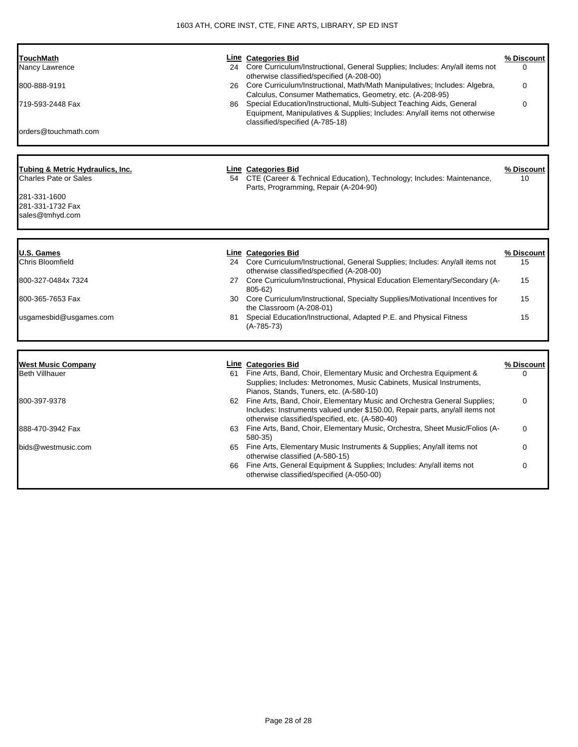| Vendor | Line | Categories Bid | % Discount |
| --- | --- | --- | --- |
| **TouchMath** | | | |
| Nancy Lawrence | 24 | Core Curriculum/Instructional, General Supplies; Includes: Any/all items not otherwise classified/specified (A-208-00) | 0 |
| 800-888-9191 | 26 | Core Curriculum/Instructional, Math/Math Manipulatives; Includes: Algebra, Calculus, Consumer Mathematics, Geometry, etc. (A-208-95) | 0 |
| 719-593-2448 Fax | 86 | Special Education/Instructional, Multi-Subject Teaching Aids, General Equipment, Manipulatives & Supplies; Includes: Any/all items not otherwise classified/specified (A-785-18) | 0 |
| orders@touchmath.com | | | |

| Vendor | Line | Categories Bid | % Discount |
| --- | --- | --- | --- |
| **Tubing & Metric Hydraulics, Inc.** | | | |
| Charles Pate or Sales | 54 | CTE (Career & Technical Education), Technology; Includes: Maintenance, Parts, Programming, Repair (A-204-90) | 10 |
| 281-331-1600 | | | |
| 281-331-1732 Fax | | | |
| sales@tmhyd.com | | | |

| Vendor | Line | Categories Bid | % Discount |
| --- | --- | --- | --- |
| **U.S. Games** | | | |
| Chris Bloomfield | 24 | Core Curriculum/Instructional, General Supplies; Includes: Any/all items not otherwise classified/specified (A-208-00) | 15 |
| 800-327-0484x 7324 | 27 | Core Curriculum/Instructional, Physical Education Elementary/Secondary (A-805-62) | 15 |
| 800-365-7653 Fax | 30 | Core Curriculum/Instructional, Specialty Supplies/Motivational Incentives for the Classroom (A-208-01) | 15 |
| usgamesbid@usgames.com | 81 | Special Education/Instructional, Adapted P.E. and Physical Fitness (A-785-73) | 15 |

| Vendor | Line | Categories Bid | % Discount |
| --- | --- | --- | --- |
| **West Music Company** | | | |
| Beth Villhauer | 61 | Fine Arts, Band, Choir, Elementary Music and Orchestra Equipment & Supplies; Includes: Metronomes, Music Cabinets, Musical Instruments, Pianos, Stands, Tuners, etc. (A-580-10) | 0 |
| 800-397-9378 | 62 | Fine Arts, Band, Choir, Elementary Music and Orchestra General Supplies; Includes: Instruments valued under $150.00, Repair parts, any/all items not otherwise classified/specified, etc. (A-580-40) | 0 |
| 888-470-3942 Fax | 63 | Fine Arts, Band, Choir, Elementary Music, Orchestra, Sheet Music/Folios (A-580-35) | 0 |
| bids@westmusic.com | 65 | Fine Arts, Elementary Music Instruments & Supplies; Any/all items not otherwise classified (A-580-15) | 0 |
| | 66 | Fine Arts, General Equipment & Supplies; Includes: Any/all items not otherwise classified/specified (A-050-00) | 0 |